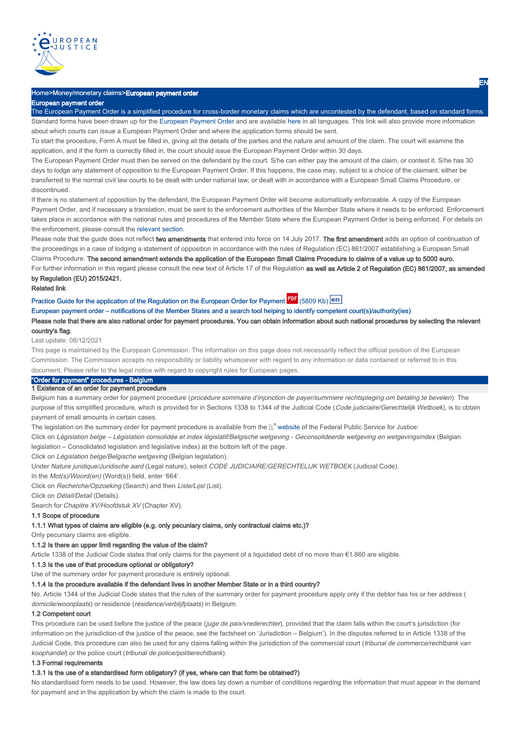Home>Money/monetary claims>European payment order

# European payment order

The European Payment Order is a simplified procedure for cross-border monetary claims which are uncontested by the defendant, based on standard forms.

Standard forms have been drawn up for the European Payment Order and are available here in all languages. This link will also provide more information about which courts can issue a European Payment Order and where the application forms should be sent.

To start the procedure, Form A must be filled in, giving all the details of the parties and the nature and amount of the claim. The court will examine the application, and if the form is correctly filled in, the court should issue the European Payment Order within 30 days.

The European Payment Order must then be served on the defendant by the court. S/he can either pay the amount of the claim, or contest it. S/he has 30 days to lodge any statement of opposition to the European Payment Order. If this happens, the case may, subject to a choice of the claimant, either be transferred to the normal civil law courts to be dealt with under national law; or dealt with in accordance with a European Small Claims Procedure, or discontinued.

If there is no statement of opposition by the defendant, the European Payment Order will become automatically enforceable. A copy of the European Payment Order, and if necessary a translation, must be sent to the enforcement authorities of the Member State where it needs to be enforced. Enforcement takes place in accordance with the national rules and procedures of the Member State where the European Payment Order is being enforced. For details on the enforcement, please consult the relevant section.

Please note that the guide does not reflect **two amendments** that entered into force on 14 July 2017. **The first amendment** adds an option of continuation of the proceedings in a case of lodging a statement of opposition in accordance with the rules of Regulation (EC) 861/2007 establishing a European Small Claims Procedure. **The second amendment extends the application of the European Small Claims Procedure to claims of a value up to 5000 euro.**

For further information in this regard please consult the new text of Article 17 of the Regulation **as well as Article 2 of Regulation (EC) 861/2007, as amended by Regulation (EU) 2015/2421.**

**Related link**

Practice Guide for the application of the Regulation on the European Order for Payment PDF (5809 Kb) en

European payment order – notifications of the Member States and a search tool helping to identify competent court(s)/authority(ies)

**Please note that there are also national order for payment procedures. You can obtain information about such national procedures by selecting the relevant country's flag.**

Last update: 08/12/2021

This page is maintained by the European Commission. The information on this page does not necessarily reflect the official position of the European Commission. The Commission accepts no responsibility or liability whatsoever with regard to any information or data contained or referred to in this document. Please refer to the legal notice with regard to copyright rules for European pages.

# "Order for payment" procedures - Belgium

## 1 Existence of an order for payment procedure

Belgium has a summary order for payment procedure (*procédure sommaire d'injonction de payer/summiere rechtspleging om betaling te bevelen*). The purpose of this simplified procedure, which is provided for in Sections 1338 to 1344 of the Judicial Code (*Code judiciaire/Gerechtelijk Wetboek*), is to obtain payment of small amounts in certain cases.

The legislation on the summary order for payment procedure is available from the website of the Federal Public Service for Justice:

Click on *Législation belge – Législation consolidée et index législatif/Belgische wetgeving - Geconsolideerde wetgeving en wetgevingsindex* (Belgian legislation – Consolidated legislation and legislative index) at the bottom left of the page.

Click on *Législation belge/Belgische wetgeving* (Belgian legislation).

Under *Nature juridique/Juridische aard* (Legal nature), select *CODE JUDICIAIRE/GERECHTELIJK WETBOEK* (Judicial Code).

In the *Mot(s)/Woord(en)* (Word(s)) field, enter '664'.

Click on *Recherche/Opzoeking* (Search) and then *Liste/Lijst* (List).

Click on *Détail/Detail* (Details).

Search for *Chapitre XV/Hoofdstuk XV* (Chapter XV).

### 1.1 Scope of procedure

#### 1.1.1 What types of claims are eligible (e.g. only pecuniary claims, only contractual claims etc.)?

Only pecuniary claims are eligible.

#### 1.1.2 Is there an upper limit regarding the value of the claim?

Article 1338 of the Judicial Code states that only claims for the payment of a liquidated debt of no more than €1 860 are eligible.

#### 1.1.3 Is the use of that procedure optional or obligatory?

Use of the summary order for payment procedure is entirely optional.

#### 1.1.4 Is the procedure available if the defendant lives in another Member State or in a third country?

No. Article 1344 of the Judicial Code states that the rules of the summary order for payment procedure apply only if the debtor has his or her address (*domicile/woonplaats*) or residence (*résidence/verblijfplaats*) in Belgium.

### 1.2 Competent court

This procedure can be used before the justice of the peace (*juge de paix/vrederechter*), provided that the claim falls within the court's jurisdiction (for information on the jurisdiction of the justice of the peace, see the factsheet on 'Jurisdiction – Belgium'). In the disputes referred to in Article 1338 of the Judicial Code, this procedure can also be used for any claims falling within the jurisdiction of the commercial court (*tribunal de commerce/rechtbank van koophandel*) or the police court (*tribunal de police/politierechtbank*).

### 1.3 Formal requirements

#### 1.3.1 Is the use of a standardised form obligatory? (if yes, where can that form be obtained?)

No standardised form needs to be used. However, the law does lay down a number of conditions regarding the information that must appear in the demand for payment and in the application by which the claim is made to the court.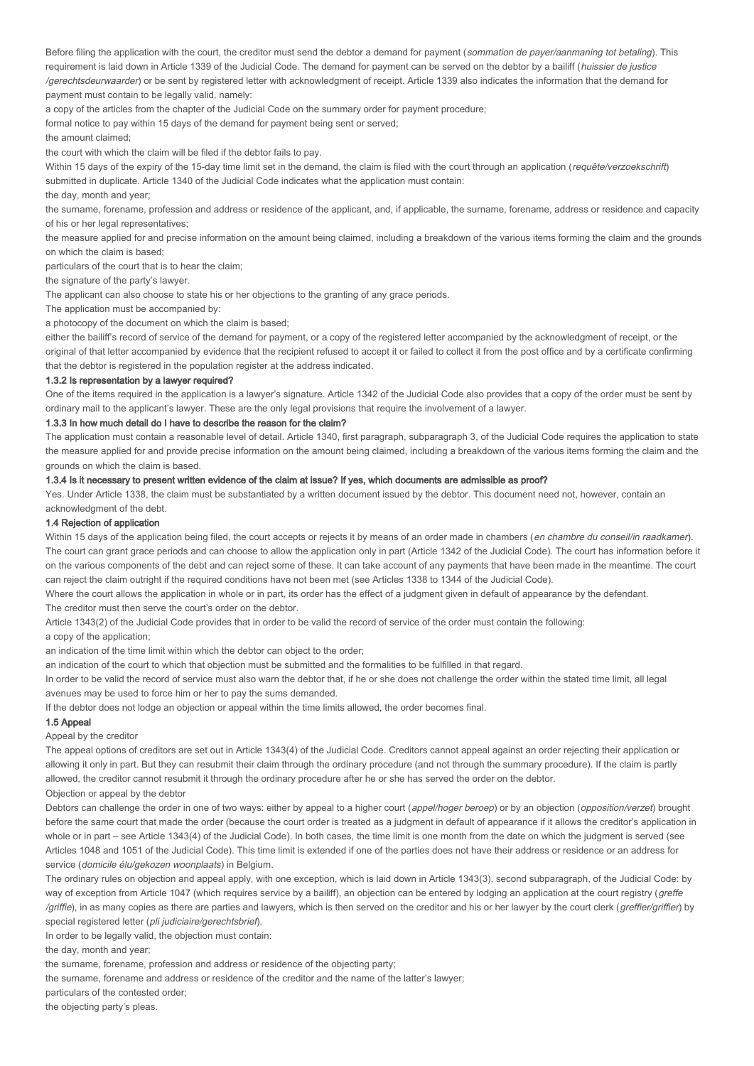Before filing the application with the court, the creditor must send the debtor a demand for payment (*sommation de payer/aanmaning tot betaling*). This requirement is laid down in Article 1339 of the Judicial Code. The demand for payment can be served on the debtor by a bailiff (*huissier de justice /gerechtsdeurwaarder*) or be sent by registered letter with acknowledgment of receipt. Article 1339 also indicates the information that the demand for payment must contain to be legally valid, namely:

a copy of the articles from the chapter of the Judicial Code on the summary order for payment procedure;

formal notice to pay within 15 days of the demand for payment being sent or served;

the amount claimed;

the court with which the claim will be filed if the debtor fails to pay.

Within 15 days of the expiry of the 15-day time limit set in the demand, the claim is filed with the court through an application (*requête/verzoekschrift*) submitted in duplicate. Article 1340 of the Judicial Code indicates what the application must contain:

the day, month and year;

the surname, forename, profession and address or residence of the applicant, and, if applicable, the surname, forename, address or residence and capacity of his or her legal representatives;

the measure applied for and precise information on the amount being claimed, including a breakdown of the various items forming the claim and the grounds on which the claim is based;

particulars of the court that is to hear the claim;

the signature of the party's lawyer.

The applicant can also choose to state his or her objections to the granting of any grace periods.

The application must be accompanied by:

a photocopy of the document on which the claim is based;

either the bailiff's record of service of the demand for payment, or a copy of the registered letter accompanied by the acknowledgment of receipt, or the original of that letter accompanied by evidence that the recipient refused to accept it or failed to collect it from the post office and by a certificate confirming that the debtor is registered in the population register at the address indicated.

#### 1.3.2 Is representation by a lawyer required?

One of the items required in the application is a lawyer's signature. Article 1342 of the Judicial Code also provides that a copy of the order must be sent by ordinary mail to the applicant's lawyer. These are the only legal provisions that require the involvement of a lawyer.

#### 1.3.3 In how much detail do I have to describe the reason for the claim?

The application must contain a reasonable level of detail. Article 1340, first paragraph, subparagraph 3, of the Judicial Code requires the application to state the measure applied for and provide precise information on the amount being claimed, including a breakdown of the various items forming the claim and the grounds on which the claim is based.

#### 1.3.4 Is it necessary to present written evidence of the claim at issue? If yes, which documents are admissible as proof?

Yes. Under Article 1338, the claim must be substantiated by a written document issued by the debtor. This document need not, however, contain an acknowledgment of the debt.

### 1.4 Rejection of application

Within 15 days of the application being filed, the court accepts or rejects it by means of an order made in chambers (*en chambre du conseil/in raadkamer*). The court can grant grace periods and can choose to allow the application only in part (Article 1342 of the Judicial Code). The court has information before it on the various components of the debt and can reject some of these. It can take account of any payments that have been made in the meantime. The court can reject the claim outright if the required conditions have not been met (see Articles 1338 to 1344 of the Judicial Code).

Where the court allows the application in whole or in part, its order has the effect of a judgment given in default of appearance by the defendant.

The creditor must then serve the court's order on the debtor.

Article 1343(2) of the Judicial Code provides that in order to be valid the record of service of the order must contain the following:

a copy of the application;

an indication of the time limit within which the debtor can object to the order;

an indication of the court to which that objection must be submitted and the formalities to be fulfilled in that regard.

In order to be valid the record of service must also warn the debtor that, if he or she does not challenge the order within the stated time limit, all legal avenues may be used to force him or her to pay the sums demanded.

If the debtor does not lodge an objection or appeal within the time limits allowed, the order becomes final.

### 1.5 Appeal

Appeal by the creditor

The appeal options of creditors are set out in Article 1343(4) of the Judicial Code. Creditors cannot appeal against an order rejecting their application or allowing it only in part. But they can resubmit their claim through the ordinary procedure (and not through the summary procedure). If the claim is partly allowed, the creditor cannot resubmit it through the ordinary procedure after he or she has served the order on the debtor.

Objection or appeal by the debtor

Debtors can challenge the order in one of two ways: either by appeal to a higher court (*appel/hoger beroep*) or by an objection (*opposition/verzet*) brought before the same court that made the order (because the court order is treated as a judgment in default of appearance if it allows the creditor's application in whole or in part – see Article 1343(4) of the Judicial Code). In both cases, the time limit is one month from the date on which the judgment is served (see Articles 1048 and 1051 of the Judicial Code). This time limit is extended if one of the parties does not have their address or residence or an address for service (*domicile élu/gekozen woonplaats*) in Belgium.

The ordinary rules on objection and appeal apply, with one exception, which is laid down in Article 1343(3), second subparagraph, of the Judicial Code: by way of exception from Article 1047 (which requires service by a bailiff), an objection can be entered by lodging an application at the court registry (*greffe /griffie*), in as many copies as there are parties and lawyers, which is then served on the creditor and his or her lawyer by the court clerk (*greffier/griffier*) by special registered letter (*pli judiciaire/gerechtsbrief*).

In order to be legally valid, the objection must contain:

the day, month and year;

the surname, forename, profession and address or residence of the objecting party;

the surname, forename and address or residence of the creditor and the name of the latter's lawyer;

particulars of the contested order;

the objecting party's pleas.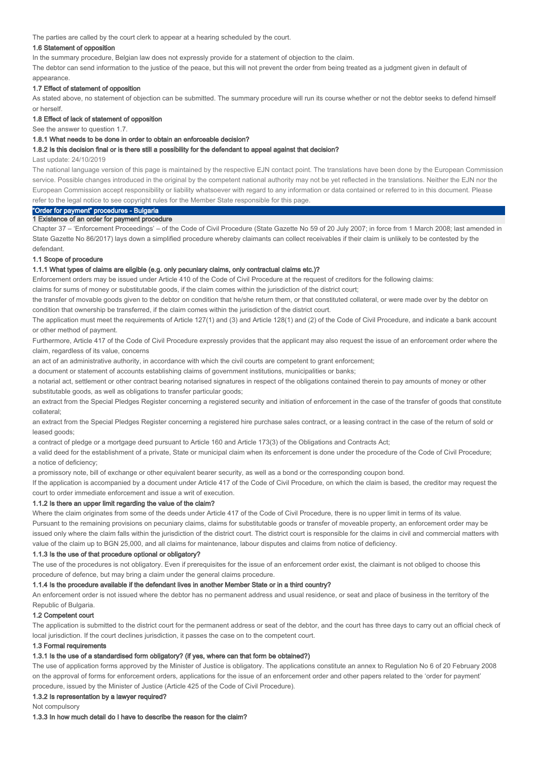The parties are called by the court clerk to appear at a hearing scheduled by the court.

#### 1.6 Statement of opposition

In the summary procedure, Belgian law does not expressly provide for a statement of objection to the claim.

The debtor can send information to the justice of the peace, but this will not prevent the order from being treated as a judgment given in default of appearance.

#### 1.7 Effect of statement of opposition

As stated above, no statement of objection can be submitted. The summary procedure will run its course whether or not the debtor seeks to defend himself or herself.

#### 1.8 Effect of lack of statement of opposition

See the answer to question 1.7.

##### 1.8.1 What needs to be done in order to obtain an enforceable decision?

##### 1.8.2 Is this decision final or is there still a possibility for the defendant to appeal against that decision?

Last update: 24/10/2019

The national language version of this page is maintained by the respective EJN contact point. The translations have been done by the European Commission service. Possible changes introduced in the original by the competent national authority may not be yet reflected in the translations. Neither the EJN nor the European Commission accept responsibility or liability whatsoever with regard to any information or data contained or referred to in this document. Please refer to the legal notice to see copyright rules for the Member State responsible for this page.

## "Order for payment" procedures - Bulgaria

### 1 Existence of an order for payment procedure

Chapter 37 – 'Enforcement Proceedings' – of the Code of Civil Procedure (State Gazette No 59 of 20 July 2007; in force from 1 March 2008; last amended in State Gazette No 86/2017) lays down a simplified procedure whereby claimants can collect receivables if their claim is unlikely to be contested by the defendant.

#### 1.1 Scope of procedure

##### 1.1.1 What types of claims are eligible (e.g. only pecuniary claims, only contractual claims etc.)?

Enforcement orders may be issued under Article 410 of the Code of Civil Procedure at the request of creditors for the following claims:

claims for sums of money or substitutable goods, if the claim comes within the jurisdiction of the district court;

the transfer of movable goods given to the debtor on condition that he/she return them, or that constituted collateral, or were made over by the debtor on condition that ownership be transferred, if the claim comes within the jurisdiction of the district court.

The application must meet the requirements of Article 127(1) and (3) and Article 128(1) and (2) of the Code of Civil Procedure, and indicate a bank account or other method of payment.

Furthermore, Article 417 of the Code of Civil Procedure expressly provides that the applicant may also request the issue of an enforcement order where the claim, regardless of its value, concerns

an act of an administrative authority, in accordance with which the civil courts are competent to grant enforcement;

a document or statement of accounts establishing claims of government institutions, municipalities or banks;

a notarial act, settlement or other contract bearing notarised signatures in respect of the obligations contained therein to pay amounts of money or other substitutable goods, as well as obligations to transfer particular goods;

an extract from the Special Pledges Register concerning a registered security and initiation of enforcement in the case of the transfer of goods that constitute collateral;

an extract from the Special Pledges Register concerning a registered hire purchase sales contract, or a leasing contract in the case of the return of sold or leased goods;

a contract of pledge or a mortgage deed pursuant to Article 160 and Article 173(3) of the Obligations and Contracts Act;

a valid deed for the establishment of a private, State or municipal claim when its enforcement is done under the procedure of the Code of Civil Procedure;

a notice of deficiency;

a promissory note, bill of exchange or other equivalent bearer security, as well as a bond or the corresponding coupon bond.

If the application is accompanied by a document under Article 417 of the Code of Civil Procedure, on which the claim is based, the creditor may request the court to order immediate enforcement and issue a writ of execution.

##### 1.1.2 Is there an upper limit regarding the value of the claim?

Where the claim originates from some of the deeds under Article 417 of the Code of Civil Procedure, there is no upper limit in terms of its value.

Pursuant to the remaining provisions on pecuniary claims, claims for substitutable goods or transfer of moveable property, an enforcement order may be issued only where the claim falls within the jurisdiction of the district court. The district court is responsible for the claims in civil and commercial matters with value of the claim up to BGN 25,000, and all claims for maintenance, labour disputes and claims from notice of deficiency.

##### 1.1.3 Is the use of that procedure optional or obligatory?

The use of the procedures is not obligatory. Even if prerequisites for the issue of an enforcement order exist, the claimant is not obliged to choose this procedure of defence, but may bring a claim under the general claims procedure.

##### 1.1.4 Is the procedure available if the defendant lives in another Member State or in a third country?

An enforcement order is not issued where the debtor has no permanent address and usual residence, or seat and place of business in the territory of the Republic of Bulgaria.

#### 1.2 Competent court

The application is submitted to the district court for the permanent address or seat of the debtor, and the court has three days to carry out an official check of local jurisdiction. If the court declines jurisdiction, it passes the case on to the competent court.

#### 1.3 Formal requirements

##### 1.3.1 Is the use of a standardised form obligatory? (if yes, where can that form be obtained?)

The use of application forms approved by the Minister of Justice is obligatory. The applications constitute an annex to Regulation No 6 of 20 February 2008 on the approval of forms for enforcement orders, applications for the issue of an enforcement order and other papers related to the 'order for payment' procedure, issued by the Minister of Justice (Article 425 of the Code of Civil Procedure).

##### 1.3.2 Is representation by a lawyer required?

Not compulsory

##### 1.3.3 In how much detail do I have to describe the reason for the claim?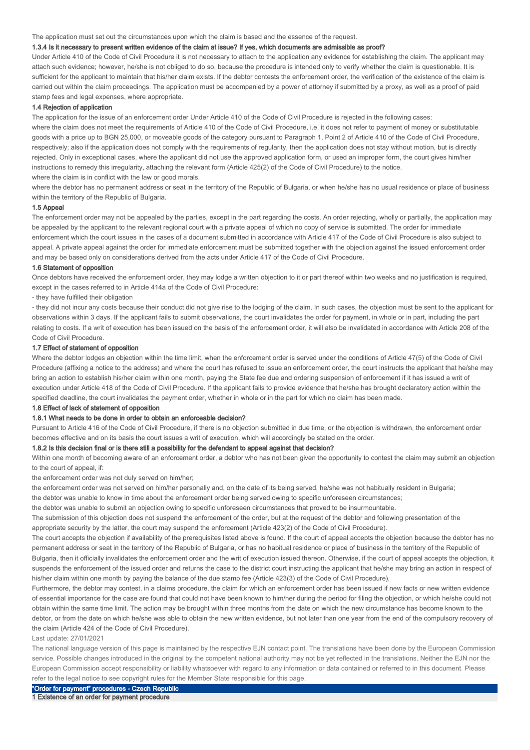The application must set out the circumstances upon which the claim is based and the essence of the request.

#### 1.3.4 Is it necessary to present written evidence of the claim at issue? If yes, which documents are admissible as proof?

Under Article 410 of the Code of Civil Procedure it is not necessary to attach to the application any evidence for establishing the claim. The applicant may attach such evidence; however, he/she is not obliged to do so, because the procedure is intended only to verify whether the claim is questionable. It is sufficient for the applicant to maintain that his/her claim exists. If the debtor contests the enforcement order, the verification of the existence of the claim is carried out within the claim proceedings. The application must be accompanied by a power of attorney if submitted by a proxy, as well as a proof of paid stamp fees and legal expenses, where appropriate.

### 1.4 Rejection of application

The application for the issue of an enforcement order Under Article 410 of the Code of Civil Procedure is rejected in the following cases:

where the claim does not meet the requirements of Article 410 of the Code of Civil Procedure, i.e. it does not refer to payment of money or substitutable goods with a price up to BGN 25,000, or moveable goods of the category pursuant to Paragraph 1, Point 2 of Article 410 of the Code of Civil Procedure, respectively; also if the application does not comply with the requirements of regularity, then the application does not stay without motion, but is directly rejected. Only in exceptional cases, where the applicant did not use the approved application form, or used an improper form, the court gives him/her instructions to remedy this irregularity, attaching the relevant form (Article 425(2) of the Code of Civil Procedure) to the notice.

where the claim is in conflict with the law or good morals.

where the debtor has no permanent address or seat in the territory of the Republic of Bulgaria, or when he/she has no usual residence or place of business within the territory of the Republic of Bulgaria.

### 1.5 Appeal

The enforcement order may not be appealed by the parties, except in the part regarding the costs. An order rejecting, wholly or partially, the application may be appealed by the applicant to the relevant regional court with a private appeal of which no copy of service is submitted. The order for immediate enforcement which the court issues in the cases of a document submitted in accordance with Article 417 of the Code of Civil Procedure is also subject to appeal. A private appeal against the order for immediate enforcement must be submitted together with the objection against the issued enforcement order and may be based only on considerations derived from the acts under Article 417 of the Code of Civil Procedure.

### 1.6 Statement of opposition

Once debtors have received the enforcement order, they may lodge a written objection to it or part thereof within two weeks and no justification is required, except in the cases referred to in Article 414a of the Code of Civil Procedure:

- they have fulfilled their obligation
- they did not incur any costs because their conduct did not give rise to the lodging of the claim. In such cases, the objection must be sent to the applicant for observations within 3 days. If the applicant fails to submit observations, the court invalidates the order for payment, in whole or in part, including the part relating to costs. If a writ of execution has been issued on the basis of the enforcement order, it will also be invalidated in accordance with Article 208 of the Code of Civil Procedure.

### 1.7 Effect of statement of opposition

Where the debtor lodges an objection within the time limit, when the enforcement order is served under the conditions of Article 47(5) of the Code of Civil Procedure (affixing a notice to the address) and where the court has refused to issue an enforcement order, the court instructs the applicant that he/she may bring an action to establish his/her claim within one month, paying the State fee due and ordering suspension of enforcement if it has issued a writ of execution under Article 418 of the Code of Civil Procedure. If the applicant fails to provide evidence that he/she has brought declaratory action within the specified deadline, the court invalidates the payment order, whether in whole or in the part for which no claim has been made.

### 1.8 Effect of lack of statement of opposition

#### 1.8.1 What needs to be done in order to obtain an enforceable decision?

Pursuant to Article 416 of the Code of Civil Procedure, if there is no objection submitted in due time, or the objection is withdrawn, the enforcement order becomes effective and on its basis the court issues a writ of execution, which will accordingly be stated on the order.

#### 1.8.2 Is this decision final or is there still a possibility for the defendant to appeal against that decision?

Within one month of becoming aware of an enforcement order, a debtor who has not been given the opportunity to contest the claim may submit an objection to the court of appeal, if:

the enforcement order was not duly served on him/her;

the enforcement order was not served on him/her personally and, on the date of its being served, he/she was not habitually resident in Bulgaria;

the debtor was unable to know in time about the enforcement order being served owing to specific unforeseen circumstances;

the debtor was unable to submit an objection owing to specific unforeseen circumstances that proved to be insurmountable.

The submission of this objection does not suspend the enforcement of the order, but at the request of the debtor and following presentation of the appropriate security by the latter, the court may suspend the enforcement (Article 423(2) of the Code of Civil Procedure).

The court accepts the objection if availability of the prerequisites listed above is found. If the court of appeal accepts the objection because the debtor has no permanent address or seat in the territory of the Republic of Bulgaria, or has no habitual residence or place of business in the territory of the Republic of Bulgaria, then it officially invalidates the enforcement order and the writ of execution issued thereon. Otherwise, if the court of appeal accepts the objection, it suspends the enforcement of the issued order and returns the case to the district court instructing the applicant that he/she may bring an action in respect of his/her claim within one month by paying the balance of the due stamp fee (Article 423(3) of the Code of Civil Procedure),

Furthermore, the debtor may contest, in a claims procedure, the claim for which an enforcement order has been issued if new facts or new written evidence of essential importance for the case are found that could not have been known to him/her during the period for filing the objection, or which he/she could not obtain within the same time limit. The action may be brought within three months from the date on which the new circumstance has become known to the debtor, or from the date on which he/she was able to obtain the new written evidence, but not later than one year from the end of the compulsory recovery of the claim (Article 424 of the Code of Civil Procedure).

Last update: 27/01/2021

The national language version of this page is maintained by the respective EJN contact point. The translations have been done by the European Commission service. Possible changes introduced in the original by the competent national authority may not be yet reflected in the translations. Neither the EJN nor the European Commission accept responsibility or liability whatsoever with regard to any information or data contained or referred to in this document. Please refer to the legal notice to see copyright rules for the Member State responsible for this page.

## "Order for payment" procedures - Czech Republic

### 1 Existence of an order for payment procedure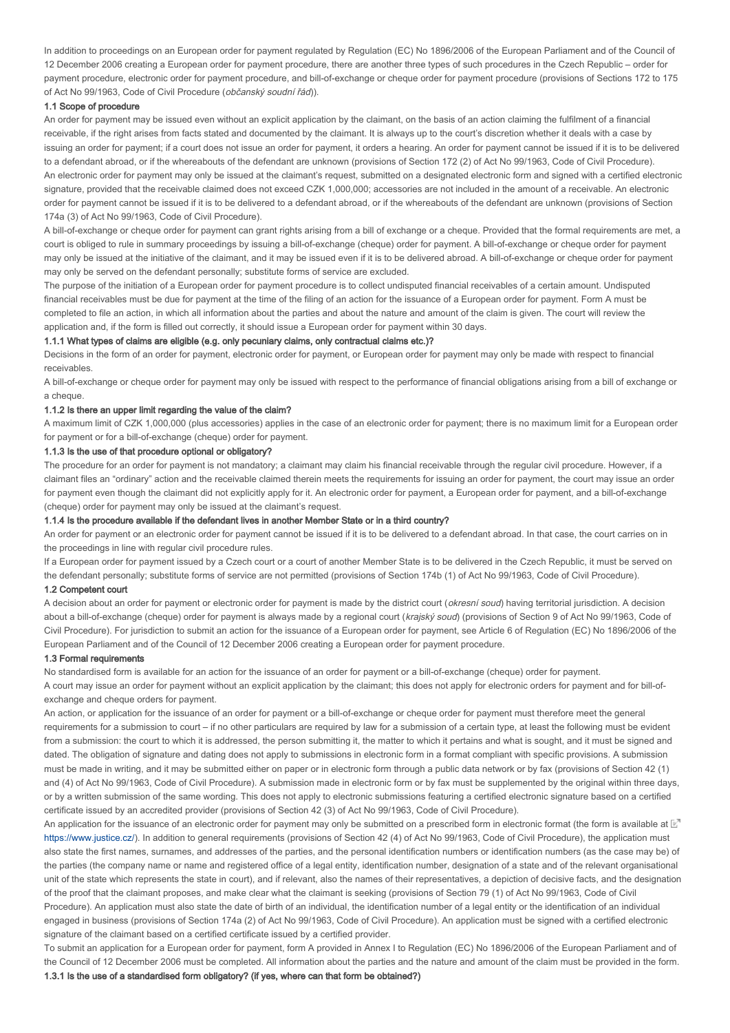In addition to proceedings on an European order for payment regulated by Regulation (EC) No 1896/2006 of the European Parliament and of the Council of 12 December 2006 creating a European order for payment procedure, there are another three types of such procedures in the Czech Republic – order for payment procedure, electronic order for payment procedure, and bill-of-exchange or cheque order for payment procedure (provisions of Sections 172 to 175 of Act No 99/1963, Code of Civil Procedure (*občanský soudní řád*)).

### 1.1 Scope of procedure

An order for payment may be issued even without an explicit application by the claimant, on the basis of an action claiming the fulfilment of a financial receivable, if the right arises from facts stated and documented by the claimant. It is always up to the court's discretion whether it deals with a case by issuing an order for payment; if a court does not issue an order for payment, it orders a hearing. An order for payment cannot be issued if it is to be delivered to a defendant abroad, or if the whereabouts of the defendant are unknown (provisions of Section 172 (2) of Act No 99/1963, Code of Civil Procedure).

An electronic order for payment may only be issued at the claimant's request, submitted on a designated electronic form and signed with a certified electronic signature, provided that the receivable claimed does not exceed CZK 1,000,000; accessories are not included in the amount of a receivable. An electronic order for payment cannot be issued if it is to be delivered to a defendant abroad, or if the whereabouts of the defendant are unknown (provisions of Section 174a (3) of Act No 99/1963, Code of Civil Procedure).

A bill-of-exchange or cheque order for payment can grant rights arising from a bill of exchange or a cheque. Provided that the formal requirements are met, a court is obliged to rule in summary proceedings by issuing a bill-of-exchange (cheque) order for payment. A bill-of-exchange or cheque order for payment may only be issued at the initiative of the claimant, and it may be issued even if it is to be delivered abroad. A bill-of-exchange or cheque order for payment may only be served on the defendant personally; substitute forms of service are excluded.

The purpose of the initiation of a European order for payment procedure is to collect undisputed financial receivables of a certain amount. Undisputed financial receivables must be due for payment at the time of the filing of an action for the issuance of a European order for payment. Form A must be completed to file an action, in which all information about the parties and about the nature and amount of the claim is given. The court will review the application and, if the form is filled out correctly, it should issue a European order for payment within 30 days.

#### 1.1.1 What types of claims are eligible (e.g. only pecuniary claims, only contractual claims etc.)?

Decisions in the form of an order for payment, electronic order for payment, or European order for payment may only be made with respect to financial receivables.

A bill-of-exchange or cheque order for payment may only be issued with respect to the performance of financial obligations arising from a bill of exchange or a cheque.

#### 1.1.2 Is there an upper limit regarding the value of the claim?

A maximum limit of CZK 1,000,000 (plus accessories) applies in the case of an electronic order for payment; there is no maximum limit for a European order for payment or for a bill-of-exchange (cheque) order for payment.

#### 1.1.3 Is the use of that procedure optional or obligatory?

The procedure for an order for payment is not mandatory; a claimant may claim his financial receivable through the regular civil procedure. However, if a claimant files an "ordinary" action and the receivable claimed therein meets the requirements for issuing an order for payment, the court may issue an order for payment even though the claimant did not explicitly apply for it. An electronic order for payment, a European order for payment, and a bill-of-exchange (cheque) order for payment may only be issued at the claimant's request.

#### 1.1.4 Is the procedure available if the defendant lives in another Member State or in a third country?

An order for payment or an electronic order for payment cannot be issued if it is to be delivered to a defendant abroad. In that case, the court carries on in the proceedings in line with regular civil procedure rules.

If a European order for payment issued by a Czech court or a court of another Member State is to be delivered in the Czech Republic, it must be served on the defendant personally; substitute forms of service are not permitted (provisions of Section 174b (1) of Act No 99/1963, Code of Civil Procedure).

### 1.2 Competent court

A decision about an order for payment or electronic order for payment is made by the district court (*okresní soud*) having territorial jurisdiction. A decision about a bill-of-exchange (cheque) order for payment is always made by a regional court (*krajský soud*) (provisions of Section 9 of Act No 99/1963, Code of Civil Procedure). For jurisdiction to submit an action for the issuance of a European order for payment, see Article 6 of Regulation (EC) No 1896/2006 of the European Parliament and of the Council of 12 December 2006 creating a European order for payment procedure.

### 1.3 Formal requirements

No standardised form is available for an action for the issuance of an order for payment or a bill-of-exchange (cheque) order for payment.

A court may issue an order for payment without an explicit application by the claimant; this does not apply for electronic orders for payment and for bill-of-exchange and cheque orders for payment.

An action, or application for the issuance of an order for payment or a bill-of-exchange or cheque order for payment must therefore meet the general requirements for a submission to court – if no other particulars are required by law for a submission of a certain type, at least the following must be evident from a submission: the court to which it is addressed, the person submitting it, the matter to which it pertains and what is sought, and it must be signed and dated. The obligation of signature and dating does not apply to submissions in electronic form in a format compliant with specific provisions. A submission must be made in writing, and it may be submitted either on paper or in electronic form through a public data network or by fax (provisions of Section 42 (1) and (4) of Act No 99/1963, Code of Civil Procedure). A submission made in electronic form or by fax must be supplemented by the original within three days, or by a written submission of the same wording. This does not apply to electronic submissions featuring a certified electronic signature based on a certified certificate issued by an accredited provider (provisions of Section 42 (3) of Act No 99/1963, Code of Civil Procedure).

An application for the issuance of an electronic order for payment may only be submitted on a prescribed form in electronic format (the form is available at https://www.justice.cz/). In addition to general requirements (provisions of Section 42 (4) of Act No 99/1963, Code of Civil Procedure), the application must also state the first names, surnames, and addresses of the parties, and the personal identification numbers or identification numbers (as the case may be) of the parties (the company name or name and registered office of a legal entity, identification number, designation of a state and of the relevant organisational unit of the state which represents the state in court), and if relevant, also the names of their representatives, a depiction of decisive facts, and the designation of the proof that the claimant proposes, and make clear what the claimant is seeking (provisions of Section 79 (1) of Act No 99/1963, Code of Civil Procedure). An application must also state the date of birth of an individual, the identification number of a legal entity or the identification of an individual engaged in business (provisions of Section 174a (2) of Act No 99/1963, Code of Civil Procedure). An application must be signed with a certified electronic signature of the claimant based on a certified certificate issued by a certified provider.

To submit an application for a European order for payment, form A provided in Annex I to Regulation (EC) No 1896/2006 of the European Parliament and of the Council of 12 December 2006 must be completed. All information about the parties and the nature and amount of the claim must be provided in the form.

#### 1.3.1 Is the use of a standardised form obligatory? (if yes, where can that form be obtained?)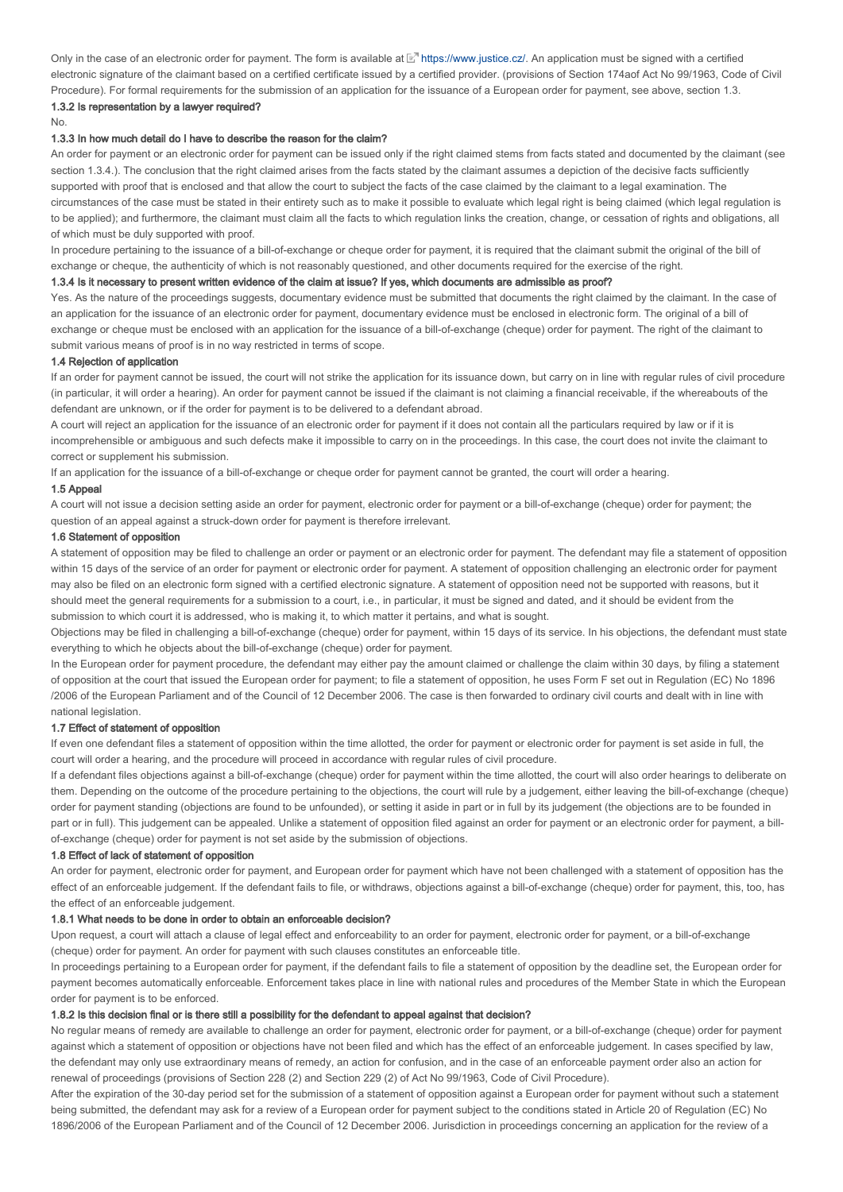Only in the case of an electronic order for payment. The form is available at https://www.justice.cz/. An application must be signed with a certified electronic signature of the claimant based on a certified certificate issued by a certified provider. (provisions of Section 174aof Act No 99/1963, Code of Civil Procedure). For formal requirements for the submission of an application for the issuance of a European order for payment, see above, section 1.3.

#### 1.3.2 Is representation by a lawyer required?

No.

#### 1.3.3 In how much detail do I have to describe the reason for the claim?

An order for payment or an electronic order for payment can be issued only if the right claimed stems from facts stated and documented by the claimant (see section 1.3.4.). The conclusion that the right claimed arises from the facts stated by the claimant assumes a depiction of the decisive facts sufficiently supported with proof that is enclosed and that allow the court to subject the facts of the case claimed by the claimant to a legal examination. The circumstances of the case must be stated in their entirety such as to make it possible to evaluate which legal right is being claimed (which legal regulation is to be applied); and furthermore, the claimant must claim all the facts to which regulation links the creation, change, or cessation of rights and obligations, all of which must be duly supported with proof.

In procedure pertaining to the issuance of a bill-of-exchange or cheque order for payment, it is required that the claimant submit the original of the bill of exchange or cheque, the authenticity of which is not reasonably questioned, and other documents required for the exercise of the right.

#### 1.3.4 Is it necessary to present written evidence of the claim at issue? If yes, which documents are admissible as proof?

Yes. As the nature of the proceedings suggests, documentary evidence must be submitted that documents the right claimed by the claimant. In the case of an application for the issuance of an electronic order for payment, documentary evidence must be enclosed in electronic form. The original of a bill of exchange or cheque must be enclosed with an application for the issuance of a bill-of-exchange (cheque) order for payment. The right of the claimant to submit various means of proof is in no way restricted in terms of scope.

### 1.4 Rejection of application

If an order for payment cannot be issued, the court will not strike the application for its issuance down, but carry on in line with regular rules of civil procedure (in particular, it will order a hearing). An order for payment cannot be issued if the claimant is not claiming a financial receivable, if the whereabouts of the defendant are unknown, or if the order for payment is to be delivered to a defendant abroad.

A court will reject an application for the issuance of an electronic order for payment if it does not contain all the particulars required by law or if it is incomprehensible or ambiguous and such defects make it impossible to carry on in the proceedings. In this case, the court does not invite the claimant to correct or supplement his submission.

If an application for the issuance of a bill-of-exchange or cheque order for payment cannot be granted, the court will order a hearing.

### 1.5 Appeal

A court will not issue a decision setting aside an order for payment, electronic order for payment or a bill-of-exchange (cheque) order for payment; the question of an appeal against a struck-down order for payment is therefore irrelevant.

### 1.6 Statement of opposition

A statement of opposition may be filed to challenge an order or payment or an electronic order for payment. The defendant may file a statement of opposition within 15 days of the service of an order for payment or electronic order for payment. A statement of opposition challenging an electronic order for payment may also be filed on an electronic form signed with a certified electronic signature. A statement of opposition need not be supported with reasons, but it should meet the general requirements for a submission to a court, i.e., in particular, it must be signed and dated, and it should be evident from the submission to which court it is addressed, who is making it, to which matter it pertains, and what is sought.

Objections may be filed in challenging a bill-of-exchange (cheque) order for payment, within 15 days of its service. In his objections, the defendant must state everything to which he objects about the bill-of-exchange (cheque) order for payment.

In the European order for payment procedure, the defendant may either pay the amount claimed or challenge the claim within 30 days, by filing a statement of opposition at the court that issued the European order for payment; to file a statement of opposition, he uses Form F set out in Regulation (EC) No 1896 /2006 of the European Parliament and of the Council of 12 December 2006. The case is then forwarded to ordinary civil courts and dealt with in line with national legislation.

### 1.7 Effect of statement of opposition

If even one defendant files a statement of opposition within the time allotted, the order for payment or electronic order for payment is set aside in full, the court will order a hearing, and the procedure will proceed in accordance with regular rules of civil procedure.

If a defendant files objections against a bill-of-exchange (cheque) order for payment within the time allotted, the court will also order hearings to deliberate on them. Depending on the outcome of the procedure pertaining to the objections, the court will rule by a judgement, either leaving the bill-of-exchange (cheque) order for payment standing (objections are found to be unfounded), or setting it aside in part or in full by its judgement (the objections are to be founded in part or in full). This judgement can be appealed. Unlike a statement of opposition filed against an order for payment or an electronic order for payment, a bill-of-exchange (cheque) order for payment is not set aside by the submission of objections.

### 1.8 Effect of lack of statement of opposition

An order for payment, electronic order for payment, and European order for payment which have not been challenged with a statement of opposition has the effect of an enforceable judgement. If the defendant fails to file, or withdraws, objections against a bill-of-exchange (cheque) order for payment, this, too, has the effect of an enforceable judgement.

#### 1.8.1 What needs to be done in order to obtain an enforceable decision?

Upon request, a court will attach a clause of legal effect and enforceability to an order for payment, electronic order for payment, or a bill-of-exchange (cheque) order for payment. An order for payment with such clauses constitutes an enforceable title.

In proceedings pertaining to a European order for payment, if the defendant fails to file a statement of opposition by the deadline set, the European order for payment becomes automatically enforceable. Enforcement takes place in line with national rules and procedures of the Member State in which the European order for payment is to be enforced.

#### 1.8.2 Is this decision final or is there still a possibility for the defendant to appeal against that decision?

No regular means of remedy are available to challenge an order for payment, electronic order for payment, or a bill-of-exchange (cheque) order for payment against which a statement of opposition or objections have not been filed and which has the effect of an enforceable judgement. In cases specified by law, the defendant may only use extraordinary means of remedy, an action for confusion, and in the case of an enforceable payment order also an action for renewal of proceedings (provisions of Section 228 (2) and Section 229 (2) of Act No 99/1963, Code of Civil Procedure).

After the expiration of the 30-day period set for the submission of a statement of opposition against a European order for payment without such a statement being submitted, the defendant may ask for a review of a European order for payment subject to the conditions stated in Article 20 of Regulation (EC) No 1896/2006 of the European Parliament and of the Council of 12 December 2006. Jurisdiction in proceedings concerning an application for the review of a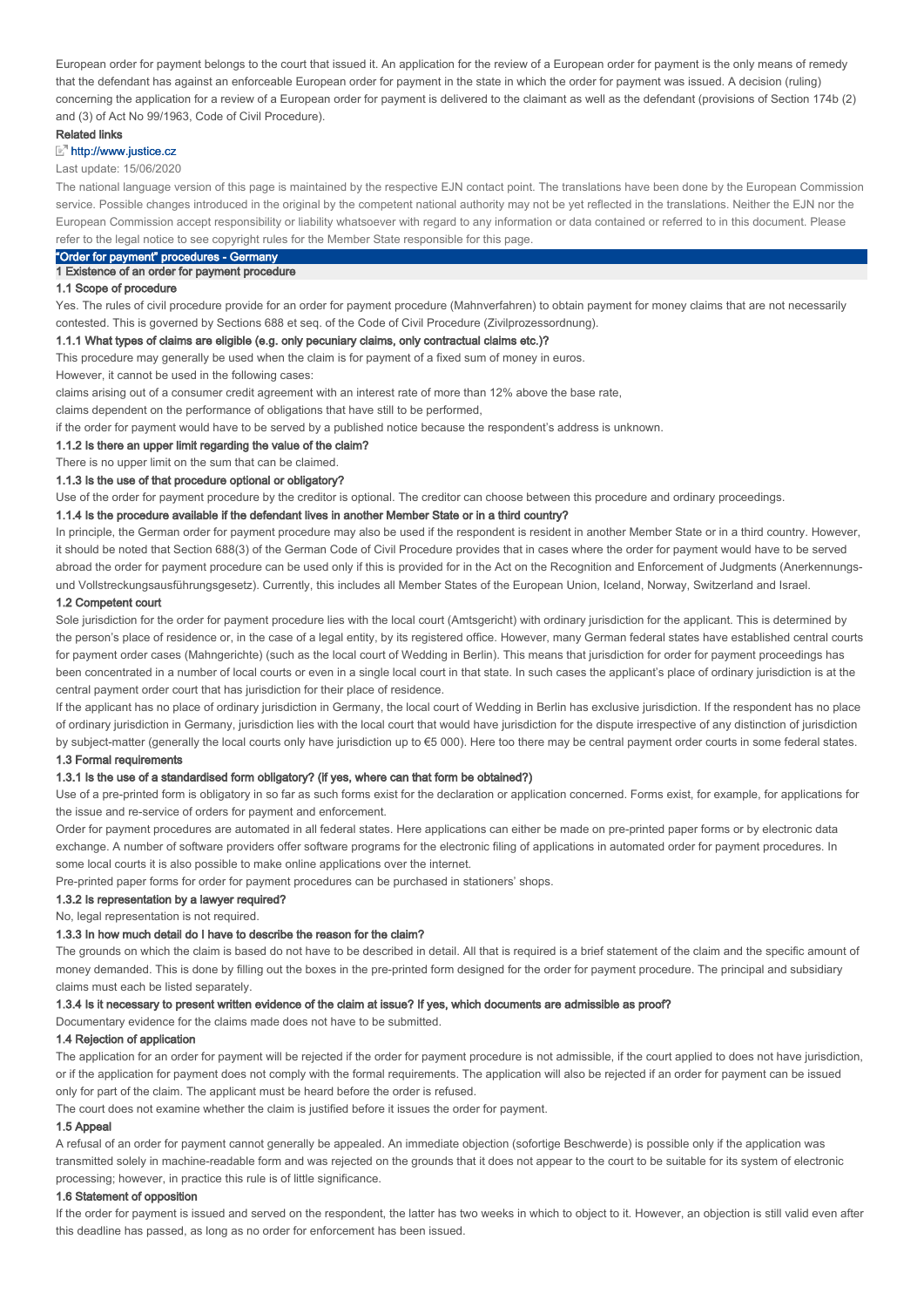European order for payment belongs to the court that issued it. An application for the review of a European order for payment is the only means of remedy that the defendant has against an enforceable European order for payment in the state in which the order for payment was issued. A decision (ruling) concerning the application for a review of a European order for payment is delivered to the claimant as well as the defendant (provisions of Section 174b (2) and (3) of Act No 99/1963, Code of Civil Procedure).

**Related links**

http://www.justice.cz

Last update: 15/06/2020

The national language version of this page is maintained by the respective EJN contact point. The translations have been done by the European Commission service. Possible changes introduced in the original by the competent national authority may not be yet reflected in the translations. Neither the EJN nor the European Commission accept responsibility or liability whatsoever with regard to any information or data contained or referred to in this document. Please refer to the legal notice to see copyright rules for the Member State responsible for this page.

# "Order for payment" procedures - Germany

## 1 Existence of an order for payment procedure

### 1.1 Scope of procedure

Yes. The rules of civil procedure provide for an order for payment procedure (Mahnverfahren) to obtain payment for money claims that are not necessarily contested. This is governed by Sections 688 et seq. of the Code of Civil Procedure (Zivilprozessordnung).

#### 1.1.1 What types of claims are eligible (e.g. only pecuniary claims, only contractual claims etc.)?

This procedure may generally be used when the claim is for payment of a fixed sum of money in euros.

However, it cannot be used in the following cases:

claims arising out of a consumer credit agreement with an interest rate of more than 12% above the base rate,

claims dependent on the performance of obligations that have still to be performed,

if the order for payment would have to be served by a published notice because the respondent's address is unknown.

#### 1.1.2 Is there an upper limit regarding the value of the claim?

There is no upper limit on the sum that can be claimed.

#### 1.1.3 Is the use of that procedure optional or obligatory?

Use of the order for payment procedure by the creditor is optional. The creditor can choose between this procedure and ordinary proceedings.

#### 1.1.4 Is the procedure available if the defendant lives in another Member State or in a third country?

In principle, the German order for payment procedure may also be used if the respondent is resident in another Member State or in a third country. However, it should be noted that Section 688(3) of the German Code of Civil Procedure provides that in cases where the order for payment would have to be served abroad the order for payment procedure can be used only if this is provided for in the Act on the Recognition and Enforcement of Judgments (Anerkennungs- und Vollstreckungsausführungsgesetz). Currently, this includes all Member States of the European Union, Iceland, Norway, Switzerland and Israel.

### 1.2 Competent court

Sole jurisdiction for the order for payment procedure lies with the local court (Amtsgericht) with ordinary jurisdiction for the applicant. This is determined by the person's place of residence or, in the case of a legal entity, by its registered office. However, many German federal states have established central courts for payment order cases (Mahngerichte) (such as the local court of Wedding in Berlin). This means that jurisdiction for order for payment proceedings has been concentrated in a number of local courts or even in a single local court in that state. In such cases the applicant's place of ordinary jurisdiction is at the central payment order court that has jurisdiction for their place of residence.

If the applicant has no place of ordinary jurisdiction in Germany, the local court of Wedding in Berlin has exclusive jurisdiction. If the respondent has no place of ordinary jurisdiction in Germany, jurisdiction lies with the local court that would have jurisdiction for the dispute irrespective of any distinction of jurisdiction by subject-matter (generally the local courts only have jurisdiction up to €5 000). Here too there may be central payment order courts in some federal states.

### 1.3 Formal requirements

#### 1.3.1 Is the use of a standardised form obligatory? (If yes, where can that form be obtained?)

Use of a pre-printed form is obligatory in so far as such forms exist for the declaration or application concerned. Forms exist, for example, for applications for the issue and re-service of orders for payment and enforcement.

Order for payment procedures are automated in all federal states. Here applications can either be made on pre-printed paper forms or by electronic data exchange. A number of software providers offer software programs for the electronic filing of applications in automated order for payment procedures. In some local courts it is also possible to make online applications over the internet.

Pre-printed paper forms for order for payment procedures can be purchased in stationers' shops.

#### 1.3.2 Is representation by a lawyer required?

No, legal representation is not required.

#### 1.3.3 In how much detail do I have to describe the reason for the claim?

The grounds on which the claim is based do not have to be described in detail. All that is required is a brief statement of the claim and the specific amount of money demanded. This is done by filling out the boxes in the pre-printed form designed for the order for payment procedure. The principal and subsidiary claims must each be listed separately.

#### 1.3.4 Is it necessary to present written evidence of the claim at issue? If yes, which documents are admissible as proof?

Documentary evidence for the claims made does not have to be submitted.

### 1.4 Rejection of application

The application for an order for payment will be rejected if the order for payment procedure is not admissible, if the court applied to does not have jurisdiction, or if the application for payment does not comply with the formal requirements. The application will also be rejected if an order for payment can be issued only for part of the claim. The applicant must be heard before the order is refused.

The court does not examine whether the claim is justified before it issues the order for payment.

### 1.5 Appeal

A refusal of an order for payment cannot generally be appealed. An immediate objection (sofortige Beschwerde) is possible only if the application was transmitted solely in machine-readable form and was rejected on the grounds that it does not appear to the court to be suitable for its system of electronic processing; however, in practice this rule is of little significance.

### 1.6 Statement of opposition

If the order for payment is issued and served on the respondent, the latter has two weeks in which to object to it. However, an objection is still valid even after this deadline has passed, as long as no order for enforcement has been issued.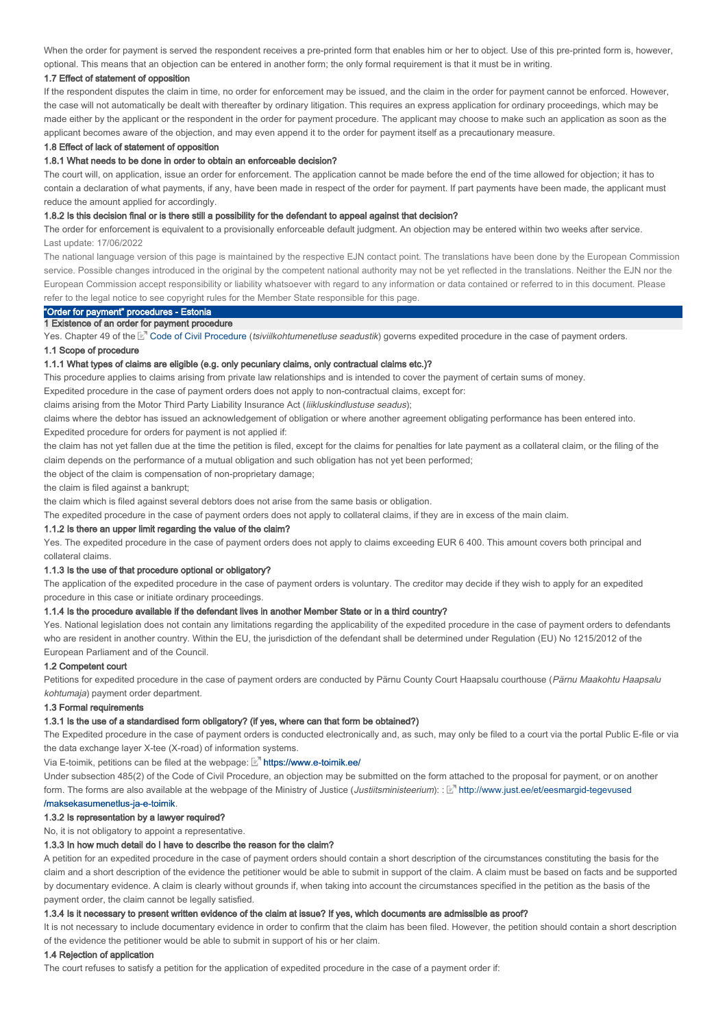When the order for payment is served the respondent receives a pre-printed form that enables him or her to object. Use of this pre-printed form is, however, optional. This means that an objection can be entered in another form; the only formal requirement is that it must be in writing.

#### 1.7 Effect of statement of opposition

If the respondent disputes the claim in time, no order for enforcement may be issued, and the claim in the order for payment cannot be enforced. However, the case will not automatically be dealt with thereafter by ordinary litigation. This requires an express application for ordinary proceedings, which may be made either by the applicant or the respondent in the order for payment procedure. The applicant may choose to make such an application as soon as the applicant becomes aware of the objection, and may even append it to the order for payment itself as a precautionary measure.

#### 1.8 Effect of lack of statement of opposition

#### 1.8.1 What needs to be done in order to obtain an enforceable decision?

The court will, on application, issue an order for enforcement. The application cannot be made before the end of the time allowed for objection; it has to contain a declaration of what payments, if any, have been made in respect of the order for payment. If part payments have been made, the applicant must reduce the amount applied for accordingly.

#### 1.8.2 Is this decision final or is there still a possibility for the defendant to appeal against that decision?

The order for enforcement is equivalent to a provisionally enforceable default judgment. An objection may be entered within two weeks after service.

Last update: 17/06/2022

The national language version of this page is maintained by the respective EJN contact point. The translations have been done by the European Commission service. Possible changes introduced in the original by the competent national authority may not be yet reflected in the translations. Neither the EJN nor the European Commission accept responsibility or liability whatsoever with regard to any information or data contained or referred to in this document. Please refer to the legal notice to see copyright rules for the Member State responsible for this page.

## "Order for payment" procedures - Estonia

### 1 Existence of an order for payment procedure

Yes. Chapter 49 of the Code of Civil Procedure (*tsiviilkohtumenetluse seadustik*) governs expedited procedure in the case of payment orders.

#### 1.1 Scope of procedure

#### 1.1.1 What types of claims are eligible (e.g. only pecuniary claims, only contractual claims etc.)?

This procedure applies to claims arising from private law relationships and is intended to cover the payment of certain sums of money.

Expedited procedure in the case of payment orders does not apply to non-contractual claims, except for:

claims arising from the Motor Third Party Liability Insurance Act (*liikluskindlustuse seadus*);

claims where the debtor has issued an acknowledgement of obligation or where another agreement obligating performance has been entered into.

Expedited procedure for orders for payment is not applied if:

the claim has not yet fallen due at the time the petition is filed, except for the claims for penalties for late payment as a collateral claim, or the filing of the claim depends on the performance of a mutual obligation and such obligation has not yet been performed;

the object of the claim is compensation of non-proprietary damage;

the claim is filed against a bankrupt;

the claim which is filed against several debtors does not arise from the same basis or obligation.

The expedited procedure in the case of payment orders does not apply to collateral claims, if they are in excess of the main claim.

#### 1.1.2 Is there an upper limit regarding the value of the claim?

Yes. The expedited procedure in the case of payment orders does not apply to claims exceeding EUR 6 400. This amount covers both principal and collateral claims.

#### 1.1.3 Is the use of that procedure optional or obligatory?

The application of the expedited procedure in the case of payment orders is voluntary. The creditor may decide if they wish to apply for an expedited procedure in this case or initiate ordinary proceedings.

#### 1.1.4 Is the procedure available if the defendant lives in another Member State or in a third country?

Yes. National legislation does not contain any limitations regarding the applicability of the expedited procedure in the case of payment orders to defendants who are resident in another country. Within the EU, the jurisdiction of the defendant shall be determined under Regulation (EU) No 1215/2012 of the European Parliament and of the Council.

#### 1.2 Competent court

Petitions for expedited procedure in the case of payment orders are conducted by Pärnu County Court Haapsalu courthouse (*Pärnu Maakohtu Haapsalu kohtumaja*) payment order department.

#### 1.3 Formal requirements

#### 1.3.1 Is the use of a standardised form obligatory? (If yes, where can that form be obtained?)

The Expedited procedure in the case of payment orders is conducted electronically and, as such, may only be filed to a court via the portal Public E-file or via the data exchange layer X-tee (X-road) of information systems.

Via E-toimik, petitions can be filed at the webpage: https://www.e-toimik.ee/

Under subsection 485(2) of the Code of Civil Procedure, an objection may be submitted on the form attached to the proposal for payment, or on another form. The forms are also available at the webpage of the Ministry of Justice (*Justiitsministeerium*): : http://www.just.ee/et/eesmargid-tegevused/maksekasumenetlus-ja-e-toimik.

#### 1.3.2 Is representation by a lawyer required?

No, it is not obligatory to appoint a representative.

#### 1.3.3 In how much detail do I have to describe the reason for the claim?

A petition for an expedited procedure in the case of payment orders should contain a short description of the circumstances constituting the basis for the claim and a short description of the evidence the petitioner would be able to submit in support of the claim. A claim must be based on facts and be supported by documentary evidence. A claim is clearly without grounds if, when taking into account the circumstances specified in the petition as the basis of the payment order, the claim cannot be legally satisfied.

#### 1.3.4 Is it necessary to present written evidence of the claim at issue? If yes, which documents are admissible as proof?

It is not necessary to include documentary evidence in order to confirm that the claim has been filed. However, the petition should contain a short description of the evidence the petitioner would be able to submit in support of his or her claim.

#### 1.4 Rejection of application

The court refuses to satisfy a petition for the application of expedited procedure in the case of a payment order if: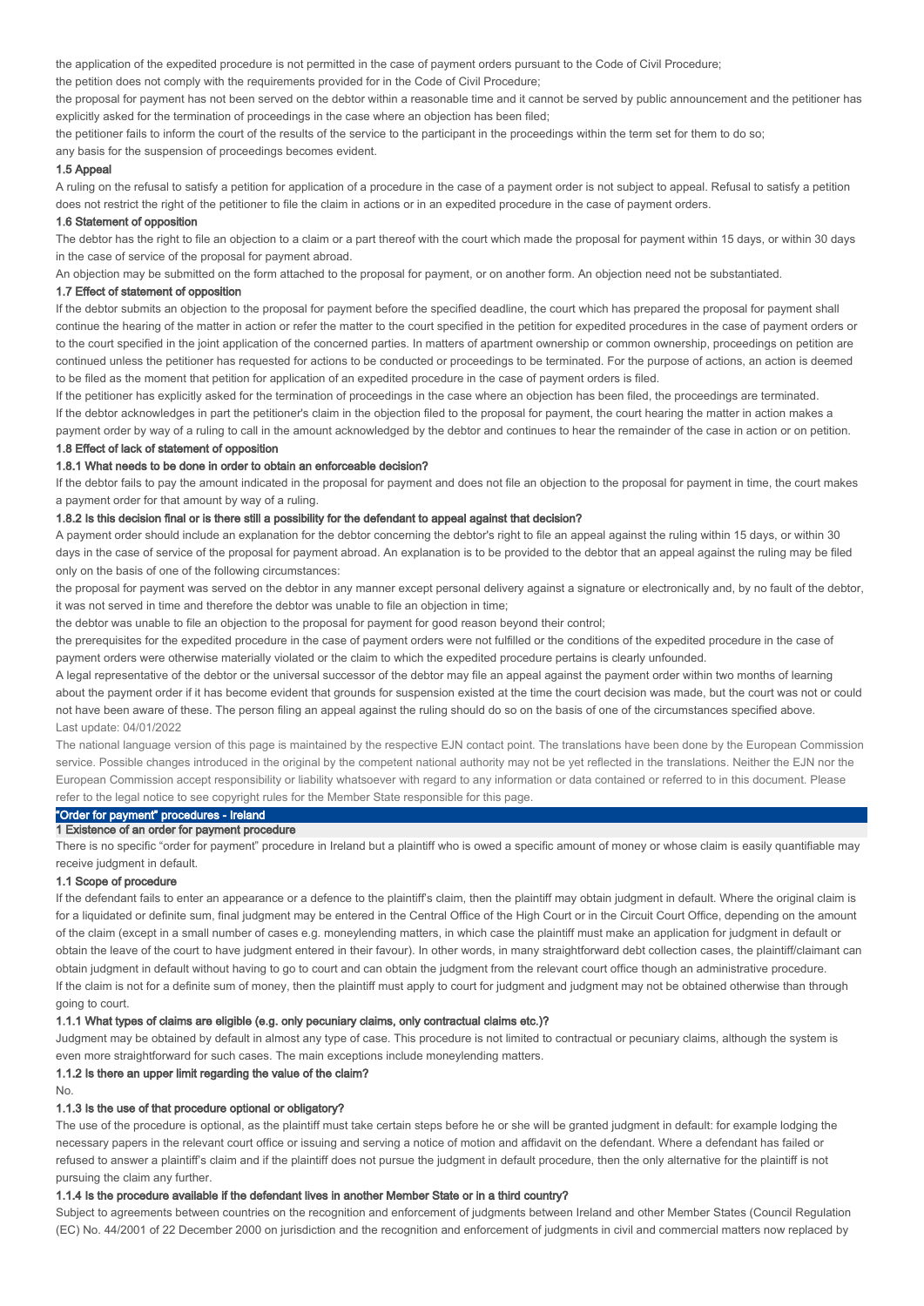the application of the expedited procedure is not permitted in the case of payment orders pursuant to the Code of Civil Procedure;

the petition does not comply with the requirements provided for in the Code of Civil Procedure;

the proposal for payment has not been served on the debtor within a reasonable time and it cannot be served by public announcement and the petitioner has explicitly asked for the termination of proceedings in the case where an objection has been filed;

the petitioner fails to inform the court of the results of the service to the participant in the proceedings within the term set for them to do so;

any basis for the suspension of proceedings becomes evident.

### 1.5 Appeal

A ruling on the refusal to satisfy a petition for application of a procedure in the case of a payment order is not subject to appeal. Refusal to satisfy a petition does not restrict the right of the petitioner to file the claim in actions or in an expedited procedure in the case of payment orders.

### 1.6 Statement of opposition

The debtor has the right to file an objection to a claim or a part thereof with the court which made the proposal for payment within 15 days, or within 30 days in the case of service of the proposal for payment abroad.

An objection may be submitted on the form attached to the proposal for payment, or on another form. An objection need not be substantiated.

### 1.7 Effect of statement of opposition

If the debtor submits an objection to the proposal for payment before the specified deadline, the court which has prepared the proposal for payment shall continue the hearing of the matter in action or refer the matter to the court specified in the petition for expedited procedures in the case of payment orders or to the court specified in the joint application of the concerned parties. In matters of apartment ownership or common ownership, proceedings on petition are continued unless the petitioner has requested for actions to be conducted or proceedings to be terminated. For the purpose of actions, an action is deemed to be filed as the moment that petition for application of an expedited procedure in the case of payment orders is filed.

If the petitioner has explicitly asked for the termination of proceedings in the case where an objection has been filed, the proceedings are terminated.

If the debtor acknowledges in part the petitioner's claim in the objection filed to the proposal for payment, the court hearing the matter in action makes a payment order by way of a ruling to call in the amount acknowledged by the debtor and continues to hear the remainder of the case in action or on petition.

### 1.8 Effect of lack of statement of opposition

#### 1.8.1 What needs to be done in order to obtain an enforceable decision?

If the debtor fails to pay the amount indicated in the proposal for payment and does not file an objection to the proposal for payment in time, the court makes a payment order for that amount by way of a ruling.

#### 1.8.2 Is this decision final or is there still a possibility for the defendant to appeal against that decision?

A payment order should include an explanation for the debtor concerning the debtor's right to file an appeal against the ruling within 15 days, or within 30 days in the case of service of the proposal for payment abroad. An explanation is to be provided to the debtor that an appeal against the ruling may be filed only on the basis of one of the following circumstances:

the proposal for payment was served on the debtor in any manner except personal delivery against a signature or electronically and, by no fault of the debtor, it was not served in time and therefore the debtor was unable to file an objection in time;

the debtor was unable to file an objection to the proposal for payment for good reason beyond their control;

the prerequisites for the expedited procedure in the case of payment orders were not fulfilled or the conditions of the expedited procedure in the case of payment orders were otherwise materially violated or the claim to which the expedited procedure pertains is clearly unfounded.

A legal representative of the debtor or the universal successor of the debtor may file an appeal against the payment order within two months of learning about the payment order if it has become evident that grounds for suspension existed at the time the court decision was made, but the court was not or could not have been aware of these. The person filing an appeal against the ruling should do so on the basis of one of the circumstances specified above.

Last update: 04/01/2022

The national language version of this page is maintained by the respective EJN contact point. The translations have been done by the European Commission service. Possible changes introduced in the original by the competent national authority may not be yet reflected in the translations. Neither the EJN nor the European Commission accept responsibility or liability whatsoever with regard to any information or data contained or referred to in this document. Please refer to the legal notice to see copyright rules for the Member State responsible for this page.

# "Order for payment" procedures - Ireland

## 1 Existence of an order for payment procedure

There is no specific "order for payment" procedure in Ireland but a plaintiff who is owed a specific amount of money or whose claim is easily quantifiable may receive judgment in default.

### 1.1 Scope of procedure

If the defendant fails to enter an appearance or a defence to the plaintiff's claim, then the plaintiff may obtain judgment in default. Where the original claim is for a liquidated or definite sum, final judgment may be entered in the Central Office of the High Court or in the Circuit Court Office, depending on the amount of the claim (except in a small number of cases e.g. moneylending matters, in which case the plaintiff must make an application for judgment in default or obtain the leave of the court to have judgment entered in their favour). In other words, in many straightforward debt collection cases, the plaintiff/claimant can obtain judgment in default without having to go to court and can obtain the judgment from the relevant court office though an administrative procedure.

If the claim is not for a definite sum of money, then the plaintiff must apply to court for judgment and judgment may not be obtained otherwise than through going to court.

#### 1.1.1 What types of claims are eligible (e.g. only pecuniary claims, only contractual claims etc.)?

Judgment may be obtained by default in almost any type of case. This procedure is not limited to contractual or pecuniary claims, although the system is even more straightforward for such cases. The main exceptions include moneylending matters.

#### 1.1.2 Is there an upper limit regarding the value of the claim?

No.

#### 1.1.3 Is the use of that procedure optional or obligatory?

The use of the procedure is optional, as the plaintiff must take certain steps before he or she will be granted judgment in default: for example lodging the necessary papers in the relevant court office or issuing and serving a notice of motion and affidavit on the defendant. Where a defendant has failed or refused to answer a plaintiff's claim and if the plaintiff does not pursue the judgment in default procedure, then the only alternative for the plaintiff is not pursuing the claim any further.

#### 1.1.4 Is the procedure available if the defendant lives in another Member State or in a third country?

Subject to agreements between countries on the recognition and enforcement of judgments between Ireland and other Member States (Council Regulation (EC) No. 44/2001 of 22 December 2000 on jurisdiction and the recognition and enforcement of judgments in civil and commercial matters now replaced by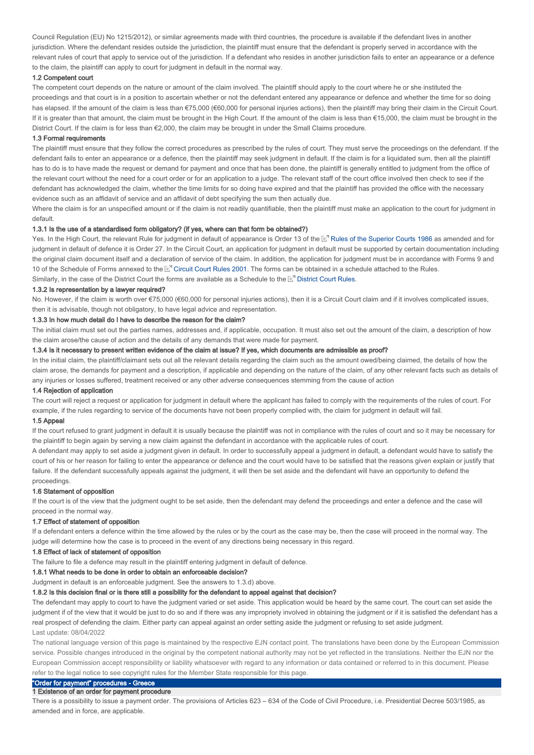Council Regulation (EU) No 1215/2012), or similar agreements made with third countries, the procedure is available if the defendant lives in another jurisdiction. Where the defendant resides outside the jurisdiction, the plaintiff must ensure that the defendant is properly served in accordance with the relevant rules of court that apply to service out of the jurisdiction. If a defendant who resides in another jurisdiction fails to enter an appearance or a defence to the claim, the plaintiff can apply to court for judgment in default in the normal way.

### 1.2 Competent court

The competent court depends on the nature or amount of the claim involved. The plaintiff should apply to the court where he or she instituted the proceedings and that court is in a position to ascertain whether or not the defendant entered any appearance or defence and whether the time for so doing has elapsed. If the amount of the claim is less than €75,000 (€60,000 for personal injuries actions), then the plaintiff may bring their claim in the Circuit Court. If it is greater than that amount, the claim must be brought in the High Court. If the amount of the claim is less than €15,000, the claim must be brought in the District Court. If the claim is for less than €2,000, the claim may be brought in under the Small Claims procedure.

### 1.3 Formal requirements

The plaintiff must ensure that they follow the correct procedures as prescribed by the rules of court. They must serve the proceedings on the defendant. If the defendant fails to enter an appearance or a defence, then the plaintiff may seek judgment in default. If the claim is for a liquidated sum, then all the plaintiff has to do is to have made the request or demand for payment and once that has been done, the plaintiff is generally entitled to judgment from the office of the relevant court without the need for a court order or for an application to a judge. The relevant staff of the court office involved then check to see if the defendant has acknowledged the claim, whether the time limits for so doing have expired and that the plaintiff has provided the office with the necessary evidence such as an affidavit of service and an affidavit of debt specifying the sum then actually due.

Where the claim is for an unspecified amount or if the claim is not readily quantifiable, then the plaintiff must make an application to the court for judgment in default.

#### 1.3.1 Is the use of a standardised form obligatory? (if yes, where can that form be obtained?)

Yes. In the High Court, the relevant Rule for judgment in default of appearance is Order 13 of the Rules of the Superior Courts 1986 as amended and for judgment in default of defence it is Order 27. In the Circuit Court, an application for judgment in default must be supported by certain documentation including the original claim document itself and a declaration of service of the claim. In addition, the application for judgment must be in accordance with Forms 9 and 10 of the Schedule of Forms annexed to the Circuit Court Rules 2001. The forms can be obtained in a schedule attached to the Rules.

Similarly, in the case of the District Court the forms are available as a Schedule to the District Court Rules.

#### 1.3.2 Is representation by a lawyer required?

No. However, if the claim is worth over €75,000 (€60,000 for personal injuries actions), then it is a Circuit Court claim and if it involves complicated issues, then it is advisable, though not obligatory, to have legal advice and representation.

#### 1.3.3 In how much detail do I have to describe the reason for the claim?

The initial claim must set out the parties names, addresses and, if applicable, occupation. It must also set out the amount of the claim, a description of how the claim arose/the cause of action and the details of any demands that were made for payment.

#### 1.3.4 Is it necessary to present written evidence of the claim at issue? If yes, which documents are admissible as proof?

In the initial claim, the plaintiff/claimant sets out all the relevant details regarding the claim such as the amount owed/being claimed, the details of how the claim arose, the demands for payment and a description, if applicable and depending on the nature of the claim, of any other relevant facts such as details of any injuries or losses suffered, treatment received or any other adverse consequences stemming from the cause of action

### 1.4 Rejection of application

The court will reject a request or application for judgment in default where the applicant has failed to comply with the requirements of the rules of court. For example, if the rules regarding to service of the documents have not been properly complied with, the claim for judgment in default will fail.

### 1.5 Appeal

If the court refused to grant judgment in default it is usually because the plaintiff was not in compliance with the rules of court and so it may be necessary for the plaintiff to begin again by serving a new claim against the defendant in accordance with the applicable rules of court.

A defendant may apply to set aside a judgment given in default. In order to successfully appeal a judgment in default, a defendant would have to satisfy the court of his or her reason for failing to enter the appearance or defence and the court would have to be satisfied that the reasons given explain or justify that failure. If the defendant successfully appeals against the judgment, it will then be set aside and the defendant will have an opportunity to defend the proceedings.

### 1.6 Statement of opposition

If the court is of the view that the judgment ought to be set aside, then the defendant may defend the proceedings and enter a defence and the case will proceed in the normal way.

### 1.7 Effect of statement of opposition

If a defendant enters a defence within the time allowed by the rules or by the court as the case may be, then the case will proceed in the normal way. The judge will determine how the case is to proceed in the event of any directions being necessary in this regard.

### 1.8 Effect of lack of statement of opposition

The failure to file a defence may result in the plaintiff entering judgment in default of defence.

#### 1.8.1 What needs to be done in order to obtain an enforceable decision?

Judgment in default is an enforceable judgment. See the answers to 1.3.d) above.

#### 1.8.2 Is this decision final or is there still a possibility for the defendant to appeal against that decision?

The defendant may apply to court to have the judgment varied or set aside. This application would be heard by the same court. The court can set aside the judgment if of the view that it would be just to do so and if there was any impropriety involved in obtaining the judgment or if it is satisfied the defendant has a real prospect of defending the claim. Either party can appeal against an order setting aside the judgment or refusing to set aside judgment.

Last update: 08/04/2022

The national language version of this page is maintained by the respective EJN contact point. The translations have been done by the European Commission service. Possible changes introduced in the original by the competent national authority may not be yet reflected in the translations. Neither the EJN nor the European Commission accept responsibility or liability whatsoever with regard to any information or data contained or referred to in this document. Please refer to the legal notice to see copyright rules for the Member State responsible for this page.

# "Order for payment" procedures - Greece

## 1 Existence of an order for payment procedure

There is a possibility to issue a payment order. The provisions of Articles 623 – 634 of the Code of Civil Procedure, i.e. Presidential Decree 503/1985, as amended and in force, are applicable.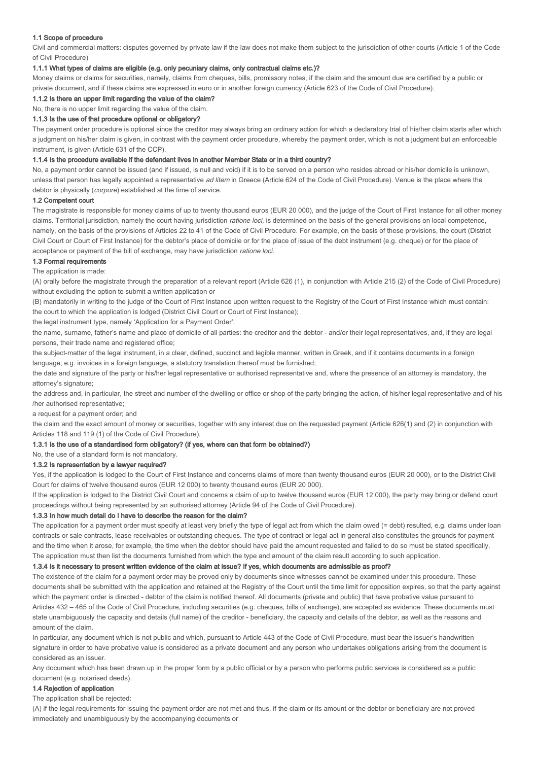### 1.1 Scope of procedure

Civil and commercial matters: disputes governed by private law if the law does not make them subject to the jurisdiction of other courts (Article 1 of the Code of Civil Procedure)

#### 1.1.1 What types of claims are eligible (e.g. only pecuniary claims, only contractual claims etc.)?

Money claims or claims for securities, namely, claims from cheques, bills, promissory notes, if the claim and the amount due are certified by a public or private document, and if these claims are expressed in euro or in another foreign currency (Article 623 of the Code of Civil Procedure).

#### 1.1.2 Is there an upper limit regarding the value of the claim?

No, there is no upper limit regarding the value of the claim.

#### 1.1.3 Is the use of that procedure optional or obligatory?

The payment order procedure is optional since the creditor may always bring an ordinary action for which a declaratory trial of his/her claim starts after which a judgment on his/her claim is given, in contrast with the payment order procedure, whereby the payment order, which is not a judgment but an enforceable instrument, is given (Article 631 of the CCP).

#### 1.1.4 Is the procedure available if the defendant lives in another Member State or in a third country?

No, a payment order cannot be issued (and if issued, is null and void) if it is to be served on a person who resides abroad or his/her domicile is unknown, unless that person has legally appointed a representative *ad litem* in Greece (Article 624 of the Code of Civil Procedure). Venue is the place where the debtor is physically (*corpore*) established at the time of service.

### 1.2 Competent court

The magistrate is responsible for money claims of up to twenty thousand euros (EUR 20 000), and the judge of the Court of First Instance for all other money claims. Territorial jurisdiction, namely the court having jurisdiction *ratione loci*, is determined on the basis of the general provisions on local competence, namely, on the basis of the provisions of Articles 22 to 41 of the Code of Civil Procedure. For example, on the basis of these provisions, the court (District Civil Court or Court of First Instance) for the debtor's place of domicile or for the place of issue of the debt instrument (e.g. cheque) or for the place of acceptance or payment of the bill of exchange, may have jurisdiction *ratione loci*.

### 1.3 Formal requirements

The application is made:

(A) orally before the magistrate through the preparation of a relevant report (Article 626 (1), in conjunction with Article 215 (2) of the Code of Civil Procedure) without excluding the option to submit a written application or

(B) mandatorily in writing to the judge of the Court of First Instance upon written request to the Registry of the Court of First Instance which must contain:

the court to which the application is lodged (District Civil Court or Court of First Instance);

the legal instrument type, namely 'Application for a Payment Order';

the name, surname, father's name and place of domicile of all parties: the creditor and the debtor - and/or their legal representatives, and, if they are legal persons, their trade name and registered office;

the subject-matter of the legal instrument, in a clear, defined, succinct and legible manner, written in Greek, and if it contains documents in a foreign language, e.g. invoices in a foreign language, a statutory translation thereof must be furnished;

the date and signature of the party or his/her legal representative or authorised representative and, where the presence of an attorney is mandatory, the attorney's signature;

the address and, in particular, the street and number of the dwelling or office or shop of the party bringing the action, of his/her legal representative and of his /her authorised representative;

a request for a payment order; and

the claim and the exact amount of money or securities, together with any interest due on the requested payment (Article 626(1) and (2) in conjunction with Articles 118 and 119 (1) of the Code of Civil Procedure).

#### 1.3.1 Is the use of a standardised form obligatory? (If yes, where can that form be obtained?)

No, the use of a standard form is not mandatory.

#### 1.3.2 Is representation by a lawyer required?

Yes, if the application is lodged to the Court of First Instance and concerns claims of more than twenty thousand euros (EUR 20 000), or to the District Civil Court for claims of twelve thousand euros (EUR 12 000) to twenty thousand euros (EUR 20 000).

If the application is lodged to the District Civil Court and concerns a claim of up to twelve thousand euros (EUR 12 000), the party may bring or defend court proceedings without being represented by an authorised attorney (Article 94 of the Code of Civil Procedure).

#### 1.3.3 In how much detail do I have to describe the reason for the claim?

The application for a payment order must specify at least very briefly the type of legal act from which the claim owed (= debt) resulted, e.g. claims under loan contracts or sale contracts, lease receivables or outstanding cheques. The type of contract or legal act in general also constitutes the grounds for payment and the time when it arose, for example, the time when the debtor should have paid the amount requested and failed to do so must be stated specifically. The application must then list the documents furnished from which the type and amount of the claim result according to such application.

#### 1.3.4 Is it necessary to present written evidence of the claim at issue? If yes, which documents are admissible as proof?

The existence of the claim for a payment order may be proved only by documents since witnesses cannot be examined under this procedure. These documents shall be submitted with the application and retained at the Registry of the Court until the time limit for opposition expires, so that the party against which the payment order is directed - debtor of the claim is notified thereof. All documents (private and public) that have probative value pursuant to Articles 432 – 465 of the Code of Civil Procedure, including securities (e.g. cheques, bills of exchange), are accepted as evidence. These documents must state unambiguously the capacity and details (full name) of the creditor - beneficiary, the capacity and details of the debtor, as well as the reasons and amount of the claim.

In particular, any document which is not public and which, pursuant to Article 443 of the Code of Civil Procedure, must bear the issuer's handwritten signature in order to have probative value is considered as a private document and any person who undertakes obligations arising from the document is considered as an issuer.

Any document which has been drawn up in the proper form by a public official or by a person who performs public services is considered as a public document (e.g. notarised deeds).

### 1.4 Rejection of application

The application shall be rejected:

(A) if the legal requirements for issuing the payment order are not met and thus, if the claim or its amount or the debtor or beneficiary are not proved immediately and unambiguously by the accompanying documents or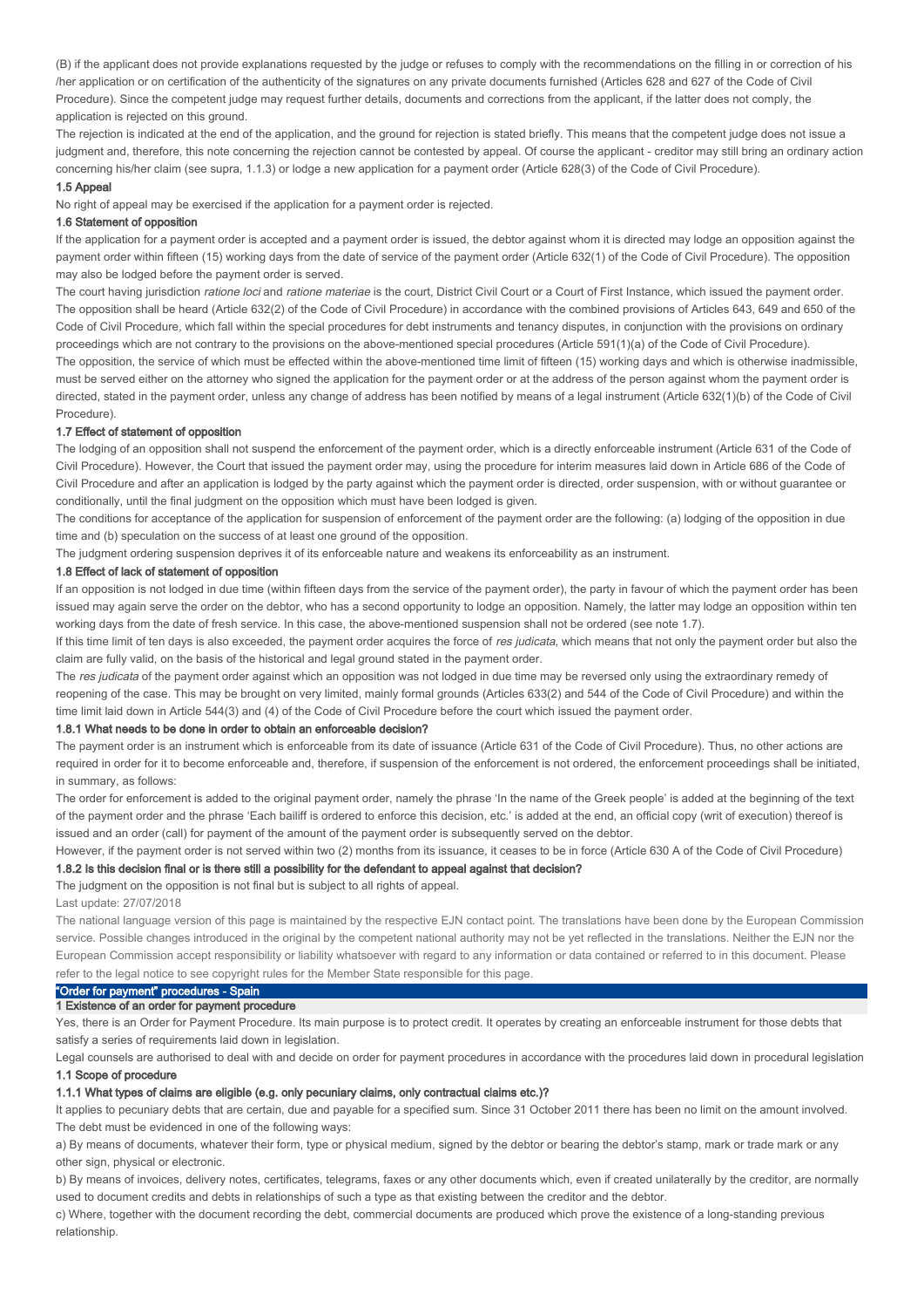(B) if the applicant does not provide explanations requested by the judge or refuses to comply with the recommendations on the filling in or correction of his /her application or on certification of the authenticity of the signatures on any private documents furnished (Articles 628 and 627 of the Code of Civil Procedure). Since the competent judge may request further details, documents and corrections from the applicant, if the latter does not comply, the application is rejected on this ground.

The rejection is indicated at the end of the application, and the ground for rejection is stated briefly. This means that the competent judge does not issue a judgment and, therefore, this note concerning the rejection cannot be contested by appeal. Of course the applicant - creditor may still bring an ordinary action concerning his/her claim (see supra, 1.1.3) or lodge a new application for a payment order (Article 628(3) of the Code of Civil Procedure).

#### 1.5 Appeal

No right of appeal may be exercised if the application for a payment order is rejected.

#### 1.6 Statement of opposition

If the application for a payment order is accepted and a payment order is issued, the debtor against whom it is directed may lodge an opposition against the payment order within fifteen (15) working days from the date of service of the payment order (Article 632(1) of the Code of Civil Procedure). The opposition may also be lodged before the payment order is served.

The court having jurisdiction *ratione loci* and *ratione materiae* is the court, District Civil Court or a Court of First Instance, which issued the payment order. The opposition shall be heard (Article 632(2) of the Code of Civil Procedure) in accordance with the combined provisions of Articles 643, 649 and 650 of the Code of Civil Procedure, which fall within the special procedures for debt instruments and tenancy disputes, in conjunction with the provisions on ordinary proceedings which are not contrary to the provisions on the above-mentioned special procedures (Article 591(1)(a) of the Code of Civil Procedure).

The opposition, the service of which must be effected within the above-mentioned time limit of fifteen (15) working days and which is otherwise inadmissible, must be served either on the attorney who signed the application for the payment order or at the address of the person against whom the payment order is directed, stated in the payment order, unless any change of address has been notified by means of a legal instrument (Article 632(1)(b) of the Code of Civil Procedure).

#### 1.7 Effect of statement of opposition

The lodging of an opposition shall not suspend the enforcement of the payment order, which is a directly enforceable instrument (Article 631 of the Code of Civil Procedure). However, the Court that issued the payment order may, using the procedure for interim measures laid down in Article 686 of the Code of Civil Procedure and after an application is lodged by the party against which the payment order is directed, order suspension, with or without guarantee or conditionally, until the final judgment on the opposition which must have been lodged is given.

The conditions for acceptance of the application for suspension of enforcement of the payment order are the following: (a) lodging of the opposition in due time and (b) speculation on the success of at least one ground of the opposition.

The judgment ordering suspension deprives it of its enforceable nature and weakens its enforceability as an instrument.

#### 1.8 Effect of lack of statement of opposition

If an opposition is not lodged in due time (within fifteen days from the service of the payment order), the party in favour of which the payment order has been issued may again serve the order on the debtor, who has a second opportunity to lodge an opposition. Namely, the latter may lodge an opposition within ten working days from the date of fresh service. In this case, the above-mentioned suspension shall not be ordered (see note 1.7).

If this time limit of ten days is also exceeded, the payment order acquires the force of *res judicata*, which means that not only the payment order but also the claim are fully valid, on the basis of the historical and legal ground stated in the payment order.

The *res judicata* of the payment order against which an opposition was not lodged in due time may be reversed only using the extraordinary remedy of reopening of the case. This may be brought on very limited, mainly formal grounds (Articles 633(2) and 544 of the Code of Civil Procedure) and within the time limit laid down in Article 544(3) and (4) of the Code of Civil Procedure before the court which issued the payment order.

#### 1.8.1 What needs to be done in order to obtain an enforceable decision?

The payment order is an instrument which is enforceable from its date of issuance (Article 631 of the Code of Civil Procedure). Thus, no other actions are required in order for it to become enforceable and, therefore, if suspension of the enforcement is not ordered, the enforcement proceedings shall be initiated, in summary, as follows:

The order for enforcement is added to the original payment order, namely the phrase 'In the name of the Greek people' is added at the beginning of the text of the payment order and the phrase 'Each bailiff is ordered to enforce this decision, etc.' is added at the end, an official copy (writ of execution) thereof is issued and an order (call) for payment of the amount of the payment order is subsequently served on the debtor.

However, if the payment order is not served within two (2) months from its issuance, it ceases to be in force (Article 630 A of the Code of Civil Procedure)

#### 1.8.2 Is this decision final or is there still a possibility for the defendant to appeal against that decision?

The judgment on the opposition is not final but is subject to all rights of appeal.

Last update: 27/07/2018

The national language version of this page is maintained by the respective EJN contact point. The translations have been done by the European Commission service. Possible changes introduced in the original by the competent national authority may not be yet reflected in the translations. Neither the EJN nor the European Commission accept responsibility or liability whatsoever with regard to any information or data contained or referred to in this document. Please refer to the legal notice to see copyright rules for the Member State responsible for this page.

## "Order for payment" procedures - Spain

### 1 Existence of an order for payment procedure

Yes, there is an Order for Payment Procedure. Its main purpose is to protect credit. It operates by creating an enforceable instrument for those debts that satisfy a series of requirements laid down in legislation.

Legal counsels are authorised to deal with and decide on order for payment procedures in accordance with the procedures laid down in procedural legislation

#### 1.1 Scope of procedure

#### 1.1.1 What types of claims are eligible (e.g. only pecuniary claims, only contractual claims etc.)?

It applies to pecuniary debts that are certain, due and payable for a specified sum. Since 31 October 2011 there has been no limit on the amount involved. The debt must be evidenced in one of the following ways:

a) By means of documents, whatever their form, type or physical medium, signed by the debtor or bearing the debtor's stamp, mark or trade mark or any other sign, physical or electronic.

b) By means of invoices, delivery notes, certificates, telegrams, faxes or any other documents which, even if created unilaterally by the creditor, are normally used to document credits and debts in relationships of such a type as that existing between the creditor and the debtor.

c) Where, together with the document recording the debt, commercial documents are produced which prove the existence of a long-standing previous relationship.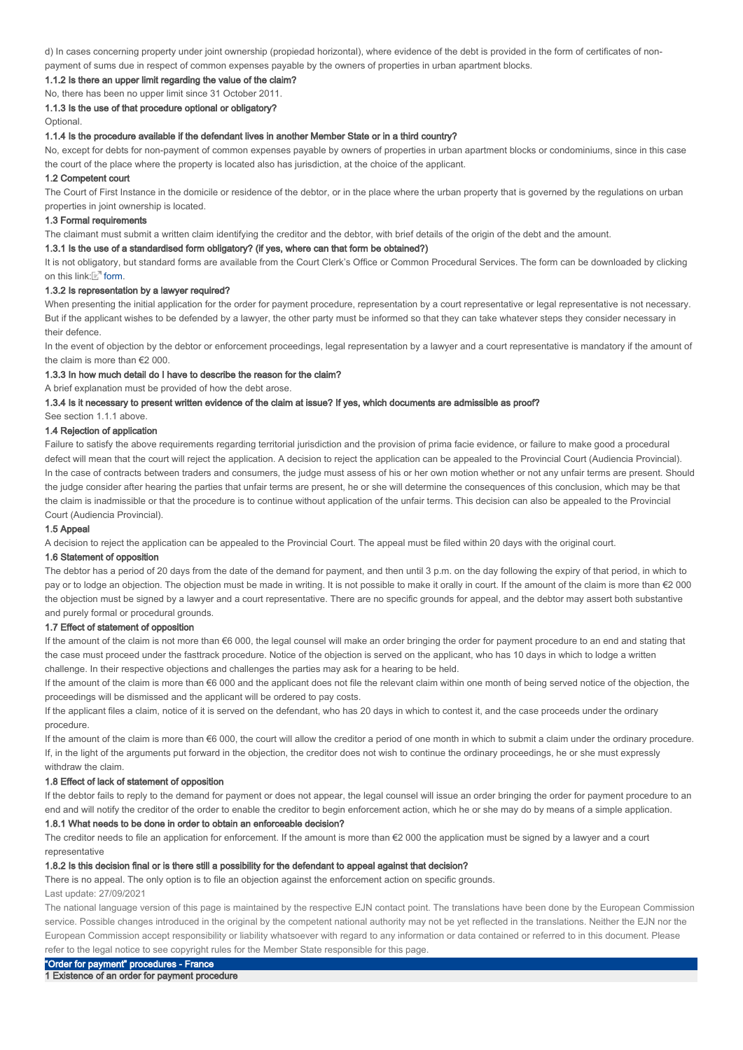d) In cases concerning property under joint ownership (propiedad horizontal), where evidence of the debt is provided in the form of certificates of non-payment of sums due in respect of common expenses payable by the owners of properties in urban apartment blocks.

#### 1.1.2 Is there an upper limit regarding the value of the claim?

No, there has been no upper limit since 31 October 2011.

#### 1.1.3 Is the use of that procedure optional or obligatory?

Optional.

#### 1.1.4 Is the procedure available if the defendant lives in another Member State or in a third country?

No, except for debts for non-payment of common expenses payable by owners of properties in urban apartment blocks or condominiums, since in this case the court of the place where the property is located also has jurisdiction, at the choice of the applicant.

### 1.2 Competent court

The Court of First Instance in the domicile or residence of the debtor, or in the place where the urban property that is governed by the regulations on urban properties in joint ownership is located.

### 1.3 Formal requirements

The claimant must submit a written claim identifying the creditor and the debtor, with brief details of the origin of the debt and the amount.

#### 1.3.1 Is the use of a standardised form obligatory? (if yes, where can that form be obtained?)

It is not obligatory, but standard forms are available from the Court Clerk's Office or Common Procedural Services. The form can be downloaded by clicking on this link: form.

#### 1.3.2 Is representation by a lawyer required?

When presenting the initial application for the order for payment procedure, representation by a court representative or legal representative is not necessary. But if the applicant wishes to be defended by a lawyer, the other party must be informed so that they can take whatever steps they consider necessary in their defence.

In the event of objection by the debtor or enforcement proceedings, legal representation by a lawyer and a court representative is mandatory if the amount of the claim is more than €2 000.

#### 1.3.3 In how much detail do I have to describe the reason for the claim?

A brief explanation must be provided of how the debt arose.

#### 1.3.4 Is it necessary to present written evidence of the claim at issue? If yes, which documents are admissible as proof?

See section 1.1.1 above.

### 1.4 Rejection of application

Failure to satisfy the above requirements regarding territorial jurisdiction and the provision of prima facie evidence, or failure to make good a procedural defect will mean that the court will reject the application. A decision to reject the application can be appealed to the Provincial Court (Audiencia Provincial).

In the case of contracts between traders and consumers, the judge must assess of his or her own motion whether or not any unfair terms are present. Should the judge consider after hearing the parties that unfair terms are present, he or she will determine the consequences of this conclusion, which may be that the claim is inadmissible or that the procedure is to continue without application of the unfair terms. This decision can also be appealed to the Provincial Court (Audiencia Provincial).

### 1.5 Appeal

A decision to reject the application can be appealed to the Provincial Court. The appeal must be filed within 20 days with the original court.

### 1.6 Statement of opposition

The debtor has a period of 20 days from the date of the demand for payment, and then until 3 p.m. on the day following the expiry of that period, in which to pay or to lodge an objection. The objection must be made in writing. It is not possible to make it orally in court. If the amount of the claim is more than €2 000 the objection must be signed by a lawyer and a court representative. There are no specific grounds for appeal, and the debtor may assert both substantive and purely formal or procedural grounds.

### 1.7 Effect of statement of opposition

If the amount of the claim is not more than €6 000, the legal counsel will make an order bringing the order for payment procedure to an end and stating that the case must proceed under the fasttrack procedure. Notice of the objection is served on the applicant, who has 10 days in which to lodge a written challenge. In their respective objections and challenges the parties may ask for a hearing to be held.

If the amount of the claim is more than €6 000 and the applicant does not file the relevant claim within one month of being served notice of the objection, the proceedings will be dismissed and the applicant will be ordered to pay costs.

If the applicant files a claim, notice of it is served on the defendant, who has 20 days in which to contest it, and the case proceeds under the ordinary procedure.

If the amount of the claim is more than €6 000, the court will allow the creditor a period of one month in which to submit a claim under the ordinary procedure. If, in the light of the arguments put forward in the objection, the creditor does not wish to continue the ordinary proceedings, he or she must expressly withdraw the claim.

### 1.8 Effect of lack of statement of opposition

If the debtor fails to reply to the demand for payment or does not appear, the legal counsel will issue an order bringing the order for payment procedure to an end and will notify the creditor of the order to enable the creditor to begin enforcement action, which he or she may do by means of a simple application.

#### 1.8.1 What needs to be done in order to obtain an enforceable decision?

The creditor needs to file an application for enforcement. If the amount is more than €2 000 the application must be signed by a lawyer and a court representative

#### 1.8.2 Is this decision final or is there still a possibility for the defendant to appeal against that decision?

There is no appeal. The only option is to file an objection against the enforcement action on specific grounds.

Last update: 27/09/2021

The national language version of this page is maintained by the respective EJN contact point. The translations have been done by the European Commission service. Possible changes introduced in the original by the competent national authority may not be yet reflected in the translations. Neither the EJN nor the European Commission accept responsibility or liability whatsoever with regard to any information or data contained or referred to in this document. Please refer to the legal notice to see copyright rules for the Member State responsible for this page.

## "Order for payment" procedures - France

### 1 Existence of an order for payment procedure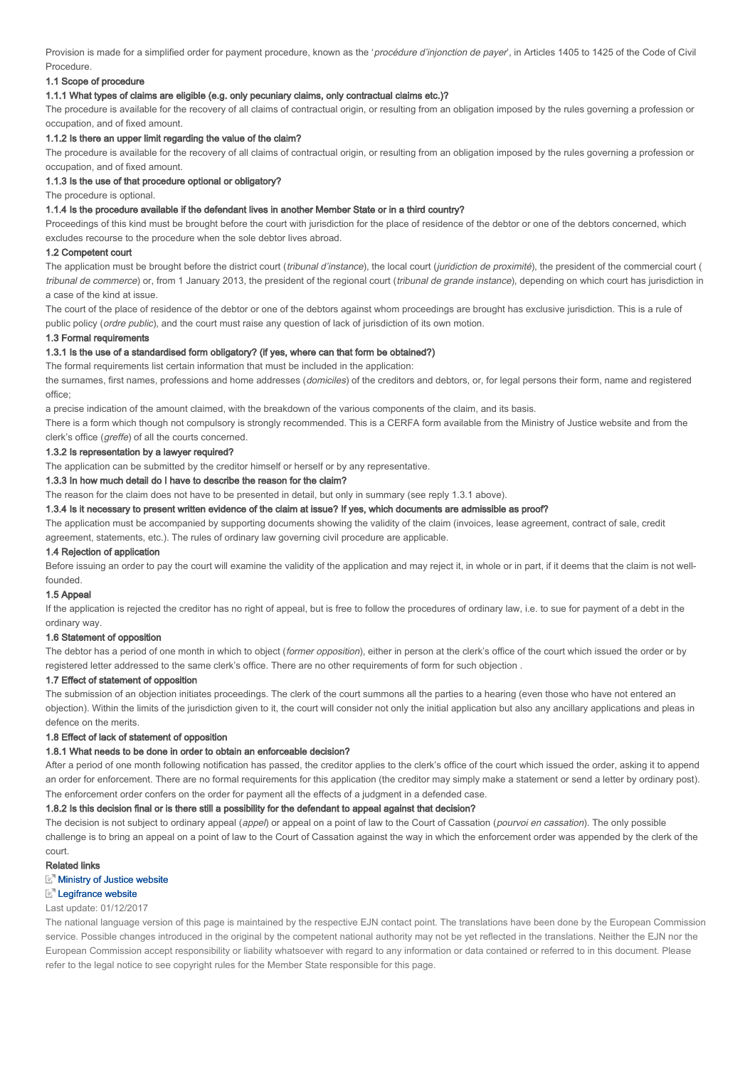Provision is made for a simplified order for payment procedure, known as the '*procédure d'injonction de payer*', in Articles 1405 to 1425 of the Code of Civil Procedure.

### 1.1 Scope of procedure

#### 1.1.1 What types of claims are eligible (e.g. only pecuniary claims, only contractual claims etc.)?

The procedure is available for the recovery of all claims of contractual origin, or resulting from an obligation imposed by the rules governing a profession or occupation, and of fixed amount.

#### 1.1.2 Is there an upper limit regarding the value of the claim?

The procedure is available for the recovery of all claims of contractual origin, or resulting from an obligation imposed by the rules governing a profession or occupation, and of fixed amount.

#### 1.1.3 Is the use of that procedure optional or obligatory?

The procedure is optional.

#### 1.1.4 Is the procedure available if the defendant lives in another Member State or in a third country?

Proceedings of this kind must be brought before the court with jurisdiction for the place of residence of the debtor or one of the debtors concerned, which excludes recourse to the procedure when the sole debtor lives abroad.

### 1.2 Competent court

The application must be brought before the district court (*tribunal d'instance*), the local court (*juridiction de proximité*), the president of the commercial court (*tribunal de commerce*) or, from 1 January 2013, the president of the regional court (*tribunal de grande instance*), depending on which court has jurisdiction in a case of the kind at issue.

The court of the place of residence of the debtor or one of the debtors against whom proceedings are brought has exclusive jurisdiction. This is a rule of public policy (*ordre public*), and the court must raise any question of lack of jurisdiction of its own motion.

### 1.3 Formal requirements

#### 1.3.1 Is the use of a standardised form obligatory? (If yes, where can that form be obtained?)

The formal requirements list certain information that must be included in the application:

the surnames, first names, professions and home addresses (*domiciles*) of the creditors and debtors, or, for legal persons their form, name and registered office;

a precise indication of the amount claimed, with the breakdown of the various components of the claim, and its basis.

There is a form which though not compulsory is strongly recommended. This is a CERFA form available from the Ministry of Justice website and from the clerk's office (*greffe*) of all the courts concerned.

#### 1.3.2 Is representation by a lawyer required?

The application can be submitted by the creditor himself or herself or by any representative.

#### 1.3.3 In how much detail do I have to describe the reason for the claim?

The reason for the claim does not have to be presented in detail, but only in summary (see reply 1.3.1 above).

#### 1.3.4 Is it necessary to present written evidence of the claim at issue? If yes, which documents are admissible as proof?

The application must be accompanied by supporting documents showing the validity of the claim (invoices, lease agreement, contract of sale, credit agreement, statements, etc.). The rules of ordinary law governing civil procedure are applicable.

### 1.4 Rejection of application

Before issuing an order to pay the court will examine the validity of the application and may reject it, in whole or in part, if it deems that the claim is not well-founded.

### 1.5 Appeal

If the application is rejected the creditor has no right of appeal, but is free to follow the procedures of ordinary law, i.e. to sue for payment of a debt in the ordinary way.

### 1.6 Statement of opposition

The debtor has a period of one month in which to object (*former opposition*), either in person at the clerk's office of the court which issued the order or by registered letter addressed to the same clerk's office. There are no other requirements of form for such objection .

### 1.7 Effect of statement of opposition

The submission of an objection initiates proceedings. The clerk of the court summons all the parties to a hearing (even those who have not entered an objection). Within the limits of the jurisdiction given to it, the court will consider not only the initial application but also any ancillary applications and pleas in defence on the merits.

### 1.8 Effect of lack of statement of opposition

#### 1.8.1 What needs to be done in order to obtain an enforceable decision?

After a period of one month following notification has passed, the creditor applies to the clerk's office of the court which issued the order, asking it to append an order for enforcement. There are no formal requirements for this application (the creditor may simply make a statement or send a letter by ordinary post). The enforcement order confers on the order for payment all the effects of a judgment in a defended case.

#### 1.8.2 Is this decision final or is there still a possibility for the defendant to appeal against that decision?

The decision is not subject to ordinary appeal (*appel*) or appeal on a point of law to the Court of Cassation (*pourvoi en cassation*). The only possible challenge is to bring an appeal on a point of law to the Court of Cassation against the way in which the enforcement order was appended by the clerk of the court.

### Related links

Ministry of Justice website

Legifrance website

Last update: 01/12/2017

The national language version of this page is maintained by the respective EJN contact point. The translations have been done by the European Commission service. Possible changes introduced in the original by the competent national authority may not be yet reflected in the translations. Neither the EJN nor the European Commission accept responsibility or liability whatsoever with regard to any information or data contained or referred to in this document. Please refer to the legal notice to see copyright rules for the Member State responsible for this page.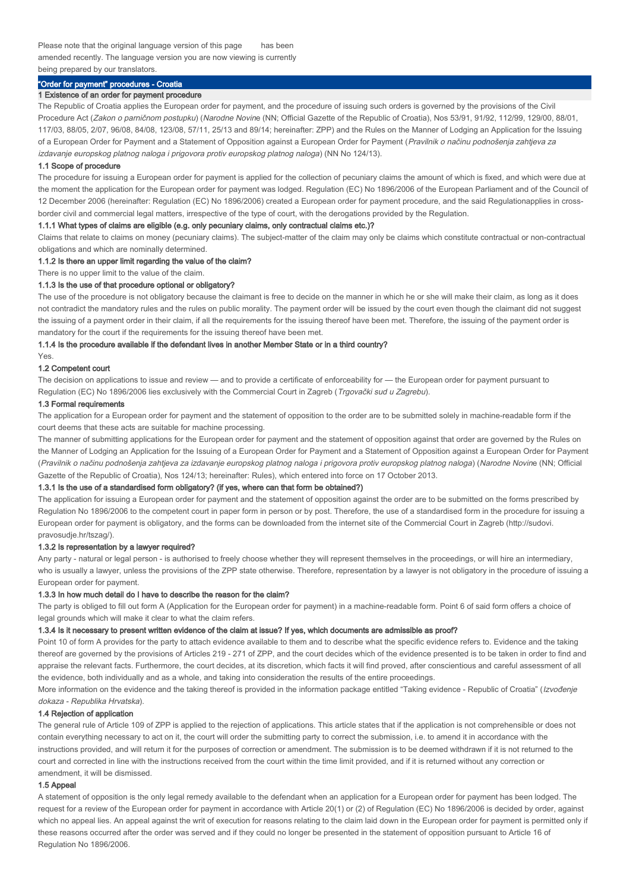Please note that the original language version of this page has been amended recently. The language version you are now viewing is currently being prepared by our translators.

# "Order for payment" procedures - Croatia

## 1 Existence of an order for payment procedure

The Republic of Croatia applies the European order for payment, and the procedure of issuing such orders is governed by the provisions of the Civil Procedure Act (*Zakon o parničnom postupku*) (*Narodne Novine* (NN; Official Gazette of the Republic of Croatia), Nos 53/91, 91/92, 112/99, 129/00, 88/01, 117/03, 88/05, 2/07, 96/08, 84/08, 123/08, 57/11, 25/13 and 89/14; hereinafter: ZPP) and the Rules on the Manner of Lodging an Application for the Issuing of a European Order for Payment and a Statement of Opposition against a European Order for Payment (*Pravilnik o načinu podnošenja zahtjeva za izdavanje europskog platnog naloga i prigovora protiv europskog platnog naloga*) (NN No 124/13).

### 1.1 Scope of procedure

The procedure for issuing a European order for payment is applied for the collection of pecuniary claims the amount of which is fixed, and which were due at the moment the application for the European order for payment was lodged. Regulation (EC) No 1896/2006 of the European Parliament and of the Council of 12 December 2006 (hereinafter: Regulation (EC) No 1896/2006) created a European order for payment procedure, and the said Regulationapplies in cross-border civil and commercial legal matters, irrespective of the type of court, with the derogations provided by the Regulation.

#### 1.1.1 What types of claims are eligible (e.g. only pecuniary claims, only contractual claims etc.)?

Claims that relate to claims on money (pecuniary claims). The subject-matter of the claim may only be claims which constitute contractual or non-contractual obligations and which are nominally determined.

#### 1.1.2 Is there an upper limit regarding the value of the claim?

There is no upper limit to the value of the claim.

#### 1.1.3 Is the use of that procedure optional or obligatory?

The use of the procedure is not obligatory because the claimant is free to decide on the manner in which he or she will make their claim, as long as it does not contradict the mandatory rules and the rules on public morality. The payment order will be issued by the court even though the claimant did not suggest the issuing of a payment order in their claim, if all the requirements for the issuing thereof have been met. Therefore, the issuing of the payment order is mandatory for the court if the requirements for the issuing thereof have been met.

#### 1.1.4 Is the procedure available if the defendant lives in another Member State or in a third country?

Yes.

### 1.2 Competent court

The decision on applications to issue and review — and to provide a certificate of enforceability for — the European order for payment pursuant to Regulation (EC) No 1896/2006 lies exclusively with the Commercial Court in Zagreb (*Trgovački sud u Zagrebu*).

### 1.3 Formal requirements

The application for a European order for payment and the statement of opposition to the order are to be submitted solely in machine-readable form if the court deems that these acts are suitable for machine processing.

The manner of submitting applications for the European order for payment and the statement of opposition against that order are governed by the Rules on the Manner of Lodging an Application for the Issuing of a European Order for Payment and a Statement of Opposition against a European Order for Payment (*Pravilnik o načinu podnošenja zahtjeva za izdavanje europskog platnog naloga i prigovora protiv europskog platnog naloga*) (*Narodne Novine* (NN; Official Gazette of the Republic of Croatia), Nos 124/13; hereinafter: Rules), which entered into force on 17 October 2013.

#### 1.3.1 Is the use of a standardised form obligatory? (if yes, where can that form be obtained?)

The application for issuing a European order for payment and the statement of opposition against the order are to be submitted on the forms prescribed by Regulation No 1896/2006 to the competent court in paper form in person or by post. Therefore, the use of a standardised form in the procedure for issuing a European order for payment is obligatory, and the forms can be downloaded from the internet site of the Commercial Court in Zagreb (http://sudovi.pravosudje.hr/tszag/).

#### 1.3.2 Is representation by a lawyer required?

Any party - natural or legal person - is authorised to freely choose whether they will represent themselves in the proceedings, or will hire an intermediary, who is usually a lawyer, unless the provisions of the ZPP state otherwise. Therefore, representation by a lawyer is not obligatory in the procedure of issuing a European order for payment.

#### 1.3.3 In how much detail do I have to describe the reason for the claim?

The party is obliged to fill out form A (Application for the European order for payment) in a machine-readable form. Point 6 of said form offers a choice of legal grounds which will make it clear to what the claim refers.

#### 1.3.4 Is it necessary to present written evidence of the claim at issue? If yes, which documents are admissible as proof?

Point 10 of form A provides for the party to attach evidence available to them and to describe what the specific evidence refers to. Evidence and the taking thereof are governed by the provisions of Articles 219 - 271 of ZPP, and the court decides which of the evidence presented is to be taken in order to find and appraise the relevant facts. Furthermore, the court decides, at its discretion, which facts it will find proved, after conscientious and careful assessment of all the evidence, both individually and as a whole, and taking into consideration the results of the entire proceedings.

More information on the evidence and the taking thereof is provided in the information package entitled "Taking evidence - Republic of Croatia" (*Izvođenje dokaza - Republika Hrvatska*).

### 1.4 Rejection of application

The general rule of Article 109 of ZPP is applied to the rejection of applications. This article states that if the application is not comprehensible or does not contain everything necessary to act on it, the court will order the submitting party to correct the submission, i.e. to amend it in accordance with the instructions provided, and will return it for the purposes of correction or amendment. The submission is to be deemed withdrawn if it is not returned to the court and corrected in line with the instructions received from the court within the time limit provided, and if it is returned without any correction or amendment, it will be dismissed.

### 1.5 Appeal

A statement of opposition is the only legal remedy available to the defendant when an application for a European order for payment has been lodged. The request for a review of the European order for payment in accordance with Article 20(1) or (2) of Regulation (EC) No 1896/2006 is decided by order, against which no appeal lies. An appeal against the writ of execution for reasons relating to the claim laid down in the European order for payment is permitted only if these reasons occurred after the order was served and if they could no longer be presented in the statement of opposition pursuant to Article 16 of Regulation No 1896/2006.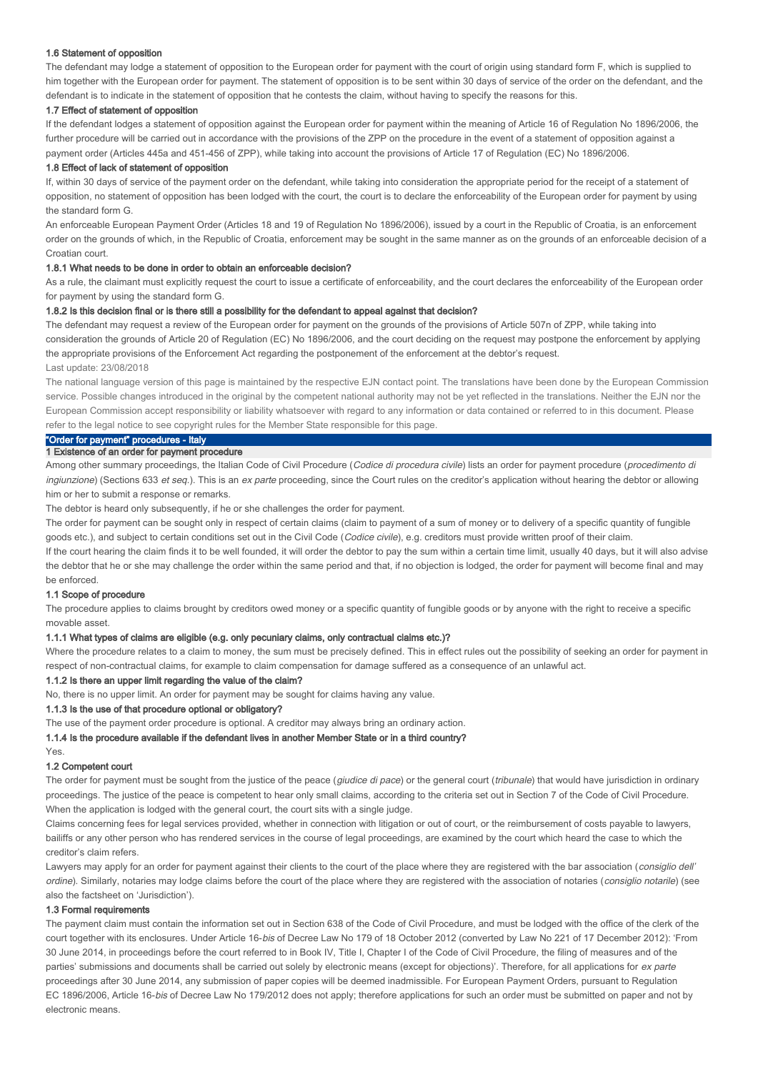#### 1.6 Statement of opposition

The defendant may lodge a statement of opposition to the European order for payment with the court of origin using standard form F, which is supplied to him together with the European order for payment. The statement of opposition is to be sent within 30 days of service of the order on the defendant, and the defendant is to indicate in the statement of opposition that he contests the claim, without having to specify the reasons for this.

#### 1.7 Effect of statement of opposition

If the defendant lodges a statement of opposition against the European order for payment within the meaning of Article 16 of Regulation No 1896/2006, the further procedure will be carried out in accordance with the provisions of the ZPP on the procedure in the event of a statement of opposition against a payment order (Articles 445a and 451-456 of ZPP), while taking into account the provisions of Article 17 of Regulation (EC) No 1896/2006.

#### 1.8 Effect of lack of statement of opposition

If, within 30 days of service of the payment order on the defendant, while taking into consideration the appropriate period for the receipt of a statement of opposition, no statement of opposition has been lodged with the court, the court is to declare the enforceability of the European order for payment by using the standard form G.

An enforceable European Payment Order (Articles 18 and 19 of Regulation No 1896/2006), issued by a court in the Republic of Croatia, is an enforcement order on the grounds of which, in the Republic of Croatia, enforcement may be sought in the same manner as on the grounds of an enforceable decision of a Croatian court.

#### 1.8.1 What needs to be done in order to obtain an enforceable decision?

As a rule, the claimant must explicitly request the court to issue a certificate of enforceability, and the court declares the enforceability of the European order for payment by using the standard form G.

#### 1.8.2 Is this decision final or is there still a possibility for the defendant to appeal against that decision?

The defendant may request a review of the European order for payment on the grounds of the provisions of Article 507n of ZPP, while taking into consideration the grounds of Article 20 of Regulation (EC) No 1896/2006, and the court deciding on the request may postpone the enforcement by applying the appropriate provisions of the Enforcement Act regarding the postponement of the enforcement at the debtor's request.

Last update: 23/08/2018

The national language version of this page is maintained by the respective EJN contact point. The translations have been done by the European Commission service. Possible changes introduced in the original by the competent national authority may not be yet reflected in the translations. Neither the EJN nor the European Commission accept responsibility or liability whatsoever with regard to any information or data contained or referred to in this document. Please refer to the legal notice to see copyright rules for the Member State responsible for this page.

## "Order for payment" procedures - Italy

### 1 Existence of an order for payment procedure

Among other summary proceedings, the Italian Code of Civil Procedure (*Codice di procedura civile*) lists an order for payment procedure (*procedimento di ingiunzione*) (Sections 633 *et seq.*). This is an *ex parte* proceeding, since the Court rules on the creditor's application without hearing the debtor or allowing him or her to submit a response or remarks.

The debtor is heard only subsequently, if he or she challenges the order for payment.

The order for payment can be sought only in respect of certain claims (claim to payment of a sum of money or to delivery of a specific quantity of fungible goods etc.), and subject to certain conditions set out in the Civil Code (*Codice civile*), e.g. creditors must provide written proof of their claim.

If the court hearing the claim finds it to be well founded, it will order the debtor to pay the sum within a certain time limit, usually 40 days, but it will also advise the debtor that he or she may challenge the order within the same period and that, if no objection is lodged, the order for payment will become final and may be enforced.

#### 1.1 Scope of procedure

The procedure applies to claims brought by creditors owed money or a specific quantity of fungible goods or by anyone with the right to receive a specific movable asset.

#### 1.1.1 What types of claims are eligible (e.g. only pecuniary claims, only contractual claims etc.)?

Where the procedure relates to a claim to money, the sum must be precisely defined. This in effect rules out the possibility of seeking an order for payment in respect of non-contractual claims, for example to claim compensation for damage suffered as a consequence of an unlawful act.

#### 1.1.2 Is there an upper limit regarding the value of the claim?

No, there is no upper limit. An order for payment may be sought for claims having any value.

#### 1.1.3 Is the use of that procedure optional or obligatory?

The use of the payment order procedure is optional. A creditor may always bring an ordinary action.

#### 1.1.4 Is the procedure available if the defendant lives in another Member State or in a third country?

Yes.

#### 1.2 Competent court

The order for payment must be sought from the justice of the peace (*giudice di pace*) or the general court (*tribunale*) that would have jurisdiction in ordinary proceedings. The justice of the peace is competent to hear only small claims, according to the criteria set out in Section 7 of the Code of Civil Procedure. When the application is lodged with the general court, the court sits with a single judge.

Claims concerning fees for legal services provided, whether in connection with litigation or out of court, or the reimbursement of costs payable to lawyers, bailiffs or any other person who has rendered services in the course of legal proceedings, are examined by the court which heard the case to which the creditor's claim refers.

Lawyers may apply for an order for payment against their clients to the court of the place where they are registered with the bar association (*consiglio dell' ordine*). Similarly, notaries may lodge claims before the court of the place where they are registered with the association of notaries (*consiglio notarile*) (see also the factsheet on 'Jurisdiction').

#### 1.3 Formal requirements

The payment claim must contain the information set out in Section 638 of the Code of Civil Procedure, and must be lodged with the office of the clerk of the court together with its enclosures. Under Article 16-*bis* of Decree Law No 179 of 18 October 2012 (converted by Law No 221 of 17 December 2012): 'From 30 June 2014, in proceedings before the court referred to in Book IV, Title I, Chapter I of the Code of Civil Procedure, the filing of measures and of the parties' submissions and documents shall be carried out solely by electronic means (except for objections)'. Therefore, for all applications for *ex parte* proceedings after 30 June 2014, any submission of paper copies will be deemed inadmissible. For European Payment Orders, pursuant to Regulation EC 1896/2006, Article 16-*bis* of Decree Law No 179/2012 does not apply; therefore applications for such an order must be submitted on paper and not by electronic means.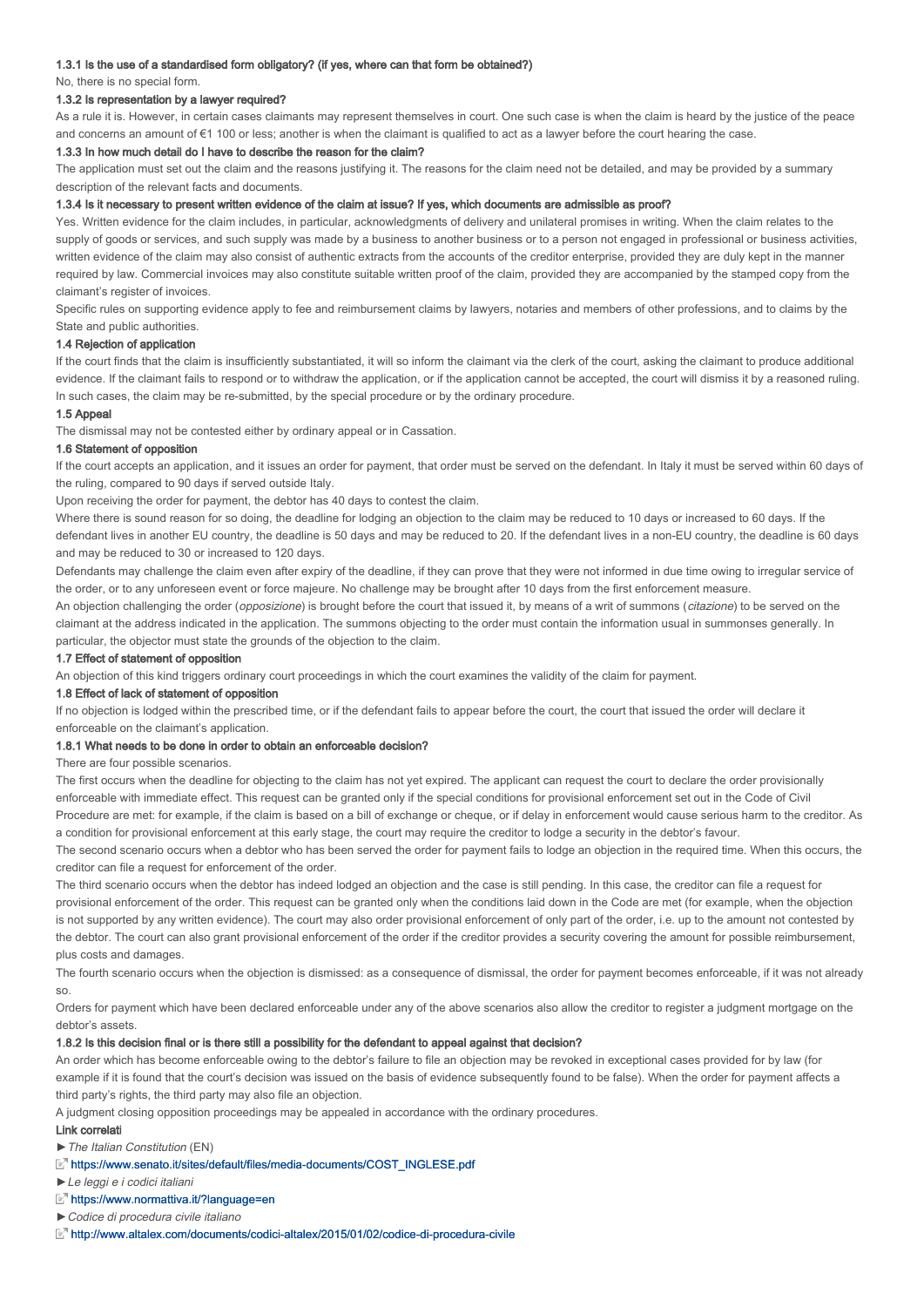#### 1.3.1 Is the use of a standardised form obligatory? (if yes, where can that form be obtained?)

No, there is no special form.

#### 1.3.2 Is representation by a lawyer required?

As a rule it is. However, in certain cases claimants may represent themselves in court. One such case is when the claim is heard by the justice of the peace and concerns an amount of €1 100 or less; another is when the claimant is qualified to act as a lawyer before the court hearing the case.

#### 1.3.3 In how much detail do I have to describe the reason for the claim?

The application must set out the claim and the reasons justifying it. The reasons for the claim need not be detailed, and may be provided by a summary description of the relevant facts and documents.

#### 1.3.4 Is it necessary to present written evidence of the claim at issue? If yes, which documents are admissible as proof?

Yes. Written evidence for the claim includes, in particular, acknowledgments of delivery and unilateral promises in writing. When the claim relates to the supply of goods or services, and such supply was made by a business to another business or to a person not engaged in professional or business activities, written evidence of the claim may also consist of authentic extracts from the accounts of the creditor enterprise, provided they are duly kept in the manner required by law. Commercial invoices may also constitute suitable written proof of the claim, provided they are accompanied by the stamped copy from the claimant's register of invoices.

Specific rules on supporting evidence apply to fee and reimbursement claims by lawyers, notaries and members of other professions, and to claims by the State and public authorities.

### 1.4 Rejection of application

If the court finds that the claim is insufficiently substantiated, it will so inform the claimant via the clerk of the court, asking the claimant to produce additional evidence. If the claimant fails to respond or to withdraw the application, or if the application cannot be accepted, the court will dismiss it by a reasoned ruling. In such cases, the claim may be re-submitted, by the special procedure or by the ordinary procedure.

### 1.5 Appeal

The dismissal may not be contested either by ordinary appeal or in Cassation.

### 1.6 Statement of opposition

If the court accepts an application, and it issues an order for payment, that order must be served on the defendant. In Italy it must be served within 60 days of the ruling, compared to 90 days if served outside Italy.

Upon receiving the order for payment, the debtor has 40 days to contest the claim.

Where there is sound reason for so doing, the deadline for lodging an objection to the claim may be reduced to 10 days or increased to 60 days. If the defendant lives in another EU country, the deadline is 50 days and may be reduced to 20. If the defendant lives in a non-EU country, the deadline is 60 days and may be reduced to 30 or increased to 120 days.

Defendants may challenge the claim even after expiry of the deadline, if they can prove that they were not informed in due time owing to irregular service of the order, or to any unforeseen event or force majeure. No challenge may be brought after 10 days from the first enforcement measure.

An objection challenging the order (*opposizione*) is brought before the court that issued it, by means of a writ of summons (*citazione*) to be served on the claimant at the address indicated in the application. The summons objecting to the order must contain the information usual in summonses generally. In particular, the objector must state the grounds of the objection to the claim.

### 1.7 Effect of statement of opposition

An objection of this kind triggers ordinary court proceedings in which the court examines the validity of the claim for payment.

### 1.8 Effect of lack of statement of opposition

If no objection is lodged within the prescribed time, or if the defendant fails to appear before the court, the court that issued the order will declare it enforceable on the claimant's application.

#### 1.8.1 What needs to be done in order to obtain an enforceable decision?

There are four possible scenarios.

The first occurs when the deadline for objecting to the claim has not yet expired. The applicant can request the court to declare the order provisionally enforceable with immediate effect. This request can be granted only if the special conditions for provisional enforcement set out in the Code of Civil Procedure are met: for example, if the claim is based on a bill of exchange or cheque, or if delay in enforcement would cause serious harm to the creditor. As a condition for provisional enforcement at this early stage, the court may require the creditor to lodge a security in the debtor's favour.

The second scenario occurs when a debtor who has been served the order for payment fails to lodge an objection in the required time. When this occurs, the creditor can file a request for enforcement of the order.

The third scenario occurs when the debtor has indeed lodged an objection and the case is still pending. In this case, the creditor can file a request for provisional enforcement of the order. This request can be granted only when the conditions laid down in the Code are met (for example, when the objection is not supported by any written evidence). The court may also order provisional enforcement of only part of the order, i.e. up to the amount not contested by the debtor. The court can also grant provisional enforcement of the order if the creditor provides a security covering the amount for possible reimbursement, plus costs and damages.

The fourth scenario occurs when the objection is dismissed: as a consequence of dismissal, the order for payment becomes enforceable, if it was not already so.

Orders for payment which have been declared enforceable under any of the above scenarios also allow the creditor to register a judgment mortgage on the debtor's assets.

#### 1.8.2 Is this decision final or is there still a possibility for the defendant to appeal against that decision?

An order which has become enforceable owing to the debtor's failure to file an objection may be revoked in exceptional cases provided for by law (for example if it is found that the court's decision was issued on the basis of evidence subsequently found to be false). When the order for payment affects a third party's rights, the third party may also file an objection.

A judgment closing opposition proceedings may be appealed in accordance with the ordinary procedures.

**Link correlati**

►*The Italian Constitution* (EN)

https://www.senato.it/sites/default/files/media-documents/COST_INGLESE.pdf

►*Le leggi e i codici italiani*

https://www.normattiva.it/?language=en

►*Codice di procedura civile italiano*

http://www.altalex.com/documents/codici-altalex/2015/01/02/codice-di-procedura-civile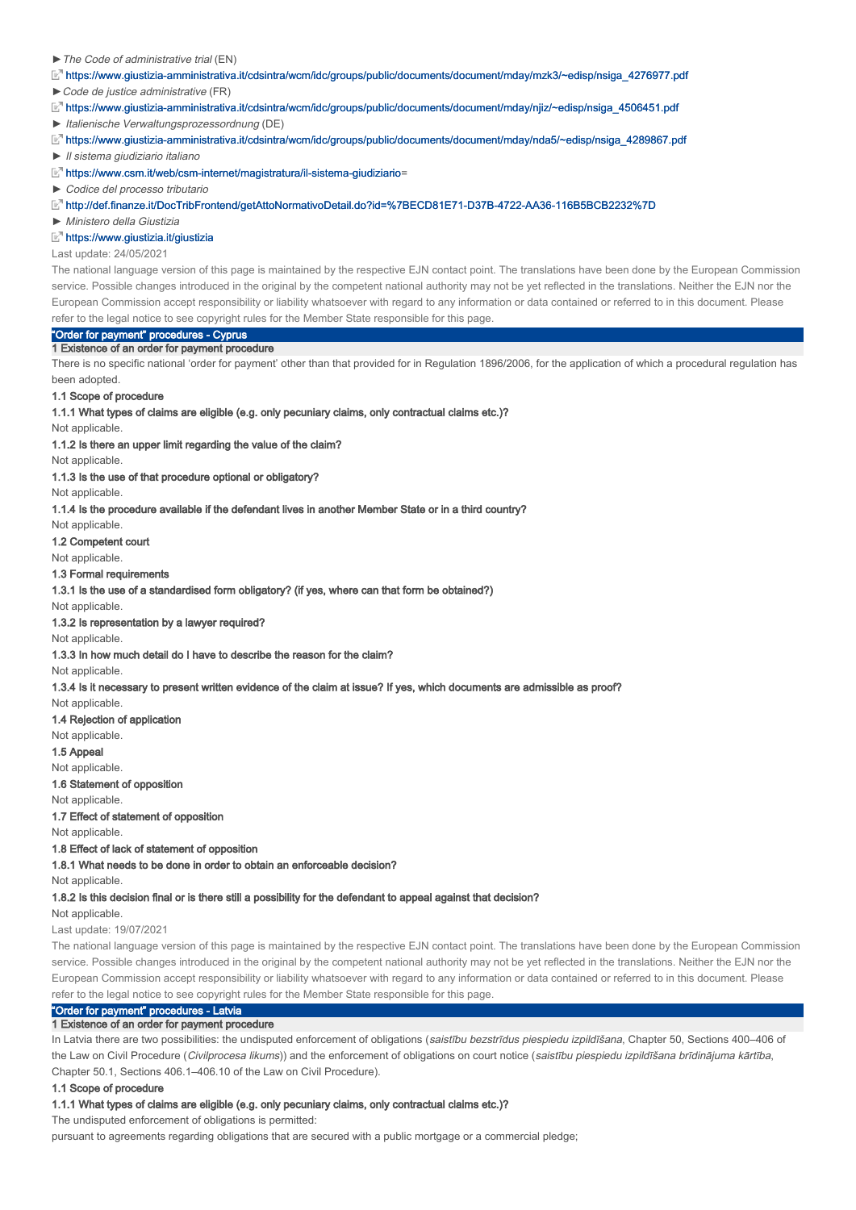► *The Code of administrative trial* (EN)

https://www.giustizia-amministrativa.it/cdsintra/wcm/idc/groups/public/documents/document/mday/mzk3/~edisp/nsiga_4276977.pdf

► *Code de justice administrative* (FR)

https://www.giustizia-amministrativa.it/cdsintra/wcm/idc/groups/public/documents/document/mday/njiz/~edisp/nsiga_4506451.pdf

► *Italienische Verwaltungsprozessordnung* (DE)

https://www.giustizia-amministrativa.it/cdsintra/wcm/idc/groups/public/documents/document/mday/nda5/~edisp/nsiga_4289867.pdf

► *Il sistema giudiziario italiano*

https://www.csm.it/web/csm-internet/magistratura/il-sistema-giudiziario=

► *Codice del processo tributario*

http://def.finanze.it/DocTribFrontend/getAttoNormativoDetail.do?id=%7BECD81E71-D37B-4722-AA36-116B5BCB2232%7D

► *Ministero della Giustizia*

https://www.giustizia.it/giustizia

Last update: 24/05/2021

The national language version of this page is maintained by the respective EJN contact point. The translations have been done by the European Commission service. Possible changes introduced in the original by the competent national authority may not be yet reflected in the translations. Neither the EJN nor the European Commission accept responsibility or liability whatsoever with regard to any information or data contained or referred to in this document. Please refer to the legal notice to see copyright rules for the Member State responsible for this page.

## "Order for payment" procedures - Cyprus

### 1 Existence of an order for payment procedure

There is no specific national 'order for payment' other than that provided for in Regulation 1896/2006, for the application of which a procedural regulation has been adopted.

#### 1.1 Scope of procedure

**1.1.1 What types of claims are eligible (e.g. only pecuniary claims, only contractual claims etc.)?**

Not applicable.

**1.1.2 Is there an upper limit regarding the value of the claim?**

Not applicable.

**1.1.3 Is the use of that procedure optional or obligatory?**

Not applicable.

**1.1.4 Is the procedure available if the defendant lives in another Member State or in a third country?**

Not applicable.

#### 1.2 Competent court

Not applicable.

#### 1.3 Formal requirements

**1.3.1 Is the use of a standardised form obligatory? (if yes, where can that form be obtained?)**

Not applicable.

**1.3.2 Is representation by a lawyer required?**

Not applicable.

**1.3.3 In how much detail do I have to describe the reason for the claim?**

Not applicable.

**1.3.4 Is it necessary to present written evidence of the claim at issue? If yes, which documents are admissible as proof?**

Not applicable.

#### 1.4 Rejection of application

Not applicable.

#### 1.5 Appeal

Not applicable.

#### 1.6 Statement of opposition

Not applicable.

#### 1.7 Effect of statement of opposition

Not applicable.

#### 1.8 Effect of lack of statement of opposition

**1.8.1 What needs to be done in order to obtain an enforceable decision?**

Not applicable.

**1.8.2 Is this decision final or is there still a possibility for the defendant to appeal against that decision?**

Not applicable.

Last update: 19/07/2021

The national language version of this page is maintained by the respective EJN contact point. The translations have been done by the European Commission service. Possible changes introduced in the original by the competent national authority may not be yet reflected in the translations. Neither the EJN nor the European Commission accept responsibility or liability whatsoever with regard to any information or data contained or referred to in this document. Please refer to the legal notice to see copyright rules for the Member State responsible for this page.

## "Order for payment" procedures - Latvia

### 1 Existence of an order for payment procedure

In Latvia there are two possibilities: the undisputed enforcement of obligations (*saistību bezstrīdus piespiedu izpildīšana*, Chapter 50, Sections 400–406 of the Law on Civil Procedure (*Civilprocesa likums*)) and the enforcement of obligations on court notice (*saistību piespiedu izpildīšana brīdinājuma kārtībā*, Chapter 50.1, Sections 406.1–406.10 of the Law on Civil Procedure).

#### 1.1 Scope of procedure

**1.1.1 What types of claims are eligible (e.g. only pecuniary claims, only contractual claims etc.)?**

The undisputed enforcement of obligations is permitted:

pursuant to agreements regarding obligations that are secured with a public mortgage or a commercial pledge;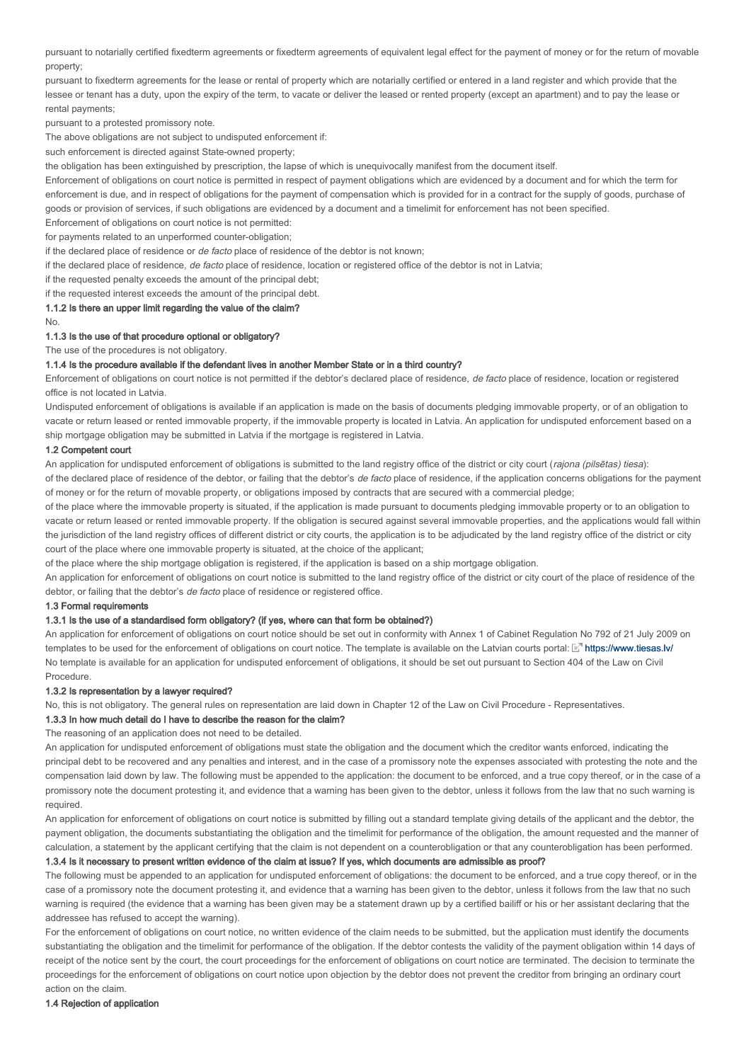pursuant to notarially certified fixedterm agreements or fixedterm agreements of equivalent legal effect for the payment of money or for the return of movable property;

pursuant to fixedterm agreements for the lease or rental of property which are notarially certified or entered in a land register and which provide that the lessee or tenant has a duty, upon the expiry of the term, to vacate or deliver the leased or rented property (except an apartment) and to pay the lease or rental payments;

pursuant to a protested promissory note.

The above obligations are not subject to undisputed enforcement if:

such enforcement is directed against State-owned property;

the obligation has been extinguished by prescription, the lapse of which is unequivocally manifest from the document itself.

Enforcement of obligations on court notice is permitted in respect of payment obligations which are evidenced by a document and for which the term for enforcement is due, and in respect of obligations for the payment of compensation which is provided for in a contract for the supply of goods, purchase of goods or provision of services, if such obligations are evidenced by a document and a timelimit for enforcement has not been specified.

Enforcement of obligations on court notice is not permitted:

for payments related to an unperformed counter-obligation;

if the declared place of residence or *de facto* place of residence of the debtor is not known;

if the declared place of residence, *de facto* place of residence, location or registered office of the debtor is not in Latvia;

if the requested penalty exceeds the amount of the principal debt;

if the requested interest exceeds the amount of the principal debt.

#### 1.1.2 Is there an upper limit regarding the value of the claim?

No.

#### 1.1.3 Is the use of that procedure optional or obligatory?

The use of the procedures is not obligatory.

#### 1.1.4 Is the procedure available if the defendant lives in another Member State or in a third country?

Enforcement of obligations on court notice is not permitted if the debtor's declared place of residence, *de facto* place of residence, location or registered office is not located in Latvia.

Undisputed enforcement of obligations is available if an application is made on the basis of documents pledging immovable property, or of an obligation to vacate or return leased or rented immovable property, if the immovable property is located in Latvia. An application for undisputed enforcement based on a ship mortgage obligation may be submitted in Latvia if the mortgage is registered in Latvia.

### 1.2 Competent court

An application for undisputed enforcement of obligations is submitted to the land registry office of the district or city court (*rajona (pilsētas) tiesa*):

of the declared place of residence of the debtor, or failing that the debtor's *de facto* place of residence, if the application concerns obligations for the payment of money or for the return of movable property, or obligations imposed by contracts that are secured with a commercial pledge;

of the place where the immovable property is situated, if the application is made pursuant to documents pledging immovable property or to an obligation to vacate or return leased or rented immovable property. If the obligation is secured against several immovable properties, and the applications would fall within the jurisdiction of the land registry offices of different district or city courts, the application is to be adjudicated by the land registry office of the district or city court of the place where one immovable property is situated, at the choice of the applicant;

of the place where the ship mortgage obligation is registered, if the application is based on a ship mortgage obligation.

An application for enforcement of obligations on court notice is submitted to the land registry office of the district or city court of the place of residence of the debtor, or failing that the debtor's *de facto* place of residence or registered office.

### 1.3 Formal requirements

#### 1.3.1 Is the use of a standardised form obligatory? (if yes, where can that form be obtained?)

An application for enforcement of obligations on court notice should be set out in conformity with Annex 1 of Cabinet Regulation No 792 of 21 July 2009 on templates to be used for the enforcement of obligations on court notice. The template is available on the Latvian courts portal: https://www.tiesas.lv/

No template is available for an application for undisputed enforcement of obligations, it should be set out pursuant to Section 404 of the Law on Civil Procedure.

#### 1.3.2 Is representation by a lawyer required?

No, this is not obligatory. The general rules on representation are laid down in Chapter 12 of the Law on Civil Procedure - Representatives.

#### 1.3.3 In how much detail do I have to describe the reason for the claim?

The reasoning of an application does not need to be detailed.

An application for undisputed enforcement of obligations must state the obligation and the document which the creditor wants enforced, indicating the principal debt to be recovered and any penalties and interest, and in the case of a promissory note the expenses associated with protesting the note and the compensation laid down by law. The following must be appended to the application: the document to be enforced, and a true copy thereof, or in the case of a promissory note the document protesting it, and evidence that a warning has been given to the debtor, unless it follows from the law that no such warning is required.

An application for enforcement of obligations on court notice is submitted by filling out a standard template giving details of the applicant and the debtor, the payment obligation, the documents substantiating the obligation and the timelimit for performance of the obligation, the amount requested and the manner of calculation, a statement by the applicant certifying that the claim is not dependent on a counterobligation or that any counterobligation has been performed.

#### 1.3.4 Is it necessary to present written evidence of the claim at issue? If yes, which documents are admissible as proof?

The following must be appended to an application for undisputed enforcement of obligations: the document to be enforced, and a true copy thereof, or in the case of a promissory note the document protesting it, and evidence that a warning has been given to the debtor, unless it follows from the law that no such warning is required (the evidence that a warning has been given may be a statement drawn up by a certified bailiff or his or her assistant declaring that the addressee has refused to accept the warning).

For the enforcement of obligations on court notice, no written evidence of the claim needs to be submitted, but the application must identify the documents substantiating the obligation and the timelimit for performance of the obligation. If the debtor contests the validity of the payment obligation within 14 days of receipt of the notice sent by the court, the court proceedings for the enforcement of obligations on court notice are terminated. The decision to terminate the proceedings for the enforcement of obligations on court notice upon objection by the debtor does not prevent the creditor from bringing an ordinary court action on the claim.

### 1.4 Rejection of application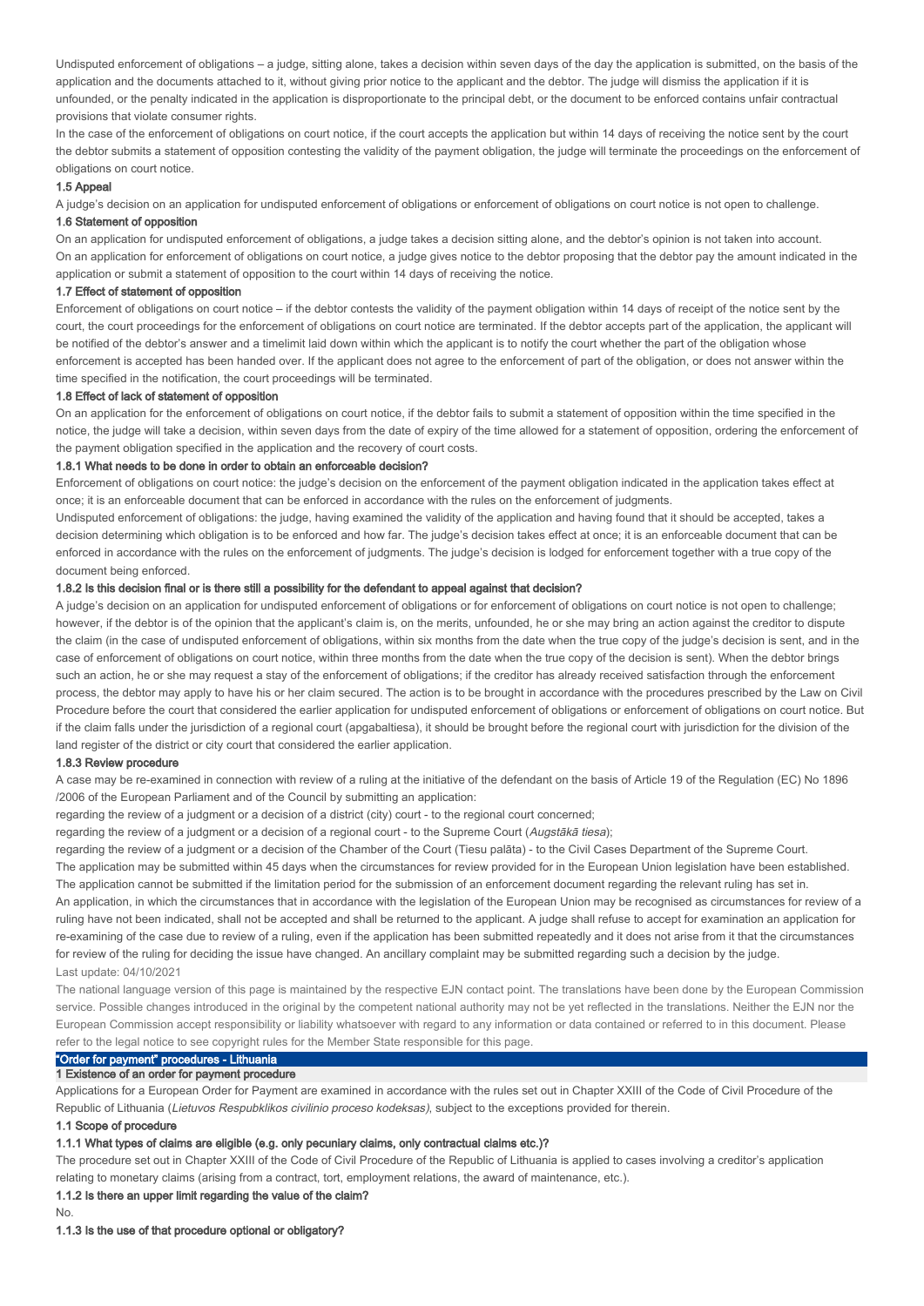Undisputed enforcement of obligations – a judge, sitting alone, takes a decision within seven days of the day the application is submitted, on the basis of the application and the documents attached to it, without giving prior notice to the applicant and the debtor. The judge will dismiss the application if it is unfounded, or the penalty indicated in the application is disproportionate to the principal debt, or the document to be enforced contains unfair contractual provisions that violate consumer rights.

In the case of the enforcement of obligations on court notice, if the court accepts the application but within 14 days of receiving the notice sent by the court the debtor submits a statement of opposition contesting the validity of the payment obligation, the judge will terminate the proceedings on the enforcement of obligations on court notice.

#### 1.5 Appeal

A judge's decision on an application for undisputed enforcement of obligations or enforcement of obligations on court notice is not open to challenge.

#### 1.6 Statement of opposition

On an application for undisputed enforcement of obligations, a judge takes a decision sitting alone, and the debtor's opinion is not taken into account.

On an application for enforcement of obligations on court notice, a judge gives notice to the debtor proposing that the debtor pay the amount indicated in the application or submit a statement of opposition to the court within 14 days of receiving the notice.

#### 1.7 Effect of statement of opposition

Enforcement of obligations on court notice – if the debtor contests the validity of the payment obligation within 14 days of receipt of the notice sent by the court, the court proceedings for the enforcement of obligations on court notice are terminated. If the debtor accepts part of the application, the applicant will be notified of the debtor's answer and a timelimit laid down within which the applicant is to notify the court whether the part of the obligation whose enforcement is accepted has been handed over. If the applicant does not agree to the enforcement of part of the obligation, or does not answer within the time specified in the notification, the court proceedings will be terminated.

#### 1.8 Effect of lack of statement of opposition

On an application for the enforcement of obligations on court notice, if the debtor fails to submit a statement of opposition within the time specified in the notice, the judge will take a decision, within seven days from the date of expiry of the time allowed for a statement of opposition, ordering the enforcement of the payment obligation specified in the application and the recovery of court costs.

#### 1.8.1 What needs to be done in order to obtain an enforceable decision?

Enforcement of obligations on court notice: the judge's decision on the enforcement of the payment obligation indicated in the application takes effect at once; it is an enforceable document that can be enforced in accordance with the rules on the enforcement of judgments.

Undisputed enforcement of obligations: the judge, having examined the validity of the application and having found that it should be accepted, takes a decision determining which obligation is to be enforced and how far. The judge's decision takes effect at once; it is an enforceable document that can be enforced in accordance with the rules on the enforcement of judgments. The judge's decision is lodged for enforcement together with a true copy of the document being enforced.

#### 1.8.2 Is this decision final or is there still a possibility for the defendant to appeal against that decision?

A judge's decision on an application for undisputed enforcement of obligations or for enforcement of obligations on court notice is not open to challenge; however, if the debtor is of the opinion that the applicant's claim is, on the merits, unfounded, he or she may bring an action against the creditor to dispute the claim (in the case of undisputed enforcement of obligations, within six months from the date when the true copy of the judge's decision is sent, and in the case of enforcement of obligations on court notice, within three months from the date when the true copy of the decision is sent). When the debtor brings such an action, he or she may request a stay of the enforcement of obligations; if the creditor has already received satisfaction through the enforcement process, the debtor may apply to have his or her claim secured. The action is to be brought in accordance with the procedures prescribed by the Law on Civil Procedure before the court that considered the earlier application for undisputed enforcement of obligations or enforcement of obligations on court notice. But if the claim falls under the jurisdiction of a regional court (apgabaltiesa), it should be brought before the regional court with jurisdiction for the division of the land register of the district or city court that considered the earlier application.

#### 1.8.3 Review procedure

A case may be re-examined in connection with review of a ruling at the initiative of the defendant on the basis of Article 19 of the Regulation (EC) No 1896 /2006 of the European Parliament and of the Council by submitting an application:

regarding the review of a judgment or a decision of a district (city) court - to the regional court concerned;

regarding the review of a judgment or a decision of a regional court - to the Supreme Court (*Augstākā tiesa*);

regarding the review of a judgment or a decision of the Chamber of the Court (Tiesu palāta) - to the Civil Cases Department of the Supreme Court.

The application may be submitted within 45 days when the circumstances for review provided for in the European Union legislation have been established. The application cannot be submitted if the limitation period for the submission of an enforcement document regarding the relevant ruling has set in.

An application, in which the circumstances that in accordance with the legislation of the European Union may be recognised as circumstances for review of a ruling have not been indicated, shall not be accepted and shall be returned to the applicant. A judge shall refuse to accept for examination an application for re-examining of the case due to review of a ruling, even if the application has been submitted repeatedly and it does not arise from it that the circumstances for review of the ruling for deciding the issue have changed. An ancillary complaint may be submitted regarding such a decision by the judge.

Last update: 04/10/2021

The national language version of this page is maintained by the respective EJN contact point. The translations have been done by the European Commission service. Possible changes introduced in the original by the competent national authority may not be yet reflected in the translations. Neither the EJN nor the European Commission accept responsibility or liability whatsoever with regard to any information or data contained or referred to in this document. Please refer to the legal notice to see copyright rules for the Member State responsible for this page.

## "Order for payment" procedures - Lithuania

### 1 Existence of an order for payment procedure

Applications for a European Order for Payment are examined in accordance with the rules set out in Chapter XXIII of the Code of Civil Procedure of the Republic of Lithuania (*Lietuvos Respublikos civilinio proceso kodeksas*), subject to the exceptions provided for therein.

#### 1.1 Scope of procedure

#### 1.1.1 What types of claims are eligible (e.g. only pecuniary claims, only contractual claims etc.)?

The procedure set out in Chapter XXIII of the Code of Civil Procedure of the Republic of Lithuania is applied to cases involving a creditor's application relating to monetary claims (arising from a contract, tort, employment relations, the award of maintenance, etc.).

#### 1.1.2 Is there an upper limit regarding the value of the claim?

No.

#### 1.1.3 Is the use of that procedure optional or obligatory?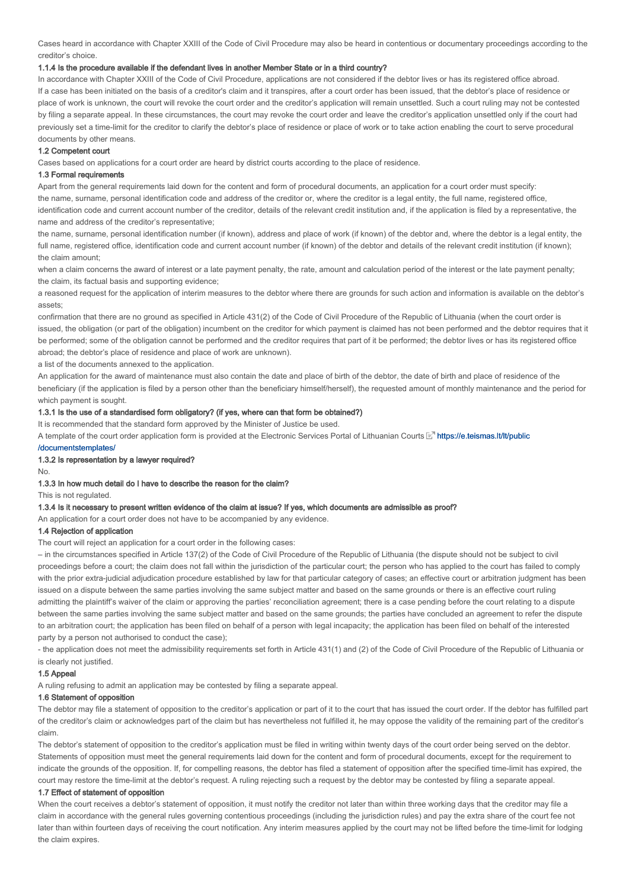Cases heard in accordance with Chapter XXIII of the Code of Civil Procedure may also be heard in contentious or documentary proceedings according to the creditor's choice.

#### 1.1.4 Is the procedure available if the defendant lives in another Member State or in a third country?

In accordance with Chapter XXIII of the Code of Civil Procedure, applications are not considered if the debtor lives or has its registered office abroad.

If a case has been initiated on the basis of a creditor's claim and it transpires, after a court order has been issued, that the debtor's place of residence or place of work is unknown, the court will revoke the court order and the creditor's application will remain unsettled. Such a court ruling may not be contested by filing a separate appeal. In these circumstances, the court may revoke the court order and leave the creditor's application unsettled only if the court had previously set a time-limit for the creditor to clarify the debtor's place of residence or place of work or to take action enabling the court to serve procedural documents by other means.

### 1.2 Competent court

Cases based on applications for a court order are heard by district courts according to the place of residence.

### 1.3 Formal requirements

Apart from the general requirements laid down for the content and form of procedural documents, an application for a court order must specify:

the name, surname, personal identification code and address of the creditor or, where the creditor is a legal entity, the full name, registered office, identification code and current account number of the creditor, details of the relevant credit institution and, if the application is filed by a representative, the name and address of the creditor's representative;

the name, surname, personal identification number (if known), address and place of work (if known) of the debtor and, where the debtor is a legal entity, the full name, registered office, identification code and current account number (if known) of the debtor and details of the relevant credit institution (if known);

the claim amount;

when a claim concerns the award of interest or a late payment penalty, the rate, amount and calculation period of the interest or the late payment penalty;

the claim, its factual basis and supporting evidence;

a reasoned request for the application of interim measures to the debtor where there are grounds for such action and information is available on the debtor's assets;

confirmation that there are no ground as specified in Article 431(2) of the Code of Civil Procedure of the Republic of Lithuania (when the court order is issued, the obligation (or part of the obligation) incumbent on the creditor for which payment is claimed has not been performed and the debtor requires that it be performed; some of the obligation cannot be performed and the creditor requires that part of it be performed; the debtor lives or has its registered office abroad; the debtor's place of residence and place of work are unknown).

a list of the documents annexed to the application.

An application for the award of maintenance must also contain the date and place of birth of the debtor, the date of birth and place of residence of the beneficiary (if the application is filed by a person other than the beneficiary himself/herself), the requested amount of monthly maintenance and the period for which payment is sought.

#### 1.3.1 Is the use of a standardised form obligatory? (if yes, where can that form be obtained?)

It is recommended that the standard form approved by the Minister of Justice be used.

A template of the court order application form is provided at the Electronic Services Portal of Lithuanian Courts https://e.teismas.lt/lt/public/documentstemplates/

#### 1.3.2 Is representation by a lawyer required?

No.

#### 1.3.3 In how much detail do I have to describe the reason for the claim?

This is not regulated.

#### 1.3.4 Is it necessary to present written evidence of the claim at issue? If yes, which documents are admissible as proof?

An application for a court order does not have to be accompanied by any evidence.

### 1.4 Rejection of application

The court will reject an application for a court order in the following cases:

– in the circumstances specified in Article 137(2) of the Code of Civil Procedure of the Republic of Lithuania (the dispute should not be subject to civil proceedings before a court; the claim does not fall within the jurisdiction of the particular court; the person who has applied to the court has failed to comply with the prior extra-judicial adjudication procedure established by law for that particular category of cases; an effective court or arbitration judgment has been issued on a dispute between the same parties involving the same subject matter and based on the same grounds or there is an effective court ruling admitting the plaintiff's waiver of the claim or approving the parties' reconciliation agreement; there is a case pending before the court relating to a dispute between the same parties involving the same subject matter and based on the same grounds; the parties have concluded an agreement to refer the dispute to an arbitration court; the application has been filed on behalf of a person with legal incapacity; the application has been filed on behalf of the interested party by a person not authorised to conduct the case);

- the application does not meet the admissibility requirements set forth in Article 431(1) and (2) of the Code of Civil Procedure of the Republic of Lithuania or is clearly not justified.

### 1.5 Appeal

A ruling refusing to admit an application may be contested by filing a separate appeal.

### 1.6 Statement of opposition

The debtor may file a statement of opposition to the creditor's application or part of it to the court that has issued the court order. If the debtor has fulfilled part of the creditor's claim or acknowledges part of the claim but has nevertheless not fulfilled it, he may oppose the validity of the remaining part of the creditor's claim.

The debtor's statement of opposition to the creditor's application must be filed in writing within twenty days of the court order being served on the debtor. Statements of opposition must meet the general requirements laid down for the content and form of procedural documents, except for the requirement to indicate the grounds of the opposition. If, for compelling reasons, the debtor has filed a statement of opposition after the specified time-limit has expired, the court may restore the time-limit at the debtor's request. A ruling rejecting such a request by the debtor may be contested by filing a separate appeal.

### 1.7 Effect of statement of opposition

When the court receives a debtor's statement of opposition, it must notify the creditor not later than within three working days that the creditor may file a claim in accordance with the general rules governing contentious proceedings (including the jurisdiction rules) and pay the extra share of the court fee not later than within fourteen days of receiving the court notification. Any interim measures applied by the court may not be lifted before the time-limit for lodging the claim expires.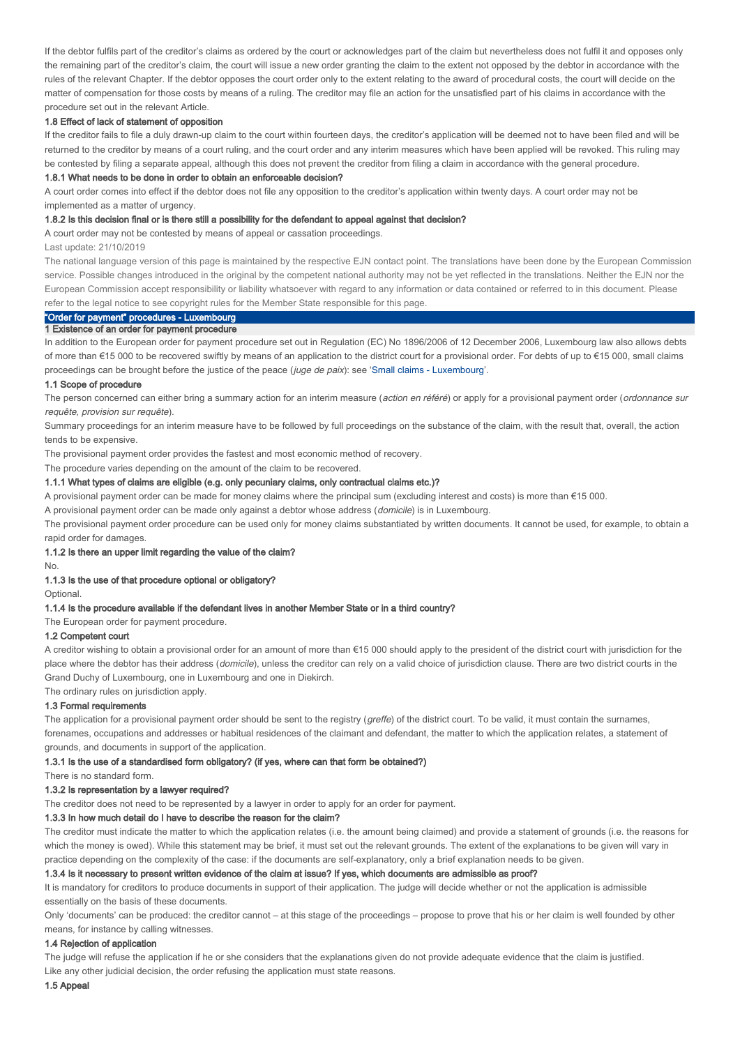If the debtor fulfils part of the creditor's claims as ordered by the court or acknowledges part of the claim but nevertheless does not fulfil it and opposes only the remaining part of the creditor's claim, the court will issue a new order granting the claim to the extent not opposed by the debtor in accordance with the rules of the relevant Chapter. If the debtor opposes the court order only to the extent relating to the award of procedural costs, the court will decide on the matter of compensation for those costs by means of a ruling. The creditor may file an action for the unsatisfied part of his claims in accordance with the procedure set out in the relevant Article.

### 1.8 Effect of lack of statement of opposition

If the creditor fails to file a duly drawn-up claim to the court within fourteen days, the creditor's application will be deemed not to have been filed and will be returned to the creditor by means of a court ruling, and the court order and any interim measures which have been applied will be revoked. This ruling may be contested by filing a separate appeal, although this does not prevent the creditor from filing a claim in accordance with the general procedure.

#### 1.8.1 What needs to be done in order to obtain an enforceable decision?

A court order comes into effect if the debtor does not file any opposition to the creditor's application within twenty days. A court order may not be implemented as a matter of urgency.

#### 1.8.2 Is this decision final or is there still a possibility for the defendant to appeal against that decision?

A court order may not be contested by means of appeal or cassation proceedings.

Last update: 21/10/2019

The national language version of this page is maintained by the respective EJN contact point. The translations have been done by the European Commission service. Possible changes introduced in the original by the competent national authority may not be yet reflected in the translations. Neither the EJN nor the European Commission accept responsibility or liability whatsoever with regard to any information or data contained or referred to in this document. Please refer to the legal notice to see copyright rules for the Member State responsible for this page.

# "Order for payment" procedures - Luxembourg

## 1 Existence of an order for payment procedure

In addition to the European order for payment procedure set out in Regulation (EC) No 1896/2006 of 12 December 2006, Luxembourg law also allows debts of more than €15 000 to be recovered swiftly by means of an application to the district court for a provisional order. For debts of up to €15 000, small claims proceedings can be brought before the justice of the peace (*juge de paix*): see 'Small claims - Luxembourg'.

### 1.1 Scope of procedure

The person concerned can either bring a summary action for an interim measure (*action en référé*) or apply for a provisional payment order (*ordonnance sur requête, provision sur requête*).

Summary proceedings for an interim measure have to be followed by full proceedings on the substance of the claim, with the result that, overall, the action tends to be expensive.

The provisional payment order provides the fastest and most economic method of recovery.

The procedure varies depending on the amount of the claim to be recovered.

#### 1.1.1 What types of claims are eligible (e.g. only pecuniary claims, only contractual claims etc.)?

A provisional payment order can be made for money claims where the principal sum (excluding interest and costs) is more than €15 000.

A provisional payment order can be made only against a debtor whose address (*domicile*) is in Luxembourg.

The provisional payment order procedure can be used only for money claims substantiated by written documents. It cannot be used, for example, to obtain a rapid order for damages.

#### 1.1.2 Is there an upper limit regarding the value of the claim?

No.

#### 1.1.3 Is the use of that procedure optional or obligatory?

Optional.

#### 1.1.4 Is the procedure available if the defendant lives in another Member State or in a third country?

The European order for payment procedure.

### 1.2 Competent court

A creditor wishing to obtain a provisional order for an amount of more than €15 000 should apply to the president of the district court with jurisdiction for the place where the debtor has their address (*domicile*), unless the creditor can rely on a valid choice of jurisdiction clause. There are two district courts in the Grand Duchy of Luxembourg, one in Luxembourg and one in Diekirch.

The ordinary rules on jurisdiction apply.

### 1.3 Formal requirements

The application for a provisional payment order should be sent to the registry (*greffe*) of the district court. To be valid, it must contain the surnames, forenames, occupations and addresses or habitual residences of the claimant and defendant, the matter to which the application relates, a statement of grounds, and documents in support of the application.

#### 1.3.1 Is the use of a standardised form obligatory? (if yes, where can that form be obtained?)

There is no standard form.

#### 1.3.2 Is representation by a lawyer required?

The creditor does not need to be represented by a lawyer in order to apply for an order for payment.

#### 1.3.3 In how much detail do I have to describe the reason for the claim?

The creditor must indicate the matter to which the application relates (i.e. the amount being claimed) and provide a statement of grounds (i.e. the reasons for which the money is owed). While this statement may be brief, it must set out the relevant grounds. The extent of the explanations to be given will vary in practice depending on the complexity of the case: if the documents are self-explanatory, only a brief explanation needs to be given.

#### 1.3.4 Is it necessary to present written evidence of the claim at issue? If yes, which documents are admissible as proof?

It is mandatory for creditors to produce documents in support of their application. The judge will decide whether or not the application is admissible essentially on the basis of these documents.

Only 'documents' can be produced: the creditor cannot – at this stage of the proceedings – propose to prove that his or her claim is well founded by other means, for instance by calling witnesses.

### 1.4 Rejection of application

The judge will refuse the application if he or she considers that the explanations given do not provide adequate evidence that the claim is justified.

Like any other judicial decision, the order refusing the application must state reasons.

### 1.5 Appeal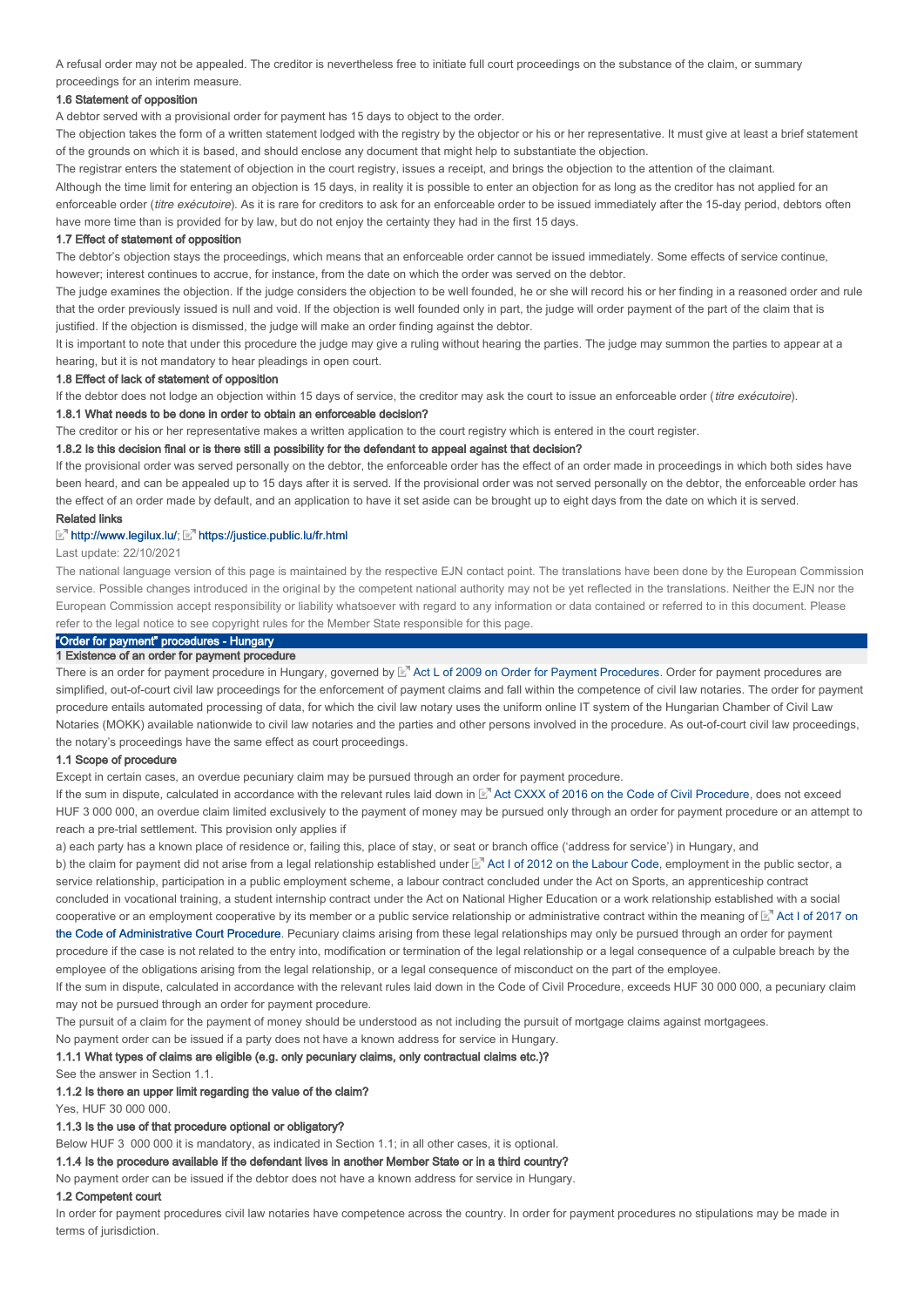A refusal order may not be appealed. The creditor is nevertheless free to initiate full court proceedings on the substance of the claim, or summary proceedings for an interim measure.

#### 1.6 Statement of opposition

A debtor served with a provisional order for payment has 15 days to object to the order.

The objection takes the form of a written statement lodged with the registry by the objector or his or her representative. It must give at least a brief statement of the grounds on which it is based, and should enclose any document that might help to substantiate the objection.

The registrar enters the statement of objection in the court registry, issues a receipt, and brings the objection to the attention of the claimant.

Although the time limit for entering an objection is 15 days, in reality it is possible to enter an objection for as long as the creditor has not applied for an enforceable order (*titre exécutoire*). As it is rare for creditors to ask for an enforceable order to be issued immediately after the 15-day period, debtors often have more time than is provided for by law, but do not enjoy the certainty they had in the first 15 days.

#### 1.7 Effect of statement of opposition

The debtor's objection stays the proceedings, which means that an enforceable order cannot be issued immediately. Some effects of service continue, however; interest continues to accrue, for instance, from the date on which the order was served on the debtor.

The judge examines the objection. If the judge considers the objection to be well founded, he or she will record his or her finding in a reasoned order and rule that the order previously issued is null and void. If the objection is well founded only in part, the judge will order payment of the part of the claim that is justified. If the objection is dismissed, the judge will make an order finding against the debtor.

It is important to note that under this procedure the judge may give a ruling without hearing the parties. The judge may summon the parties to appear at a hearing, but it is not mandatory to hear pleadings in open court.

#### 1.8 Effect of lack of statement of opposition

If the debtor does not lodge an objection within 15 days of service, the creditor may ask the court to issue an enforceable order (*titre exécutoire*).

#### 1.8.1 What needs to be done in order to obtain an enforceable decision?

The creditor or his or her representative makes a written application to the court registry which is entered in the court register.

#### 1.8.2 Is this decision final or is there still a possibility for the defendant to appeal against that decision?

If the provisional order was served personally on the debtor, the enforceable order has the effect of an order made in proceedings in which both sides have been heard, and can be appealed up to 15 days after it is served. If the provisional order was not served personally on the debtor, the enforceable order has the effect of an order made by default, and an application to have it set aside can be brought up to eight days from the date on which it is served.

#### Related links

http://www.legilux.lu/; https://justice.public.lu/fr.html

Last update: 22/10/2021

The national language version of this page is maintained by the respective EJN contact point. The translations have been done by the European Commission service. Possible changes introduced in the original by the competent national authority may not be yet reflected in the translations. Neither the EJN nor the European Commission accept responsibility or liability whatsoever with regard to any information or data contained or referred to in this document. Please refer to the legal notice to see copyright rules for the Member State responsible for this page.

## "Order for payment" procedures - Hungary

### 1 Existence of an order for payment procedure

There is an order for payment procedure in Hungary, governed by Act L of 2009 on Order for Payment Procedures. Order for payment procedures are simplified, out-of-court civil law proceedings for the enforcement of payment claims and fall within the competence of civil law notaries. The order for payment procedure entails automated processing of data, for which the civil law notary uses the uniform online IT system of the Hungarian Chamber of Civil Law Notaries (MOKK) available nationwide to civil law notaries and the parties and other persons involved in the procedure. As out-of-court civil law proceedings, the notary's proceedings have the same effect as court proceedings.

#### 1.1 Scope of procedure

Except in certain cases, an overdue pecuniary claim may be pursued through an order for payment procedure.

If the sum in dispute, calculated in accordance with the relevant rules laid down in Act CXXX of 2016 on the Code of Civil Procedure, does not exceed HUF 3 000 000, an overdue claim limited exclusively to the payment of money may be pursued only through an order for payment procedure or an attempt to reach a pre-trial settlement. This provision only applies if

a) each party has a known place of residence or, failing this, place of stay, or seat or branch office ('address for service') in Hungary, and

b) the claim for payment did not arise from a legal relationship established under Act I of 2012 on the Labour Code, employment in the public sector, a service relationship, participation in a public employment scheme, a labour contract concluded under the Act on Sports, an apprenticeship contract concluded in vocational training, a student internship contract under the Act on National Higher Education or a work relationship established with a social cooperative or an employment cooperative by its member or a public service relationship or administrative contract within the meaning of Act I of 2017 on the Code of Administrative Court Procedure. Pecuniary claims arising from these legal relationships may only be pursued through an order for payment procedure if the case is not related to the entry into, modification or termination of the legal relationship or a legal consequence of a culpable breach by the employee of the obligations arising from the legal relationship, or a legal consequence of misconduct on the part of the employee.

If the sum in dispute, calculated in accordance with the relevant rules laid down in the Code of Civil Procedure, exceeds HUF 30 000 000, a pecuniary claim may not be pursued through an order for payment procedure.

The pursuit of a claim for the payment of money should be understood as not including the pursuit of mortgage claims against mortgagees.

No payment order can be issued if a party does not have a known address for service in Hungary.

#### 1.1.1 What types of claims are eligible (e.g. only pecuniary claims, only contractual claims etc.)?

See the answer in Section 1.1.

#### 1.1.2 Is there an upper limit regarding the value of the claim?

Yes, HUF 30 000 000.

#### 1.1.3 Is the use of that procedure optional or obligatory?

Below HUF 3 000 000 it is mandatory, as indicated in Section 1.1; in all other cases, it is optional.

#### 1.1.4 Is the procedure available if the defendant lives in another Member State or in a third country?

No payment order can be issued if the debtor does not have a known address for service in Hungary.

#### 1.2 Competent court

In order for payment procedures civil law notaries have competence across the country. In order for payment procedures no stipulations may be made in terms of jurisdiction.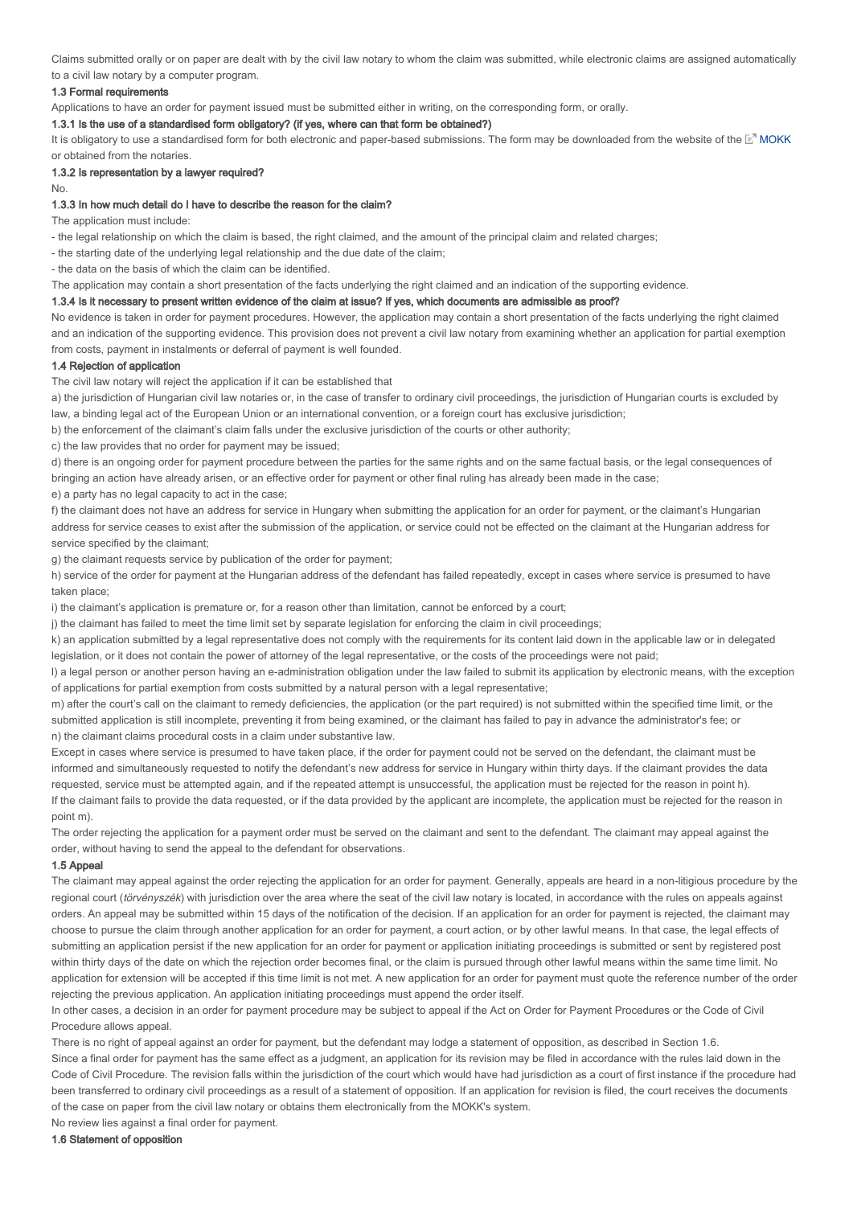Claims submitted orally or on paper are dealt with by the civil law notary to whom the claim was submitted, while electronic claims are assigned automatically to a civil law notary by a computer program.

#### 1.3 Formal requirements

Applications to have an order for payment issued must be submitted either in writing, on the corresponding form, or orally.

##### 1.3.1 Is the use of a standardised form obligatory? (if yes, where can that form be obtained?)

It is obligatory to use a standardised form for both electronic and paper-based submissions. The form may be downloaded from the website of the MOKK or obtained from the notaries.

##### 1.3.2 Is representation by a lawyer required?

No.

##### 1.3.3 In how much detail do I have to describe the reason for the claim?

The application must include:

- the legal relationship on which the claim is based, the right claimed, and the amount of the principal claim and related charges;
- the starting date of the underlying legal relationship and the due date of the claim;
- the data on the basis of which the claim can be identified.

The application may contain a short presentation of the facts underlying the right claimed and an indication of the supporting evidence.

##### 1.3.4 Is it necessary to present written evidence of the claim at issue? If yes, which documents are admissible as proof?

No evidence is taken in order for payment procedures. However, the application may contain a short presentation of the facts underlying the right claimed and an indication of the supporting evidence. This provision does not prevent a civil law notary from examining whether an application for partial exemption from costs, payment in instalments or deferral of payment is well founded.

#### 1.4 Rejection of application

The civil law notary will reject the application if it can be established that

a) the jurisdiction of Hungarian civil law notaries or, in the case of transfer to ordinary civil proceedings, the jurisdiction of Hungarian courts is excluded by law, a binding legal act of the European Union or an international convention, or a foreign court has exclusive jurisdiction;

b) the enforcement of the claimant's claim falls under the exclusive jurisdiction of the courts or other authority;

c) the law provides that no order for payment may be issued;

d) there is an ongoing order for payment procedure between the parties for the same rights and on the same factual basis, or the legal consequences of bringing an action have already arisen, or an effective order for payment or other final ruling has already been made in the case;

e) a party has no legal capacity to act in the case;

f) the claimant does not have an address for service in Hungary when submitting the application for an order for payment, or the claimant's Hungarian address for service ceases to exist after the submission of the application, or service could not be effected on the claimant at the Hungarian address for service specified by the claimant;

g) the claimant requests service by publication of the order for payment;

h) service of the order for payment at the Hungarian address of the defendant has failed repeatedly, except in cases where service is presumed to have taken place;

i) the claimant's application is premature or, for a reason other than limitation, cannot be enforced by a court;

j) the claimant has failed to meet the time limit set by separate legislation for enforcing the claim in civil proceedings;

k) an application submitted by a legal representative does not comply with the requirements for its content laid down in the applicable law or in delegated legislation, or it does not contain the power of attorney of the legal representative, or the costs of the proceedings were not paid;

l) a legal person or another person having an e-administration obligation under the law failed to submit its application by electronic means, with the exception of applications for partial exemption from costs submitted by a natural person with a legal representative;

m) after the court's call on the claimant to remedy deficiencies, the application (or the part required) is not submitted within the specified time limit, or the submitted application is still incomplete, preventing it from being examined, or the claimant has failed to pay in advance the administrator's fee; or

n) the claimant claims procedural costs in a claim under substantive law.

Except in cases where service is presumed to have taken place, if the order for payment could not be served on the defendant, the claimant must be informed and simultaneously requested to notify the defendant's new address for service in Hungary within thirty days. If the claimant provides the data requested, service must be attempted again, and if the repeated attempt is unsuccessful, the application must be rejected for the reason in point h).

If the claimant fails to provide the data requested, or if the data provided by the applicant are incomplete, the application must be rejected for the reason in point m).

The order rejecting the application for a payment order must be served on the claimant and sent to the defendant. The claimant may appeal against the order, without having to send the appeal to the defendant for observations.

#### 1.5 Appeal

The claimant may appeal against the order rejecting the application for an order for payment. Generally, appeals are heard in a non-litigious procedure by the regional court (*törvényszék*) with jurisdiction over the area where the seat of the civil law notary is located, in accordance with the rules on appeals against orders. An appeal may be submitted within 15 days of the notification of the decision. If an application for an order for payment is rejected, the claimant may choose to pursue the claim through another application for an order for payment, a court action, or by other lawful means. In that case, the legal effects of submitting an application persist if the new application for an order for payment or application initiating proceedings is submitted or sent by registered post within thirty days of the date on which the rejection order becomes final, or the claim is pursued through other lawful means within the same time limit. No application for extension will be accepted if this time limit is not met. A new application for an order for payment must quote the reference number of the order rejecting the previous application. An application initiating proceedings must append the order itself.

In other cases, a decision in an order for payment procedure may be subject to appeal if the Act on Order for Payment Procedures or the Code of Civil Procedure allows appeal.

There is no right of appeal against an order for payment, but the defendant may lodge a statement of opposition, as described in Section 1.6.

Since a final order for payment has the same effect as a judgment, an application for its revision may be filed in accordance with the rules laid down in the Code of Civil Procedure. The revision falls within the jurisdiction of the court which would have had jurisdiction as a court of first instance if the procedure had been transferred to ordinary civil proceedings as a result of a statement of opposition. If an application for revision is filed, the court receives the documents of the case on paper from the civil law notary or obtains them electronically from the MOKK's system.

No review lies against a final order for payment.

#### 1.6 Statement of opposition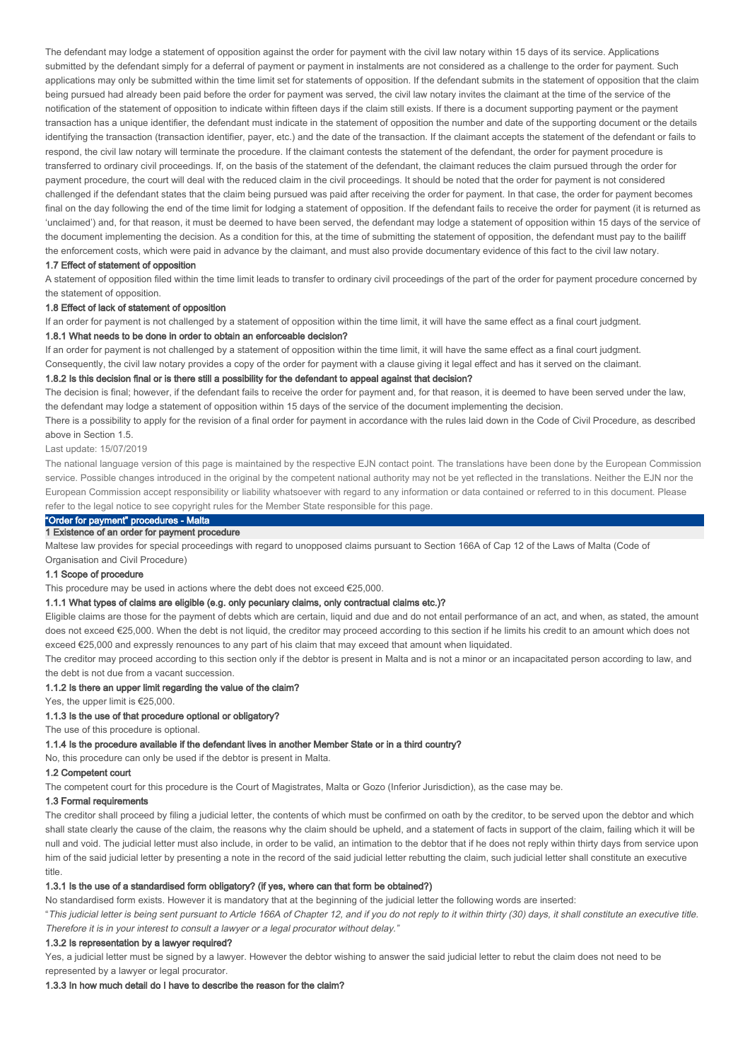The defendant may lodge a statement of opposition against the order for payment with the civil law notary within 15 days of its service. Applications submitted by the defendant simply for a deferral of payment or payment in instalments are not considered as a challenge to the order for payment. Such applications may only be submitted within the time limit set for statements of opposition. If the defendant submits in the statement of opposition that the claim being pursued had already been paid before the order for payment was served, the civil law notary invites the claimant at the time of the service of the notification of the statement of opposition to indicate within fifteen days if the claim still exists. If there is a document supporting payment or the payment transaction has a unique identifier, the defendant must indicate in the statement of opposition the number and date of the supporting document or the details identifying the transaction (transaction identifier, payer, etc.) and the date of the transaction. If the claimant accepts the statement of the defendant or fails to respond, the civil law notary will terminate the procedure. If the claimant contests the statement of the defendant, the order for payment procedure is transferred to ordinary civil proceedings. If, on the basis of the statement of the defendant, the claimant reduces the claim pursued through the order for payment procedure, the court will deal with the reduced claim in the civil proceedings. It should be noted that the order for payment is not considered challenged if the defendant states that the claim being pursued was paid after receiving the order for payment. In that case, the order for payment becomes final on the day following the end of the time limit for lodging a statement of opposition. If the defendant fails to receive the order for payment (it is returned as 'unclaimed') and, for that reason, it must be deemed to have been served, the defendant may lodge a statement of opposition within 15 days of the service of the document implementing the decision. As a condition for this, at the time of submitting the statement of opposition, the defendant must pay to the bailiff the enforcement costs, which were paid in advance by the claimant, and must also provide documentary evidence of this fact to the civil law notary.

#### 1.7 Effect of statement of opposition

A statement of opposition filed within the time limit leads to transfer to ordinary civil proceedings of the part of the order for payment procedure concerned by the statement of opposition.

#### 1.8 Effect of lack of statement of opposition

If an order for payment is not challenged by a statement of opposition within the time limit, it will have the same effect as a final court judgment.

#### 1.8.1 What needs to be done in order to obtain an enforceable decision?

If an order for payment is not challenged by a statement of opposition within the time limit, it will have the same effect as a final court judgment. Consequently, the civil law notary provides a copy of the order for payment with a clause giving it legal effect and has it served on the claimant.

#### 1.8.2 Is this decision final or is there still a possibility for the defendant to appeal against that decision?

The decision is final; however, if the defendant fails to receive the order for payment and, for that reason, it is deemed to have been served under the law, the defendant may lodge a statement of opposition within 15 days of the service of the document implementing the decision.

There is a possibility to apply for the revision of a final order for payment in accordance with the rules laid down in the Code of Civil Procedure, as described above in Section 1.5.

Last update: 15/07/2019

The national language version of this page is maintained by the respective EJN contact point. The translations have been done by the European Commission service. Possible changes introduced in the original by the competent national authority may not be yet reflected in the translations. Neither the EJN nor the European Commission accept responsibility or liability whatsoever with regard to any information or data contained or referred to in this document. Please refer to the legal notice to see copyright rules for the Member State responsible for this page.

## "Order for payment" procedures - Malta

### 1 Existence of an order for payment procedure

Maltese law provides for special proceedings with regard to unopposed claims pursuant to Section 166A of Cap 12 of the Laws of Malta (Code of Organisation and Civil Procedure)

#### 1.1 Scope of procedure

This procedure may be used in actions where the debt does not exceed €25,000.

#### 1.1.1 What types of claims are eligible (e.g. only pecuniary claims, only contractual claims etc.)?

Eligible claims are those for the payment of debts which are certain, liquid and due and do not entail performance of an act, and when, as stated, the amount does not exceed €25,000. When the debt is not liquid, the creditor may proceed according to this section if he limits his credit to an amount which does not exceed €25,000 and expressly renounces to any part of his claim that may exceed that amount when liquidated.

The creditor may proceed according to this section only if the debtor is present in Malta and is not a minor or an incapacitated person according to law, and the debt is not due from a vacant succession.

#### 1.1.2 Is there an upper limit regarding the value of the claim?

Yes, the upper limit is €25,000.

#### 1.1.3 Is the use of that procedure optional or obligatory?

The use of this procedure is optional.

#### 1.1.4 Is the procedure available if the defendant lives in another Member State or in a third country?

No, this procedure can only be used if the debtor is present in Malta.

#### 1.2 Competent court

The competent court for this procedure is the Court of Magistrates, Malta or Gozo (Inferior Jurisdiction), as the case may be.

#### 1.3 Formal requirements

The creditor shall proceed by filing a judicial letter, the contents of which must be confirmed on oath by the creditor, to be served upon the debtor and which shall state clearly the cause of the claim, the reasons why the claim should be upheld, and a statement of facts in support of the claim, failing which it will be null and void. The judicial letter must also include, in order to be valid, an intimation to the debtor that if he does not reply within thirty days from service upon him of the said judicial letter by presenting a note in the record of the said judicial letter rebutting the claim, such judicial letter shall constitute an executive title.

#### 1.3.1 Is the use of a standardised form obligatory? (if yes, where can that form be obtained?)

No standardised form exists. However it is mandatory that at the beginning of the judicial letter the following words are inserted:

"*This judicial letter is being sent pursuant to Article 166A of Chapter 12, and if you do not reply to it within thirty (30) days, it shall constitute an executive title. Therefore it is in your interest to consult a lawyer or a legal procurator without delay.*"

#### 1.3.2 Is representation by a lawyer required?

Yes, a judicial letter must be signed by a lawyer. However the debtor wishing to answer the said judicial letter to rebut the claim does not need to be represented by a lawyer or legal procurator.

#### 1.3.3 In how much detail do I have to describe the reason for the claim?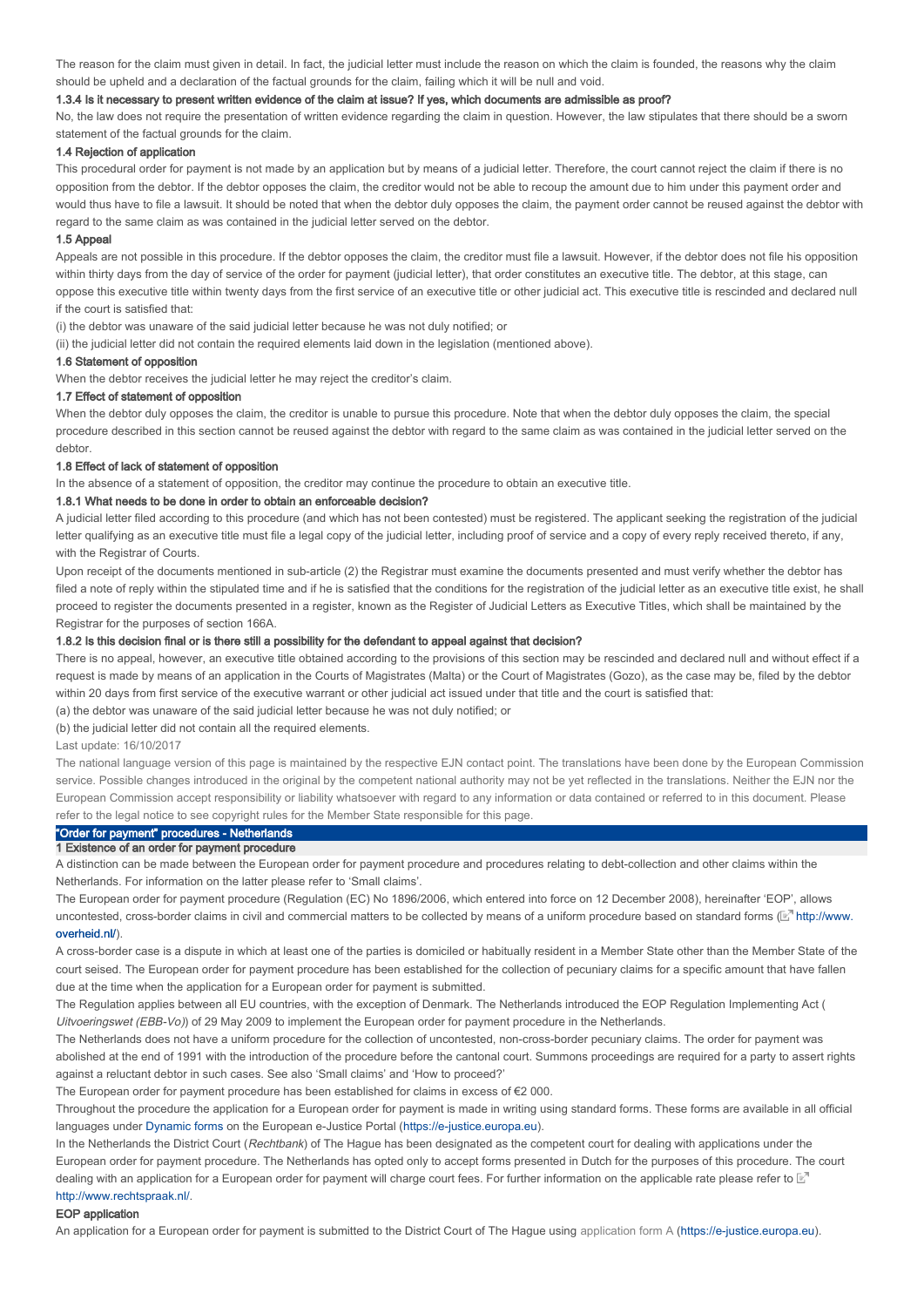The reason for the claim must given in detail. In fact, the judicial letter must include the reason on which the claim is founded, the reasons why the claim should be upheld and a declaration of the factual grounds for the claim, failing which it will be null and void.

#### 1.3.4 Is it necessary to present written evidence of the claim at issue? If yes, which documents are admissible as proof?

No, the law does not require the presentation of written evidence regarding the claim in question. However, the law stipulates that there should be a sworn statement of the factual grounds for the claim.

#### 1.4 Rejection of application

This procedural order for payment is not made by an application but by means of a judicial letter. Therefore, the court cannot reject the claim if there is no opposition from the debtor. If the debtor opposes the claim, the creditor would not be able to recoup the amount due to him under this payment order and would thus have to file a lawsuit. It should be noted that when the debtor duly opposes the claim, the payment order cannot be reused against the debtor with regard to the same claim as was contained in the judicial letter served on the debtor.

#### 1.5 Appeal

Appeals are not possible in this procedure. If the debtor opposes the claim, the creditor must file a lawsuit. However, if the debtor does not file his opposition within thirty days from the day of service of the order for payment (judicial letter), that order constitutes an executive title. The debtor, at this stage, can oppose this executive title within twenty days from the first service of an executive title or other judicial act. This executive title is rescinded and declared null if the court is satisfied that:

(i) the debtor was unaware of the said judicial letter because he was not duly notified; or

(ii) the judicial letter did not contain the required elements laid down in the legislation (mentioned above).

#### 1.6 Statement of opposition

When the debtor receives the judicial letter he may reject the creditor's claim.

#### 1.7 Effect of statement of opposition

When the debtor duly opposes the claim, the creditor is unable to pursue this procedure. Note that when the debtor duly opposes the claim, the special procedure described in this section cannot be reused against the debtor with regard to the same claim as was contained in the judicial letter served on the debtor.

#### 1.8 Effect of lack of statement of opposition

In the absence of a statement of opposition, the creditor may continue the procedure to obtain an executive title.

#### 1.8.1 What needs to be done in order to obtain an enforceable decision?

A judicial letter filed according to this procedure (and which has not been contested) must be registered. The applicant seeking the registration of the judicial letter qualifying as an executive title must file a legal copy of the judicial letter, including proof of service and a copy of every reply received thereto, if any, with the Registrar of Courts.

Upon receipt of the documents mentioned in sub-article (2) the Registrar must examine the documents presented and must verify whether the debtor has filed a note of reply within the stipulated time and if he is satisfied that the conditions for the registration of the judicial letter as an executive title exist, he shall proceed to register the documents presented in a register, known as the Register of Judicial Letters as Executive Titles, which shall be maintained by the Registrar for the purposes of section 166A.

#### 1.8.2 Is this decision final or is there still a possibility for the defendant to appeal against that decision?

There is no appeal, however, an executive title obtained according to the provisions of this section may be rescinded and declared null and without effect if a request is made by means of an application in the Courts of Magistrates (Malta) or the Court of Magistrates (Gozo), as the case may be, filed by the debtor within 20 days from first service of the executive warrant or other judicial act issued under that title and the court is satisfied that:

(a) the debtor was unaware of the said judicial letter because he was not duly notified; or

(b) the judicial letter did not contain all the required elements.

Last update: 16/10/2017

The national language version of this page is maintained by the respective EJN contact point. The translations have been done by the European Commission service. Possible changes introduced in the original by the competent national authority may not be yet reflected in the translations. Neither the EJN nor the European Commission accept responsibility or liability whatsoever with regard to any information or data contained or referred to in this document. Please refer to the legal notice to see copyright rules for the Member State responsible for this page.

## "Order for payment" procedures - Netherlands

### 1 Existence of an order for payment procedure

A distinction can be made between the European order for payment procedure and procedures relating to debt-collection and other claims within the Netherlands. For information on the latter please refer to 'Small claims'.

The European order for payment procedure (Regulation (EC) No 1896/2006, which entered into force on 12 December 2008), hereinafter 'EOP', allows uncontested, cross-border claims in civil and commercial matters to be collected by means of a uniform procedure based on standard forms (http://www.overheid.nl/).

A cross-border case is a dispute in which at least one of the parties is domiciled or habitually resident in a Member State other than the Member State of the court seised. The European order for payment procedure has been established for the collection of pecuniary claims for a specific amount that have fallen due at the time when the application for a European order for payment is submitted.

The Regulation applies between all EU countries, with the exception of Denmark. The Netherlands introduced the EOP Regulation Implementing Act (*Uitvoeringswet (EBB-Vo)*) of 29 May 2009 to implement the European order for payment procedure in the Netherlands.

The Netherlands does not have a uniform procedure for the collection of uncontested, non-cross-border pecuniary claims. The order for payment was abolished at the end of 1991 with the introduction of the procedure before the cantonal court. Summons proceedings are required for a party to assert rights against a reluctant debtor in such cases. See also 'Small claims' and 'How to proceed?'

The European order for payment procedure has been established for claims in excess of €2 000.

Throughout the procedure the application for a European order for payment is made in writing using standard forms. These forms are available in all official languages under Dynamic forms on the European e-Justice Portal (https://e-justice.europa.eu).

In the Netherlands the District Court (*Rechtbank*) of The Hague has been designated as the competent court for dealing with applications under the European order for payment procedure. The Netherlands has opted only to accept forms presented in Dutch for the purposes of this procedure. The court dealing with an application for a European order for payment will charge court fees. For further information on the applicable rate please refer to http://www.rechtspraak.nl/.

#### EOP application

An application for a European order for payment is submitted to the District Court of The Hague using application form A (https://e-justice.europa.eu).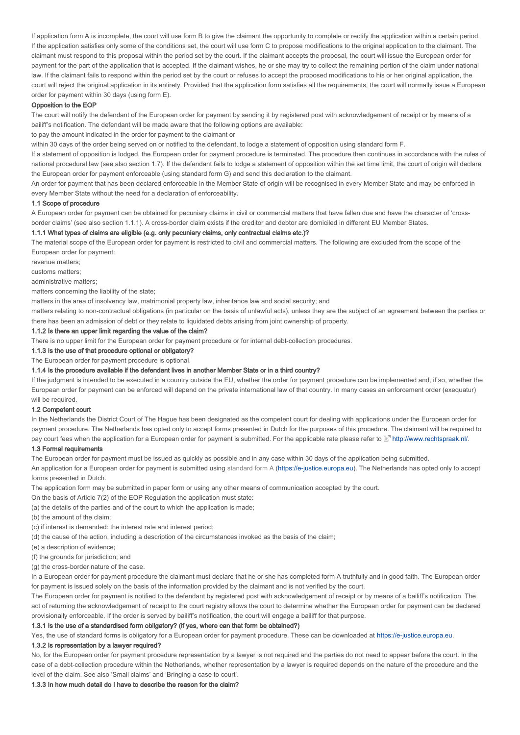If application form A is incomplete, the court will use form B to give the claimant the opportunity to complete or rectify the application within a certain period. If the application satisfies only some of the conditions set, the court will use form C to propose modifications to the original application to the claimant. The claimant must respond to this proposal within the period set by the court. If the claimant accepts the proposal, the court will issue the European order for payment for the part of the application that is accepted. If the claimant wishes, he or she may try to collect the remaining portion of the claim under national law. If the claimant fails to respond within the period set by the court or refuses to accept the proposed modifications to his or her original application, the court will reject the original application in its entirety. Provided that the application form satisfies all the requirements, the court will normally issue a European order for payment within 30 days (using form E).

#### Opposition to the EOP

The court will notify the defendant of the European order for payment by sending it by registered post with acknowledgement of receipt or by means of a bailiff's notification. The defendant will be made aware that the following options are available:

to pay the amount indicated in the order for payment to the claimant or

within 30 days of the order being served on or notified to the defendant, to lodge a statement of opposition using standard form F.

If a statement of opposition is lodged, the European order for payment procedure is terminated. The procedure then continues in accordance with the rules of national procedural law (see also section 1.7). If the defendant fails to lodge a statement of opposition within the set time limit, the court of origin will declare the European order for payment enforceable (using standard form G) and send this declaration to the claimant.

An order for payment that has been declared enforceable in the Member State of origin will be recognised in every Member State and may be enforced in every Member State without the need for a declaration of enforceability.

#### 1.1 Scope of procedure

A European order for payment can be obtained for pecuniary claims in civil or commercial matters that have fallen due and have the character of 'cross-border claims' (see also section 1.1.1). A cross-border claim exists if the creditor and debtor are domiciled in different EU Member States.

#### 1.1.1 What types of claims are eligible (e.g. only pecuniary claims, only contractual claims etc.)?

The material scope of the European order for payment is restricted to civil and commercial matters. The following are excluded from the scope of the European order for payment:

revenue matters;

customs matters;

administrative matters;

matters concerning the liability of the state;

matters in the area of insolvency law, matrimonial property law, inheritance law and social security; and

matters relating to non-contractual obligations (in particular on the basis of unlawful acts), unless they are the subject of an agreement between the parties or there has been an admission of debt or they relate to liquidated debts arising from joint ownership of property.

#### 1.1.2 Is there an upper limit regarding the value of the claim?

There is no upper limit for the European order for payment procedure or for internal debt-collection procedures.

#### 1.1.3 Is the use of that procedure optional or obligatory?

The European order for payment procedure is optional.

#### 1.1.4 Is the procedure available if the defendant lives in another Member State or in a third country?

If the judgment is intended to be executed in a country outside the EU, whether the order for payment procedure can be implemented and, if so, whether the European order for payment can be enforced will depend on the private international law of that country. In many cases an enforcement order (exequatur) will be required.

#### 1.2 Competent court

In the Netherlands the District Court of The Hague has been designated as the competent court for dealing with applications under the European order for payment procedure. The Netherlands has opted only to accept forms presented in Dutch for the purposes of this procedure. The claimant will be required to pay court fees when the application for a European order for payment is submitted. For the applicable rate please refer to http://www.rechtspraak.nl/.

#### 1.3 Formal requirements

The European order for payment must be issued as quickly as possible and in any case within 30 days of the application being submitted.

An application for a European order for payment is submitted using standard form A (https://e-justice.europa.eu). The Netherlands has opted only to accept forms presented in Dutch.

The application form may be submitted in paper form or using any other means of communication accepted by the court.

On the basis of Article 7(2) of the EOP Regulation the application must state:

(a) the details of the parties and of the court to which the application is made;

(b) the amount of the claim;

(c) if interest is demanded: the interest rate and interest period;

(d) the cause of the action, including a description of the circumstances invoked as the basis of the claim;

(e) a description of evidence;

(f) the grounds for jurisdiction; and

(g) the cross-border nature of the case.

In a European order for payment procedure the claimant must declare that he or she has completed form A truthfully and in good faith. The European order for payment is issued solely on the basis of the information provided by the claimant and is not verified by the court.

The European order for payment is notified to the defendant by registered post with acknowledgement of receipt or by means of a bailiff's notification. The act of returning the acknowledgement of receipt to the court registry allows the court to determine whether the European order for payment can be declared provisionally enforceable. If the order is served by bailiff's notification, the court will engage a bailiff for that purpose.

#### 1.3.1 Is the use of a standardised form obligatory? (if yes, where can that form be obtained?)

Yes, the use of standard forms is obligatory for a European order for payment procedure. These can be downloaded at https://e-justice.europa.eu.

#### 1.3.2 Is representation by a lawyer required?

No, for the European order for payment procedure representation by a lawyer is not required and the parties do not need to appear before the court. In the case of a debt-collection procedure within the Netherlands, whether representation by a lawyer is required depends on the nature of the procedure and the level of the claim. See also 'Small claims' and 'Bringing a case to court'.

#### 1.3.3 In how much detail do I have to describe the reason for the claim?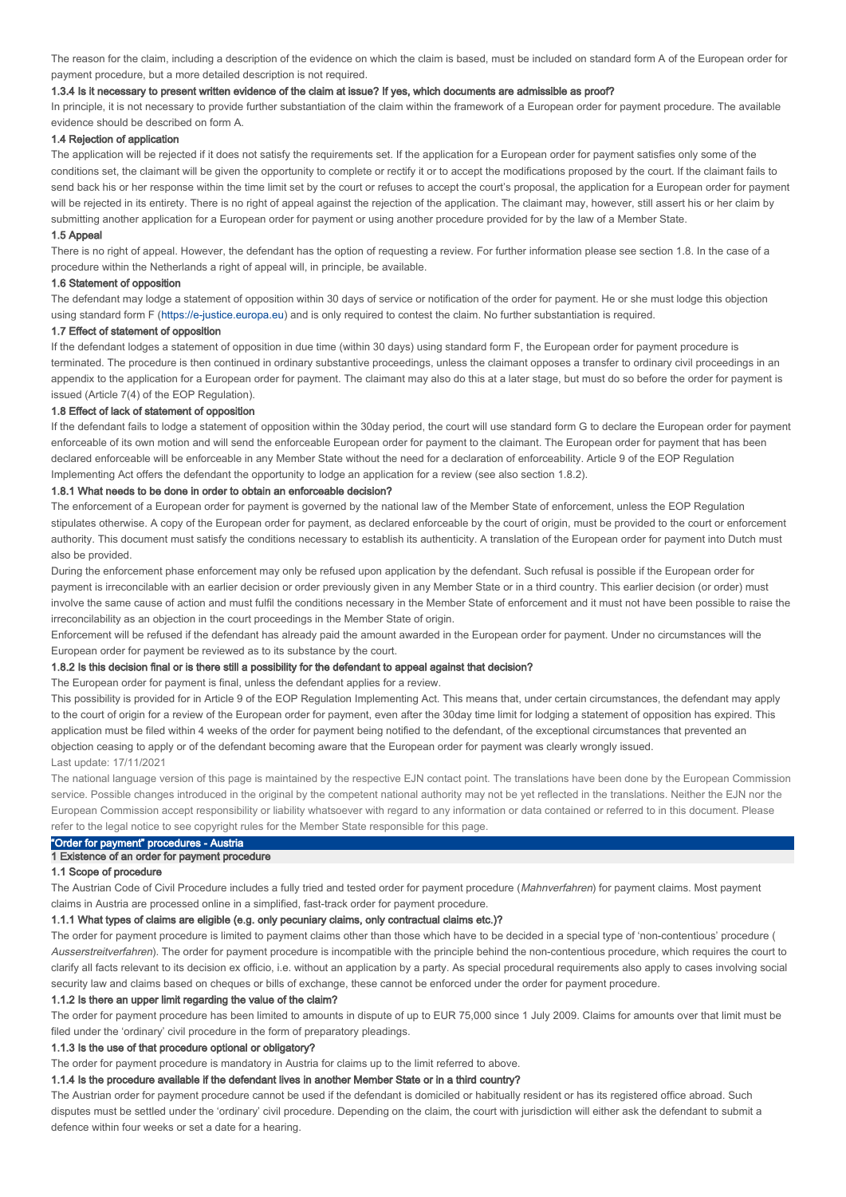The reason for the claim, including a description of the evidence on which the claim is based, must be included on standard form A of the European order for payment procedure, but a more detailed description is not required.

#### 1.3.4 Is it necessary to present written evidence of the claim at issue? If yes, which documents are admissible as proof?

In principle, it is not necessary to provide further substantiation of the claim within the framework of a European order for payment procedure. The available evidence should be described on form A.

### 1.4 Rejection of application

The application will be rejected if it does not satisfy the requirements set. If the application for a European order for payment satisfies only some of the conditions set, the claimant will be given the opportunity to complete or rectify it or to accept the modifications proposed by the court. If the claimant fails to send back his or her response within the time limit set by the court or refuses to accept the court's proposal, the application for a European order for payment will be rejected in its entirety. There is no right of appeal against the rejection of the application. The claimant may, however, still assert his or her claim by submitting another application for a European order for payment or using another procedure provided for by the law of a Member State.

### 1.5 Appeal

There is no right of appeal. However, the defendant has the option of requesting a review. For further information please see section 1.8. In the case of a procedure within the Netherlands a right of appeal will, in principle, be available.

### 1.6 Statement of opposition

The defendant may lodge a statement of opposition within 30 days of service or notification of the order for payment. He or she must lodge this objection using standard form F (https://e-justice.europa.eu) and is only required to contest the claim. No further substantiation is required.

### 1.7 Effect of statement of opposition

If the defendant lodges a statement of opposition in due time (within 30 days) using standard form F, the European order for payment procedure is terminated. The procedure is then continued in ordinary substantive proceedings, unless the claimant opposes a transfer to ordinary civil proceedings in an appendix to the application for a European order for payment. The claimant may also do this at a later stage, but must do so before the order for payment is issued (Article 7(4) of the EOP Regulation).

### 1.8 Effect of lack of statement of opposition

If the defendant fails to lodge a statement of opposition within the 30day period, the court will use standard form G to declare the European order for payment enforceable of its own motion and will send the enforceable European order for payment to the claimant. The European order for payment that has been declared enforceable will be enforceable in any Member State without the need for a declaration of enforceability. Article 9 of the EOP Regulation Implementing Act offers the defendant the opportunity to lodge an application for a review (see also section 1.8.2).

#### 1.8.1 What needs to be done in order to obtain an enforceable decision?

The enforcement of a European order for payment is governed by the national law of the Member State of enforcement, unless the EOP Regulation stipulates otherwise. A copy of the European order for payment, as declared enforceable by the court of origin, must be provided to the court or enforcement authority. This document must satisfy the conditions necessary to establish its authenticity. A translation of the European order for payment into Dutch must also be provided.

During the enforcement phase enforcement may only be refused upon application by the defendant. Such refusal is possible if the European order for payment is irreconcilable with an earlier decision or order previously given in any Member State or in a third country. This earlier decision (or order) must involve the same cause of action and must fulfil the conditions necessary in the Member State of enforcement and it must not have been possible to raise the irreconcilability as an objection in the court proceedings in the Member State of origin.

Enforcement will be refused if the defendant has already paid the amount awarded in the European order for payment. Under no circumstances will the European order for payment be reviewed as to its substance by the court.

#### 1.8.2 Is this decision final or is there still a possibility for the defendant to appeal against that decision?

The European order for payment is final, unless the defendant applies for a review.

This possibility is provided for in Article 9 of the EOP Regulation Implementing Act. This means that, under certain circumstances, the defendant may apply to the court of origin for a review of the European order for payment, even after the 30day time limit for lodging a statement of opposition has expired. This application must be filed within 4 weeks of the order for payment being notified to the defendant, of the exceptional circumstances that prevented an objection ceasing to apply or of the defendant becoming aware that the European order for payment was clearly wrongly issued.

Last update: 17/11/2021

The national language version of this page is maintained by the respective EJN contact point. The translations have been done by the European Commission service. Possible changes introduced in the original by the competent national authority may not be yet reflected in the translations. Neither the EJN nor the European Commission accept responsibility or liability whatsoever with regard to any information or data contained or referred to in this document. Please refer to the legal notice to see copyright rules for the Member State responsible for this page.

# "Order for payment" procedures - Austria

## 1 Existence of an order for payment procedure

### 1.1 Scope of procedure

The Austrian Code of Civil Procedure includes a fully tried and tested order for payment procedure (*Mahnverfahren*) for payment claims. Most payment claims in Austria are processed online in a simplified, fast-track order for payment procedure.

#### 1.1.1 What types of claims are eligible (e.g. only pecuniary claims, only contractual claims etc.)?

The order for payment procedure is limited to payment claims other than those which have to be decided in a special type of 'non-contentious' procedure (*Ausserstreitverfahren*). The order for payment procedure is incompatible with the principle behind the non-contentious procedure, which requires the court to clarify all facts relevant to its decision ex officio, i.e. without an application by a party. As special procedural requirements also apply to cases involving social security law and claims based on cheques or bills of exchange, these cannot be enforced under the order for payment procedure.

#### 1.1.2 Is there an upper limit regarding the value of the claim?

The order for payment procedure has been limited to amounts in dispute of up to EUR 75,000 since 1 July 2009. Claims for amounts over that limit must be filed under the 'ordinary' civil procedure in the form of preparatory pleadings.

#### 1.1.3 Is the use of that procedure optional or obligatory?

The order for payment procedure is mandatory in Austria for claims up to the limit referred to above.

#### 1.1.4 Is the procedure available if the defendant lives in another Member State or in a third country?

The Austrian order for payment procedure cannot be used if the defendant is domiciled or habitually resident or has its registered office abroad. Such disputes must be settled under the 'ordinary' civil procedure. Depending on the claim, the court with jurisdiction will either ask the defendant to submit a defence within four weeks or set a date for a hearing.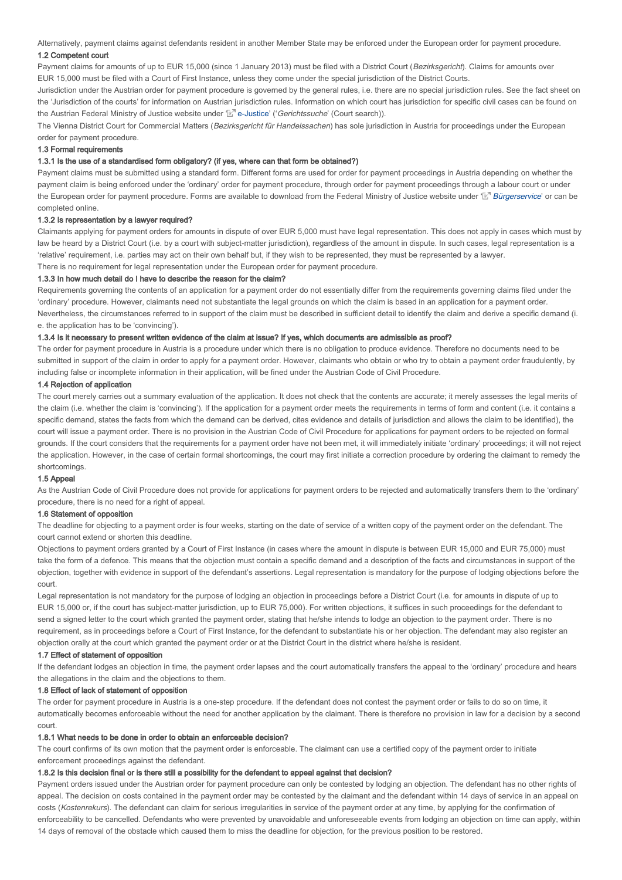Alternatively, payment claims against defendants resident in another Member State may be enforced under the European order for payment procedure.

### 1.2 Competent court

Payment claims for amounts of up to EUR 15,000 (since 1 January 2013) must be filed with a District Court (*Bezirksgericht*). Claims for amounts over EUR 15,000 must be filed with a Court of First Instance, unless they come under the special jurisdiction of the District Courts.

Jurisdiction under the Austrian order for payment procedure is governed by the general rules, i.e. there are no special jurisdiction rules. See the fact sheet on the 'Jurisdiction of the courts' for information on Austrian jurisdiction rules. Information on which court has jurisdiction for specific civil cases can be found on the Austrian Federal Ministry of Justice website under 'e-Justice' ('*Gerichtssuche*' (Court search)).

The Vienna District Court for Commercial Matters (*Bezirksgericht für Handelssachen*) has sole jurisdiction in Austria for proceedings under the European order for payment procedure.

### 1.3 Formal requirements

#### 1.3.1 Is the use of a standardised form obligatory? (if yes, where can that form be obtained?)

Payment claims must be submitted using a standard form. Different forms are used for order for payment proceedings in Austria depending on whether the payment claim is being enforced under the 'ordinary' order for payment procedure, through order for payment proceedings through a labour court or under the European order for payment procedure. Forms are available to download from the Federal Ministry of Justice website under '*Bürgerservice*' or can be completed online.

#### 1.3.2 Is representation by a lawyer required?

Claimants applying for payment orders for amounts in dispute of over EUR 5,000 must have legal representation. This does not apply in cases which must by law be heard by a District Court (i.e. by a court with subject-matter jurisdiction), regardless of the amount in dispute. In such cases, legal representation is a 'relative' requirement, i.e. parties may act on their own behalf but, if they wish to be represented, they must be represented by a lawyer.

There is no requirement for legal representation under the European order for payment procedure.

#### 1.3.3 In how much detail do I have to describe the reason for the claim?

Requirements governing the contents of an application for a payment order do not essentially differ from the requirements governing claims filed under the 'ordinary' procedure. However, claimants need not substantiate the legal grounds on which the claim is based in an application for a payment order. Nevertheless, the circumstances referred to in support of the claim must be described in sufficient detail to identify the claim and derive a specific demand (i. e. the application has to be 'convincing').

#### 1.3.4 Is it necessary to present written evidence of the claim at issue? If yes, which documents are admissible as proof?

The order for payment procedure in Austria is a procedure under which there is no obligation to produce evidence. Therefore no documents need to be submitted in support of the claim in order to apply for a payment order. However, claimants who obtain or who try to obtain a payment order fraudulently, by including false or incomplete information in their application, will be fined under the Austrian Code of Civil Procedure.

### 1.4 Rejection of application

The court merely carries out a summary evaluation of the application. It does not check that the contents are accurate; it merely assesses the legal merits of the claim (i.e. whether the claim is 'convincing'). If the application for a payment order meets the requirements in terms of form and content (i.e. it contains a specific demand, states the facts from which the demand can be derived, cites evidence and details of jurisdiction and allows the claim to be identified), the court will issue a payment order. There is no provision in the Austrian Code of Civil Procedure for applications for payment orders to be rejected on formal grounds. If the court considers that the requirements for a payment order have not been met, it will immediately initiate 'ordinary' proceedings; it will not reject the application. However, in the case of certain formal shortcomings, the court may first initiate a correction procedure by ordering the claimant to remedy the shortcomings.

### 1.5 Appeal

As the Austrian Code of Civil Procedure does not provide for applications for payment orders to be rejected and automatically transfers them to the 'ordinary' procedure, there is no need for a right of appeal.

### 1.6 Statement of opposition

The deadline for objecting to a payment order is four weeks, starting on the date of service of a written copy of the payment order on the defendant. The court cannot extend or shorten this deadline.

Objections to payment orders granted by a Court of First Instance (in cases where the amount in dispute is between EUR 15,000 and EUR 75,000) must take the form of a defence. This means that the objection must contain a specific demand and a description of the facts and circumstances in support of the objection, together with evidence in support of the defendant's assertions. Legal representation is mandatory for the purpose of lodging objections before the court.

Legal representation is not mandatory for the purpose of lodging an objection in proceedings before a District Court (i.e. for amounts in dispute of up to EUR 15,000 or, if the court has subject-matter jurisdiction, up to EUR 75,000). For written objections, it suffices in such proceedings for the defendant to send a signed letter to the court which granted the payment order, stating that he/she intends to lodge an objection to the payment order. There is no requirement, as in proceedings before a Court of First Instance, for the defendant to substantiate his or her objection. The defendant may also register an objection orally at the court which granted the payment order or at the District Court in the district where he/she is resident.

### 1.7 Effect of statement of opposition

If the defendant lodges an objection in time, the payment order lapses and the court automatically transfers the appeal to the 'ordinary' procedure and hears the allegations in the claim and the objections to them.

### 1.8 Effect of lack of statement of opposition

The order for payment procedure in Austria is a one-step procedure. If the defendant does not contest the payment order or fails to do so on time, it automatically becomes enforceable without the need for another application by the claimant. There is therefore no provision in law for a decision by a second court.

#### 1.8.1 What needs to be done in order to obtain an enforceable decision?

The court confirms of its own motion that the payment order is enforceable. The claimant can use a certified copy of the payment order to initiate enforcement proceedings against the defendant.

#### 1.8.2 Is this decision final or is there still a possibility for the defendant to appeal against that decision?

Payment orders issued under the Austrian order for payment procedure can only be contested by lodging an objection. The defendant has no other rights of appeal. The decision on costs contained in the payment order may be contested by the claimant and the defendant within 14 days of service in an appeal on costs (*Kostenrekurs*). The defendant can claim for serious irregularities in service of the payment order at any time, by applying for the confirmation of enforceability to be cancelled. Defendants who were prevented by unavoidable and unforeseeable events from lodging an objection on time can apply, within 14 days of removal of the obstacle which caused them to miss the deadline for objection, for the previous position to be restored.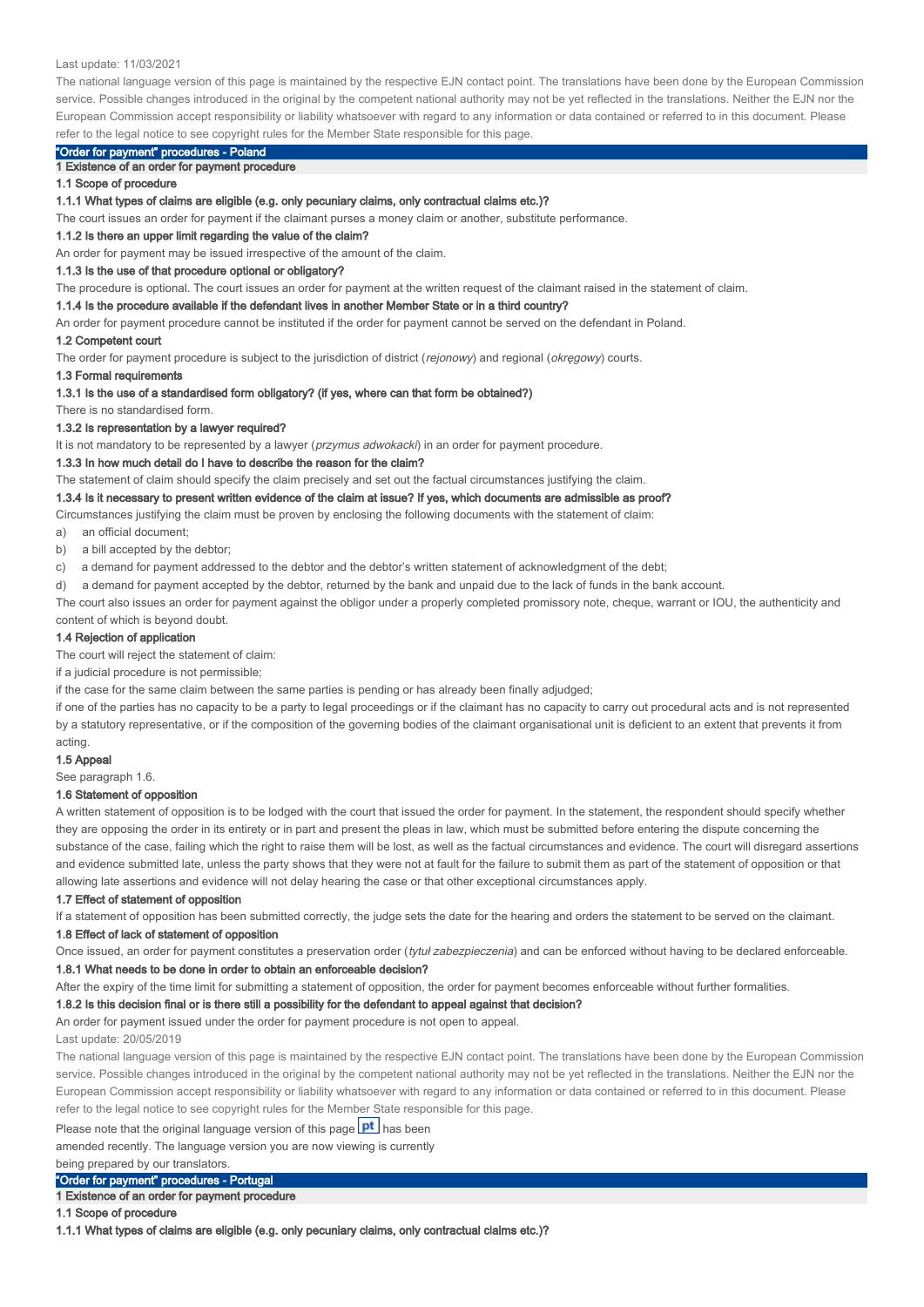Last update: 11/03/2021

The national language version of this page is maintained by the respective EJN contact point. The translations have been done by the European Commission service. Possible changes introduced in the original by the competent national authority may not be yet reflected in the translations. Neither the EJN nor the European Commission accept responsibility or liability whatsoever with regard to any information or data contained or referred to in this document. Please refer to the legal notice to see copyright rules for the Member State responsible for this page.

# "Order for payment" procedures - Poland

## 1 Existence of an order for payment procedure

### 1.1 Scope of procedure

#### 1.1.1 What types of claims are eligible (e.g. only pecuniary claims, only contractual claims etc.)?

The court issues an order for payment if the claimant purses a money claim or another, substitute performance.

#### 1.1.2 Is there an upper limit regarding the value of the claim?

An order for payment may be issued irrespective of the amount of the claim.

#### 1.1.3 Is the use of that procedure optional or obligatory?

The procedure is optional. The court issues an order for payment at the written request of the claimant raised in the statement of claim.

#### 1.1.4 Is the procedure available if the defendant lives in another Member State or in a third country?

An order for payment procedure cannot be instituted if the order for payment cannot be served on the defendant in Poland.

### 1.2 Competent court

The order for payment procedure is subject to the jurisdiction of district (*rejonowy*) and regional (*okręgowy*) courts.

### 1.3 Formal requirements

#### 1.3.1 Is the use of a standardised form obligatory? (If yes, where can that form be obtained?)

There is no standardised form.

#### 1.3.2 Is representation by a lawyer required?

It is not mandatory to be represented by a lawyer (*przymus adwokacki*) in an order for payment procedure.

#### 1.3.3 In how much detail do I have to describe the reason for the claim?

The statement of claim should specify the claim precisely and set out the factual circumstances justifying the claim.

#### 1.3.4 Is it necessary to present written evidence of the claim at issue? If yes, which documents are admissible as proof?

Circumstances justifying the claim must be proven by enclosing the following documents with the statement of claim:

a) an official document;

b) a bill accepted by the debtor;

c) a demand for payment addressed to the debtor and the debtor's written statement of acknowledgment of the debt;

d) a demand for payment accepted by the debtor, returned by the bank and unpaid due to the lack of funds in the bank account.

The court also issues an order for payment against the obligor under a properly completed promissory note, cheque, warrant or IOU, the authenticity and content of which is beyond doubt.

### 1.4 Rejection of application

The court will reject the statement of claim:

if a judicial procedure is not permissible;

if the case for the same claim between the same parties is pending or has already been finally adjudged;

if one of the parties has no capacity to be a party to legal proceedings or if the claimant has no capacity to carry out procedural acts and is not represented by a statutory representative, or if the composition of the governing bodies of the claimant organisational unit is deficient to an extent that prevents it from acting.

### 1.5 Appeal

See paragraph 1.6.

### 1.6 Statement of opposition

A written statement of opposition is to be lodged with the court that issued the order for payment. In the statement, the respondent should specify whether they are opposing the order in its entirety or in part and present the pleas in law, which must be submitted before entering the dispute concerning the substance of the case, failing which the right to raise them will be lost, as well as the factual circumstances and evidence. The court will disregard assertions and evidence submitted late, unless the party shows that they were not at fault for the failure to submit them as part of the statement of opposition or that allowing late assertions and evidence will not delay hearing the case or that other exceptional circumstances apply.

### 1.7 Effect of statement of opposition

If a statement of opposition has been submitted correctly, the judge sets the date for the hearing and orders the statement to be served on the claimant.

### 1.8 Effect of lack of statement of opposition

Once issued, an order for payment constitutes a preservation order (*tytuł zabezpieczenia*) and can be enforced without having to be declared enforceable.

#### 1.8.1 What needs to be done in order to obtain an enforceable decision?

After the expiry of the time limit for submitting a statement of opposition, the order for payment becomes enforceable without further formalities.

#### 1.8.2 Is this decision final or is there still a possibility for the defendant to appeal against that decision?

An order for payment issued under the order for payment procedure is not open to appeal.

Last update: 20/05/2019

The national language version of this page is maintained by the respective EJN contact point. The translations have been done by the European Commission service. Possible changes introduced in the original by the competent national authority may not be yet reflected in the translations. Neither the EJN nor the European Commission accept responsibility or liability whatsoever with regard to any information or data contained or referred to in this document. Please refer to the legal notice to see copyright rules for the Member State responsible for this page.

Please note that the original language version of this page pt has been amended recently. The language version you are now viewing is currently being prepared by our translators.

# "Order for payment" procedures - Portugal

## 1 Existence of an order for payment procedure

### 1.1 Scope of procedure

#### 1.1.1 What types of claims are eligible (e.g. only pecuniary claims, only contractual claims etc.)?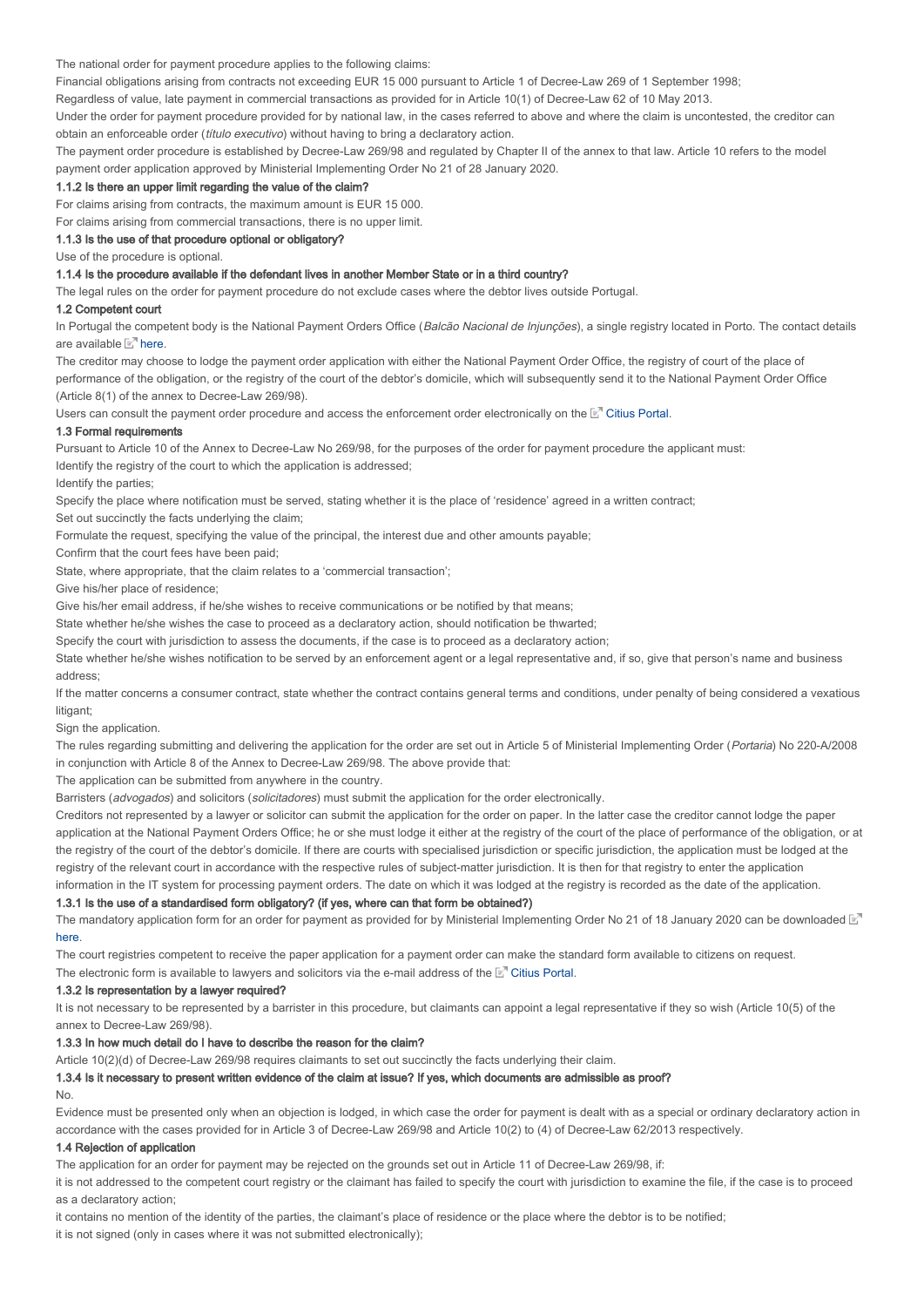The national order for payment procedure applies to the following claims:

Financial obligations arising from contracts not exceeding EUR 15 000 pursuant to Article 1 of Decree-Law 269 of 1 September 1998;

Regardless of value, late payment in commercial transactions as provided for in Article 10(1) of Decree-Law 62 of 10 May 2013.

Under the order for payment procedure provided for by national law, in the cases referred to above and where the claim is uncontested, the creditor can obtain an enforceable order (*título executivo*) without having to bring a declaratory action.

The payment order procedure is established by Decree-Law 269/98 and regulated by Chapter II of the annex to that law. Article 10 refers to the model payment order application approved by Ministerial Implementing Order No 21 of 28 January 2020.

#### 1.1.2 Is there an upper limit regarding the value of the claim?

For claims arising from contracts, the maximum amount is EUR 15 000.

For claims arising from commercial transactions, there is no upper limit.

#### 1.1.3 Is the use of that procedure optional or obligatory?

Use of the procedure is optional.

#### 1.1.4 Is the procedure available if the defendant lives in another Member State or in a third country?

The legal rules on the order for payment procedure do not exclude cases where the debtor lives outside Portugal.

### 1.2 Competent court

In Portugal the competent body is the National Payment Orders Office (*Balcão Nacional de Injunções*), a single registry located in Porto. The contact details are available here.

The creditor may choose to lodge the payment order application with either the National Payment Order Office, the registry of court of the place of performance of the obligation, or the registry of the court of the debtor's domicile, which will subsequently send it to the National Payment Order Office (Article 8(1) of the annex to Decree-Law 269/98).

Users can consult the payment order procedure and access the enforcement order electronically on the Citius Portal.

### 1.3 Formal requirements

Pursuant to Article 10 of the Annex to Decree-Law No 269/98, for the purposes of the order for payment procedure the applicant must:

Identify the registry of the court to which the application is addressed;

Identify the parties;

Specify the place where notification must be served, stating whether it is the place of 'residence' agreed in a written contract;

Set out succinctly the facts underlying the claim;

Formulate the request, specifying the value of the principal, the interest due and other amounts payable;

Confirm that the court fees have been paid;

State, where appropriate, that the claim relates to a 'commercial transaction';

Give his/her place of residence;

Give his/her email address, if he/she wishes to receive communications or be notified by that means;

State whether he/she wishes the case to proceed as a declaratory action, should notification be thwarted;

Specify the court with jurisdiction to assess the documents, if the case is to proceed as a declaratory action;

State whether he/she wishes notification to be served by an enforcement agent or a legal representative and, if so, give that person's name and business address;

If the matter concerns a consumer contract, state whether the contract contains general terms and conditions, under penalty of being considered a vexatious litigant;

Sign the application.

The rules regarding submitting and delivering the application for the order are set out in Article 5 of Ministerial Implementing Order (*Portaria*) No 220-A/2008 in conjunction with Article 8 of the Annex to Decree-Law 269/98. The above provide that:

The application can be submitted from anywhere in the country.

Barristers (*advogados*) and solicitors (*solicitadores*) must submit the application for the order electronically.

Creditors not represented by a lawyer or solicitor can submit the application for the order on paper. In the latter case the creditor cannot lodge the paper application at the National Payment Orders Office; he or she must lodge it either at the registry of the court of the place of performance of the obligation, or at the registry of the court of the debtor's domicile. If there are courts with specialised jurisdiction or specific jurisdiction, the application must be lodged at the registry of the relevant court in accordance with the respective rules of subject-matter jurisdiction. It is then for that registry to enter the application information in the IT system for processing payment orders. The date on which it was lodged at the registry is recorded as the date of the application.

#### 1.3.1 Is the use of a standardised form obligatory? (if yes, where can that form be obtained?)

The mandatory application form for an order for payment as provided for by Ministerial Implementing Order No 21 of 18 January 2020 can be downloaded here.

The court registries competent to receive the paper application for a payment order can make the standard form available to citizens on request.

The electronic form is available to lawyers and solicitors via the e-mail address of the Citius Portal.

#### 1.3.2 Is representation by a lawyer required?

It is not necessary to be represented by a barrister in this procedure, but claimants can appoint a legal representative if they so wish (Article 10(5) of the annex to Decree-Law 269/98).

#### 1.3.3 In how much detail do I have to describe the reason for the claim?

Article 10(2)(d) of Decree-Law 269/98 requires claimants to set out succinctly the facts underlying their claim.

#### 1.3.4 Is it necessary to present written evidence of the claim at issue? If yes, which documents are admissible as proof?

No.

Evidence must be presented only when an objection is lodged, in which case the order for payment is dealt with as a special or ordinary declaratory action in accordance with the cases provided for in Article 3 of Decree-Law 269/98 and Article 10(2) to (4) of Decree-Law 62/2013 respectively.

### 1.4 Rejection of application

The application for an order for payment may be rejected on the grounds set out in Article 11 of Decree-Law 269/98, if:

it is not addressed to the competent court registry or the claimant has failed to specify the court with jurisdiction to examine the file, if the case is to proceed as a declaratory action;

it contains no mention of the identity of the parties, the claimant's place of residence or the place where the debtor is to be notified;

it is not signed (only in cases where it was not submitted electronically);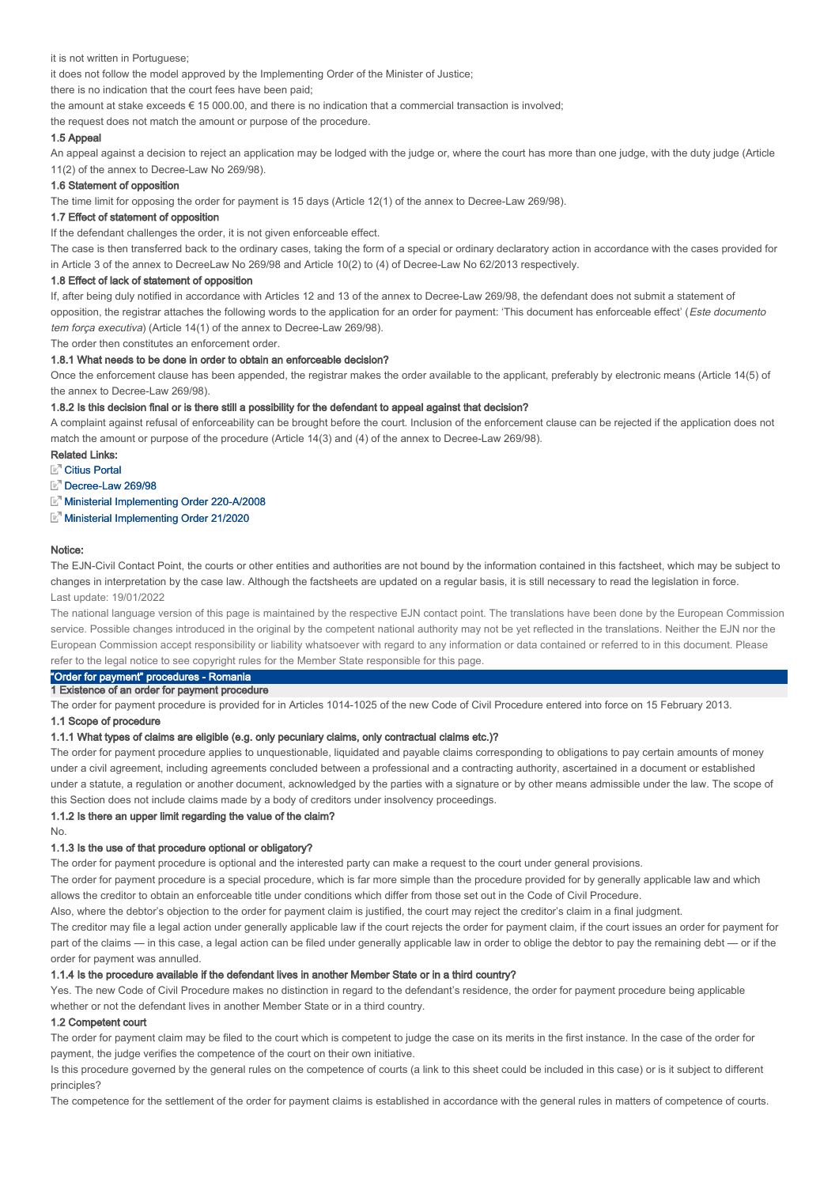it is not written in Portuguese;

it does not follow the model approved by the Implementing Order of the Minister of Justice;

there is no indication that the court fees have been paid;

the amount at stake exceeds € 15 000.00, and there is no indication that a commercial transaction is involved;

the request does not match the amount or purpose of the procedure.

#### 1.5 Appeal

An appeal against a decision to reject an application may be lodged with the judge or, where the court has more than one judge, with the duty judge (Article 11(2) of the annex to Decree-Law No 269/98).

#### 1.6 Statement of opposition

The time limit for opposing the order for payment is 15 days (Article 12(1) of the annex to Decree-Law 269/98).

#### 1.7 Effect of statement of opposition

If the defendant challenges the order, it is not given enforceable effect.

The case is then transferred back to the ordinary cases, taking the form of a special or ordinary declaratory action in accordance with the cases provided for in Article 3 of the annex to DecreeLaw No 269/98 and Article 10(2) to (4) of Decree-Law No 62/2013 respectively.

#### 1.8 Effect of lack of statement of opposition

If, after being duly notified in accordance with Articles 12 and 13 of the annex to Decree-Law 269/98, the defendant does not submit a statement of opposition, the registrar attaches the following words to the application for an order for payment: 'This document has enforceable effect' (*Este documento tem força executiva*) (Article 14(1) of the annex to Decree-Law 269/98).

The order then constitutes an enforcement order.

##### 1.8.1 What needs to be done in order to obtain an enforceable decision?

Once the enforcement clause has been appended, the registrar makes the order available to the applicant, preferably by electronic means (Article 14(5) of the annex to Decree-Law 269/98).

##### 1.8.2 Is this decision final or is there still a possibility for the defendant to appeal against that decision?

A complaint against refusal of enforceability can be brought before the court. Inclusion of the enforcement clause can be rejected if the application does not match the amount or purpose of the procedure (Article 14(3) and (4) of the annex to Decree-Law 269/98).

**Related Links:**

- Citius Portal
- Decree-Law 269/98
- Ministerial Implementing Order 220-A/2008
- Ministerial Implementing Order 21/2020

**Notice:**

The EJN-Civil Contact Point, the courts or other entities and authorities are not bound by the information contained in this factsheet, which may be subject to changes in interpretation by the case law. Although the factsheets are updated on a regular basis, it is still necessary to read the legislation in force.

Last update: 19/01/2022

The national language version of this page is maintained by the respective EJN contact point. The translations have been done by the European Commission service. Possible changes introduced in the original by the competent national authority may not be yet reflected in the translations. Neither the EJN nor the European Commission accept responsibility or liability whatsoever with regard to any information or data contained or referred to in this document. Please refer to the legal notice to see copyright rules for the Member State responsible for this page.

## "Order for payment" procedures - Romania

### 1 Existence of an order for payment procedure

The order for payment procedure is provided for in Articles 1014-1025 of the new Code of Civil Procedure entered into force on 15 February 2013.

#### 1.1 Scope of procedure

##### 1.1.1 What types of claims are eligible (e.g. only pecuniary claims, only contractual claims etc.)?

The order for payment procedure applies to unquestionable, liquidated and payable claims corresponding to obligations to pay certain amounts of money under a civil agreement, including agreements concluded between a professional and a contracting authority, ascertained in a document or established under a statute, a regulation or another document, acknowledged by the parties with a signature or by other means admissible under the law. The scope of this Section does not include claims made by a body of creditors under insolvency proceedings.

##### 1.1.2 Is there an upper limit regarding the value of the claim?

No.

##### 1.1.3 Is the use of that procedure optional or obligatory?

The order for payment procedure is optional and the interested party can make a request to the court under general provisions.

The order for payment procedure is a special procedure, which is far more simple than the procedure provided for by generally applicable law and which allows the creditor to obtain an enforceable title under conditions which differ from those set out in the Code of Civil Procedure.

Also, where the debtor's objection to the order for payment claim is justified, the court may reject the creditor's claim in a final judgment.

The creditor may file a legal action under generally applicable law if the court rejects the order for payment claim, if the court issues an order for payment for part of the claims — in this case, a legal action can be filed under generally applicable law in order to oblige the debtor to pay the remaining debt — or if the order for payment was annulled.

##### 1.1.4 Is the procedure available if the defendant lives in another Member State or in a third country?

Yes. The new Code of Civil Procedure makes no distinction in regard to the defendant's residence, the order for payment procedure being applicable whether or not the defendant lives in another Member State or in a third country.

#### 1.2 Competent court

The order for payment claim may be filed to the court which is competent to judge the case on its merits in the first instance. In the case of the order for payment, the judge verifies the competence of the court on their own initiative.

Is this procedure governed by the general rules on the competence of courts (a link to this sheet could be included in this case) or is it subject to different principles?

The competence for the settlement of the order for payment claims is established in accordance with the general rules in matters of competence of courts.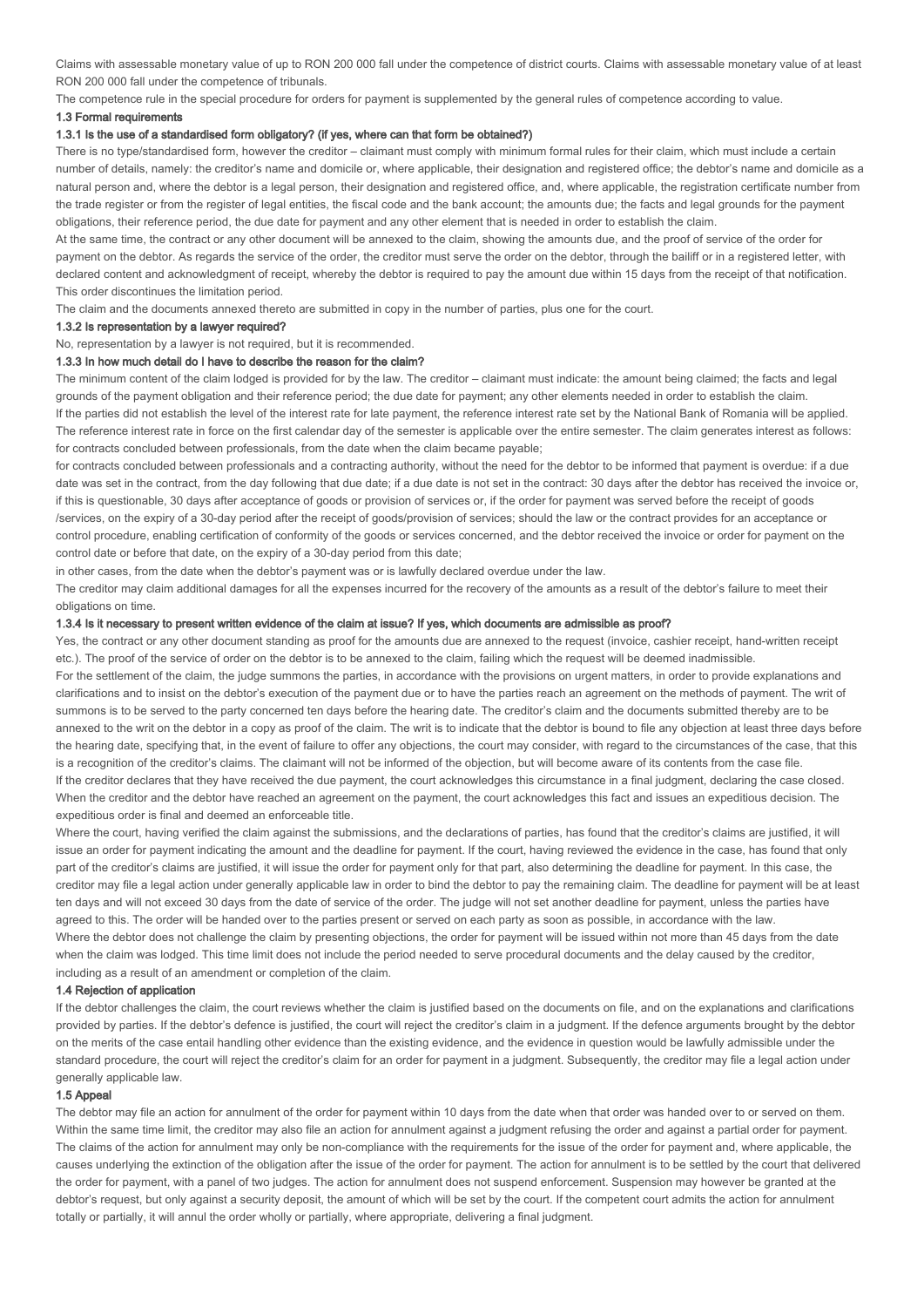Claims with assessable monetary value of up to RON 200 000 fall under the competence of district courts. Claims with assessable monetary value of at least RON 200 000 fall under the competence of tribunals.

The competence rule in the special procedure for orders for payment is supplemented by the general rules of competence according to value.

#### 1.3 Formal requirements

##### 1.3.1 Is the use of a standardised form obligatory? (if yes, where can that form be obtained?)

There is no type/standardised form, however the creditor – claimant must comply with minimum formal rules for their claim, which must include a certain number of details, namely: the creditor's name and domicile or, where applicable, their designation and registered office; the debtor's name and domicile as a natural person and, where the debtor is a legal person, their designation and registered office, and, where applicable, the registration certificate number from the trade register or from the register of legal entities, the fiscal code and the bank account; the amounts due; the facts and legal grounds for the payment obligations, their reference period, the due date for payment and any other element that is needed in order to establish the claim.

At the same time, the contract or any other document will be annexed to the claim, showing the amounts due, and the proof of service of the order for payment on the debtor. As regards the service of the order, the creditor must serve the order on the debtor, through the bailiff or in a registered letter, with declared content and acknowledgment of receipt, whereby the debtor is required to pay the amount due within 15 days from the receipt of that notification. This order discontinues the limitation period.

The claim and the documents annexed thereto are submitted in copy in the number of parties, plus one for the court.

##### 1.3.2 Is representation by a lawyer required?

No, representation by a lawyer is not required, but it is recommended.

##### 1.3.3 In how much detail do I have to describe the reason for the claim?

The minimum content of the claim lodged is provided for by the law. The creditor – claimant must indicate: the amount being claimed; the facts and legal grounds of the payment obligation and their reference period; the due date for payment; any other elements needed in order to establish the claim.

If the parties did not establish the level of the interest rate for late payment, the reference interest rate set by the National Bank of Romania will be applied. The reference interest rate in force on the first calendar day of the semester is applicable over the entire semester. The claim generates interest as follows: for contracts concluded between professionals, from the date when the claim became payable;

for contracts concluded between professionals and a contracting authority, without the need for the debtor to be informed that payment is overdue: if a due date was set in the contract, from the day following that due date; if a due date is not set in the contract: 30 days after the debtor has received the invoice or, if this is questionable, 30 days after acceptance of goods or provision of services or, if the order for payment was served before the receipt of goods /services, on the expiry of a 30-day period after the receipt of goods/provision of services; should the law or the contract provides for an acceptance or control procedure, enabling certification of conformity of the goods or services concerned, and the debtor received the invoice or order for payment on the control date or before that date, on the expiry of a 30-day period from this date;

in other cases, from the date when the debtor's payment was or is lawfully declared overdue under the law.

The creditor may claim additional damages for all the expenses incurred for the recovery of the amounts as a result of the debtor's failure to meet their obligations on time.

##### 1.3.4 Is it necessary to present written evidence of the claim at issue? If yes, which documents are admissible as proof?

Yes, the contract or any other document standing as proof for the amounts due are annexed to the request (invoice, cashier receipt, hand-written receipt etc.). The proof of the service of order on the debtor is to be annexed to the claim, failing which the request will be deemed inadmissible.

For the settlement of the claim, the judge summons the parties, in accordance with the provisions on urgent matters, in order to provide explanations and clarifications and to insist on the debtor's execution of the payment due or to have the parties reach an agreement on the methods of payment. The writ of summons is to be served to the party concerned ten days before the hearing date. The creditor's claim and the documents submitted thereby are to be annexed to the writ on the debtor in a copy as proof of the claim. The writ is to indicate that the debtor is bound to file any objection at least three days before the hearing date, specifying that, in the event of failure to offer any objections, the court may consider, with regard to the circumstances of the case, that this is a recognition of the creditor's claims. The claimant will not be informed of the objection, but will become aware of its contents from the case file.

If the creditor declares that they have received the due payment, the court acknowledges this circumstance in a final judgment, declaring the case closed. When the creditor and the debtor have reached an agreement on the payment, the court acknowledges this fact and issues an expeditious decision. The expeditious order is final and deemed an enforceable title.

Where the court, having verified the claim against the submissions, and the declarations of parties, has found that the creditor's claims are justified, it will issue an order for payment indicating the amount and the deadline for payment. If the court, having reviewed the evidence in the case, has found that only part of the creditor's claims are justified, it will issue the order for payment only for that part, also determining the deadline for payment. In this case, the creditor may file a legal action under generally applicable law in order to bind the debtor to pay the remaining claim. The deadline for payment will be at least ten days and will not exceed 30 days from the date of service of the order. The judge will not set another deadline for payment, unless the parties have agreed to this. The order will be handed over to the parties present or served on each party as soon as possible, in accordance with the law.

Where the debtor does not challenge the claim by presenting objections, the order for payment will be issued within not more than 45 days from the date when the claim was lodged. This time limit does not include the period needed to serve procedural documents and the delay caused by the creditor, including as a result of an amendment or completion of the claim.

#### 1.4 Rejection of application

If the debtor challenges the claim, the court reviews whether the claim is justified based on the documents on file, and on the explanations and clarifications provided by parties. If the debtor's defence is justified, the court will reject the creditor's claim in a judgment. If the defence arguments brought by the debtor on the merits of the case entail handling other evidence than the existing evidence, and the evidence in question would be lawfully admissible under the standard procedure, the court will reject the creditor's claim for an order for payment in a judgment. Subsequently, the creditor may file a legal action under generally applicable law.

#### 1.5 Appeal

The debtor may file an action for annulment of the order for payment within 10 days from the date when that order was handed over to or served on them. Within the same time limit, the creditor may also file an action for annulment against a judgment refusing the order and against a partial order for payment. The claims of the action for annulment may only be non-compliance with the requirements for the issue of the order for payment and, where applicable, the causes underlying the extinction of the obligation after the issue of the order for payment. The action for annulment is to be settled by the court that delivered the order for payment, with a panel of two judges. The action for annulment does not suspend enforcement. Suspension may however be granted at the debtor's request, but only against a security deposit, the amount of which will be set by the court. If the competent court admits the action for annulment totally or partially, it will annul the order wholly or partially, where appropriate, delivering a final judgment.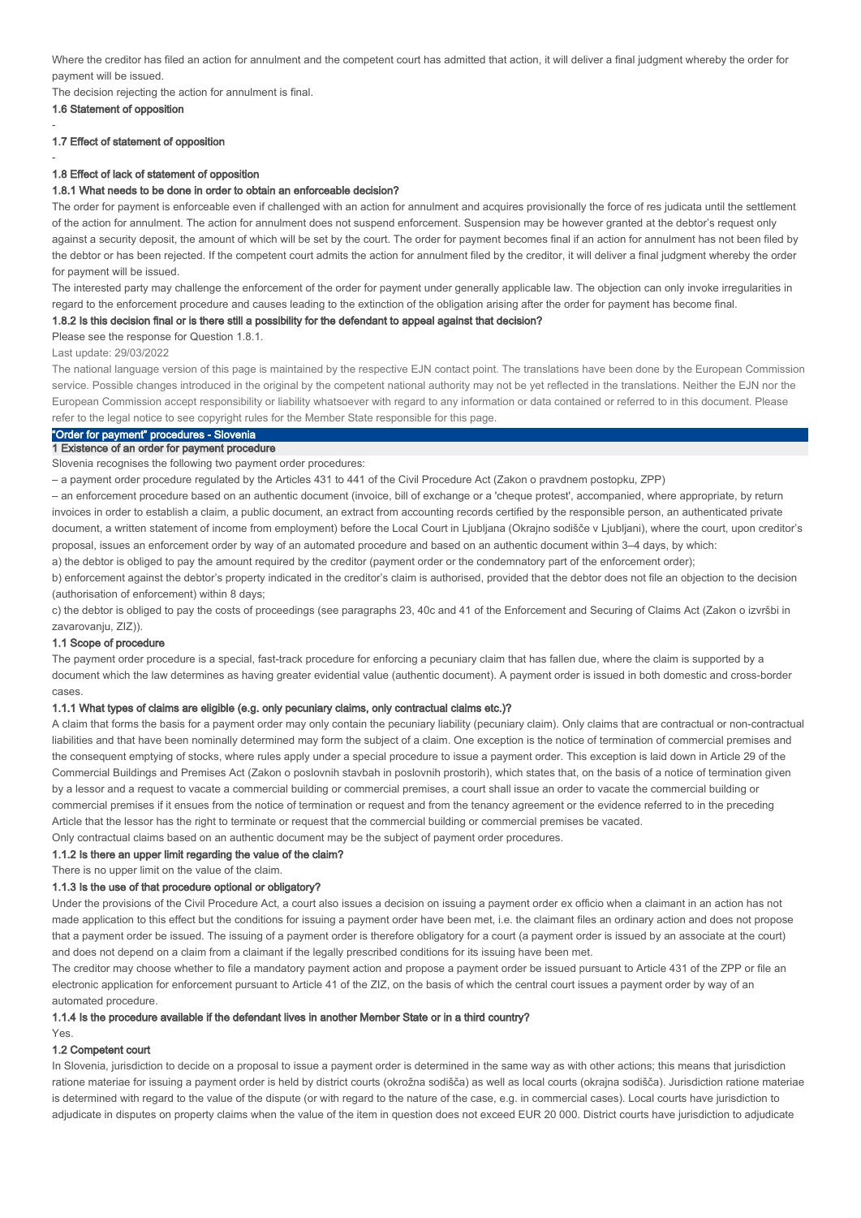Where the creditor has filed an action for annulment and the competent court has admitted that action, it will deliver a final judgment whereby the order for payment will be issued.

The decision rejecting the action for annulment is final.

### 1.6 Statement of opposition

-

### 1.7 Effect of statement of opposition

-

### 1.8 Effect of lack of statement of opposition

#### 1.8.1 What needs to be done in order to obtain an enforceable decision?

The order for payment is enforceable even if challenged with an action for annulment and acquires provisionally the force of res judicata until the settlement of the action for annulment. The action for annulment does not suspend enforcement. Suspension may be however granted at the debtor's request only against a security deposit, the amount of which will be set by the court. The order for payment becomes final if an action for annulment has not been filed by the debtor or has been rejected. If the competent court admits the action for annulment filed by the creditor, it will deliver a final judgment whereby the order for payment will be issued.

The interested party may challenge the enforcement of the order for payment under generally applicable law. The objection can only invoke irregularities in regard to the enforcement procedure and causes leading to the extinction of the obligation arising after the order for payment has become final.

#### 1.8.2 Is this decision final or is there still a possibility for the defendant to appeal against that decision?

Please see the response for Question 1.8.1.

Last update: 29/03/2022

The national language version of this page is maintained by the respective EJN contact point. The translations have been done by the European Commission service. Possible changes introduced in the original by the competent national authority may not be yet reflected in the translations. Neither the EJN nor the European Commission accept responsibility or liability whatsoever with regard to any information or data contained or referred to in this document. Please refer to the legal notice to see copyright rules for the Member State responsible for this page.

## "Order for payment" procedures - Slovenia

### 1 Existence of an order for payment procedure

Slovenia recognises the following two payment order procedures:

– a payment order procedure regulated by the Articles 431 to 441 of the Civil Procedure Act (Zakon o pravdnem postopku, ZPP)

– an enforcement procedure based on an authentic document (invoice, bill of exchange or a 'cheque protest', accompanied, where appropriate, by return invoices in order to establish a claim, a public document, an extract from accounting records certified by the responsible person, an authenticated private document, a written statement of income from employment) before the Local Court in Ljubljana (Okrajno sodišče v Ljubljani), where the court, upon creditor's proposal, issues an enforcement order by way of an automated procedure and based on an authentic document within 3–4 days, by which:

a) the debtor is obliged to pay the amount required by the creditor (payment order or the condemnatory part of the enforcement order);

b) enforcement against the debtor's property indicated in the creditor's claim is authorised, provided that the debtor does not file an objection to the decision (authorisation of enforcement) within 8 days;

c) the debtor is obliged to pay the costs of proceedings (see paragraphs 23, 40c and 41 of the Enforcement and Securing of Claims Act (Zakon o izvršbi in zavarovanju, ZIZ)).

### 1.1 Scope of procedure

The payment order procedure is a special, fast-track procedure for enforcing a pecuniary claim that has fallen due, where the claim is supported by a document which the law determines as having greater evidential value (authentic document). A payment order is issued in both domestic and cross-border cases.

#### 1.1.1 What types of claims are eligible (e.g. only pecuniary claims, only contractual claims etc.)?

A claim that forms the basis for a payment order may only contain the pecuniary liability (pecuniary claim). Only claims that are contractual or non-contractual liabilities and that have been nominally determined may form the subject of a claim. One exception is the notice of termination of commercial premises and the consequent emptying of stocks, where rules apply under a special procedure to issue a payment order. This exception is laid down in Article 29 of the Commercial Buildings and Premises Act (Zakon o poslovnih stavbah in poslovnih prostorih), which states that, on the basis of a notice of termination given by a lessor and a request to vacate a commercial building or commercial premises, a court shall issue an order to vacate the commercial building or commercial premises if it ensues from the notice of termination or request and from the tenancy agreement or the evidence referred to in the preceding Article that the lessor has the right to terminate or request that the commercial building or commercial premises be vacated.

Only contractual claims based on an authentic document may be the subject of payment order procedures.

#### 1.1.2 Is there an upper limit regarding the value of the claim?

There is no upper limit on the value of the claim.

#### 1.1.3 Is the use of that procedure optional or obligatory?

Under the provisions of the Civil Procedure Act, a court also issues a decision on issuing a payment order ex officio when a claimant in an action has not made application to this effect but the conditions for issuing a payment order have been met, i.e. the claimant files an ordinary action and does not propose that a payment order be issued. The issuing of a payment order is therefore obligatory for a court (a payment order is issued by an associate at the court) and does not depend on a claim from a claimant if the legally prescribed conditions for its issuing have been met.

The creditor may choose whether to file a mandatory payment action and propose a payment order be issued pursuant to Article 431 of the ZPP or file an electronic application for enforcement pursuant to Article 41 of the ZIZ, on the basis of which the central court issues a payment order by way of an automated procedure.

#### 1.1.4 Is the procedure available if the defendant lives in another Member State or in a third country?

Yes.

### 1.2 Competent court

In Slovenia, jurisdiction to decide on a proposal to issue a payment order is determined in the same way as with other actions; this means that jurisdiction ratione materiae for issuing a payment order is held by district courts (okrožna sodišča) as well as local courts (okrajna sodišča). Jurisdiction ratione materiae is determined with regard to the value of the dispute (or with regard to the nature of the case, e.g. in commercial cases). Local courts have jurisdiction to adjudicate in disputes on property claims when the value of the item in question does not exceed EUR 20 000. District courts have jurisdiction to adjudicate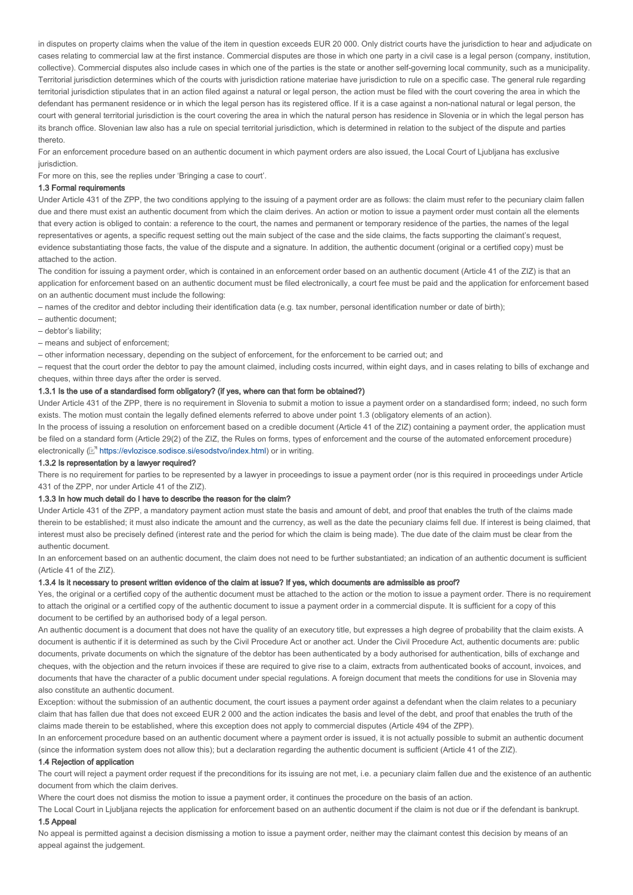in disputes on property claims when the value of the item in question exceeds EUR 20 000. Only district courts have the jurisdiction to hear and adjudicate on cases relating to commercial law at the first instance. Commercial disputes are those in which one party in a civil case is a legal person (company, institution, collective). Commercial disputes also include cases in which one of the parties is the state or another self-governing local community, such as a municipality. Territorial jurisdiction determines which of the courts with jurisdiction ratione materiae have jurisdiction to rule on a specific case. The general rule regarding territorial jurisdiction stipulates that in an action filed against a natural or legal person, the action must be filed with the court covering the area in which the defendant has permanent residence or in which the legal person has its registered office. If it is a case against a non-national natural or legal person, the court with general territorial jurisdiction is the court covering the area in which the natural person has residence in Slovenia or in which the legal person has its branch office. Slovenian law also has a rule on special territorial jurisdiction, which is determined in relation to the subject of the dispute and parties thereto.

For an enforcement procedure based on an authentic document in which payment orders are also issued, the Local Court of Ljubljana has exclusive jurisdiction.

For more on this, see the replies under 'Bringing a case to court'.

#### 1.3 Formal requirements

Under Article 431 of the ZPP, the two conditions applying to the issuing of a payment order are as follows: the claim must refer to the pecuniary claim fallen due and there must exist an authentic document from which the claim derives. An action or motion to issue a payment order must contain all the elements that every action is obliged to contain: a reference to the court, the names and permanent or temporary residence of the parties, the names of the legal representatives or agents, a specific request setting out the main subject of the case and the side claims, the facts supporting the claimant's request, evidence substantiating those facts, the value of the dispute and a signature. In addition, the authentic document (original or a certified copy) must be attached to the action.

The condition for issuing a payment order, which is contained in an enforcement order based on an authentic document (Article 41 of the ZIZ) is that an application for enforcement based on an authentic document must be filed electronically, a court fee must be paid and the application for enforcement based on an authentic document must include the following:

– names of the creditor and debtor including their identification data (e.g. tax number, personal identification number or date of birth);

– authentic document;

– debtor's liability;

– means and subject of enforcement;

– other information necessary, depending on the subject of enforcement, for the enforcement to be carried out; and

– request that the court order the debtor to pay the amount claimed, including costs incurred, within eight days, and in cases relating to bills of exchange and cheques, within three days after the order is served.

#### 1.3.1 Is the use of a standardised form obligatory? (if yes, where can that form be obtained?)

Under Article 431 of the ZPP, there is no requirement in Slovenia to submit a motion to issue a payment order on a standardised form; indeed, no such form exists. The motion must contain the legally defined elements referred to above under point 1.3 (obligatory elements of an action).

In the process of issuing a resolution on enforcement based on a credible document (Article 41 of the ZIZ) containing a payment order, the application must be filed on a standard form (Article 29(2) of the ZIZ, the Rules on forms, types of enforcement and the course of the automated enforcement procedure) electronically (https://evlozisce.sodisce.si/esodstvo/index.html) or in writing.

#### 1.3.2 Is representation by a lawyer required?

There is no requirement for parties to be represented by a lawyer in proceedings to issue a payment order (nor is this required in proceedings under Article 431 of the ZPP, nor under Article 41 of the ZIZ).

#### 1.3.3 In how much detail do I have to describe the reason for the claim?

Under Article 431 of the ZPP, a mandatory payment action must state the basis and amount of debt, and proof that enables the truth of the claims made therein to be established; it must also indicate the amount and the currency, as well as the date the pecuniary claims fell due. If interest is being claimed, that interest must also be precisely defined (interest rate and the period for which the claim is being made). The due date of the claim must be clear from the authentic document.

In an enforcement based on an authentic document, the claim does not need to be further substantiated; an indication of an authentic document is sufficient (Article 41 of the ZIZ).

#### 1.3.4 Is it necessary to present written evidence of the claim at issue? If yes, which documents are admissible as proof?

Yes, the original or a certified copy of the authentic document must be attached to the action or the motion to issue a payment order. There is no requirement to attach the original or a certified copy of the authentic document to issue a payment order in a commercial dispute. It is sufficient for a copy of this document to be certified by an authorised body of a legal person.

An authentic document is a document that does not have the quality of an executory title, but expresses a high degree of probability that the claim exists. A document is authentic if it is determined as such by the Civil Procedure Act or another act. Under the Civil Procedure Act, authentic documents are: public documents, private documents on which the signature of the debtor has been authenticated by a body authorised for authentication, bills of exchange and cheques, with the objection and the return invoices if these are required to give rise to a claim, extracts from authenticated books of account, invoices, and documents that have the character of a public document under special regulations. A foreign document that meets the conditions for use in Slovenia may also constitute an authentic document.

Exception: without the submission of an authentic document, the court issues a payment order against a defendant when the claim relates to a pecuniary claim that has fallen due that does not exceed EUR 2 000 and the action indicates the basis and level of the debt, and proof that enables the truth of the claims made therein to be established, where this exception does not apply to commercial disputes (Article 494 of the ZPP).

In an enforcement procedure based on an authentic document where a payment order is issued, it is not actually possible to submit an authentic document (since the information system does not allow this); but a declaration regarding the authentic document is sufficient (Article 41 of the ZIZ).

#### 1.4 Rejection of application

The court will reject a payment order request if the preconditions for its issuing are not met, i.e. a pecuniary claim fallen due and the existence of an authentic document from which the claim derives.

Where the court does not dismiss the motion to issue a payment order, it continues the procedure on the basis of an action.

The Local Court in Ljubljana rejects the application for enforcement based on an authentic document if the claim is not due or if the defendant is bankrupt.

#### 1.5 Appeal

No appeal is permitted against a decision dismissing a motion to issue a payment order, neither may the claimant contest this decision by means of an appeal against the judgement.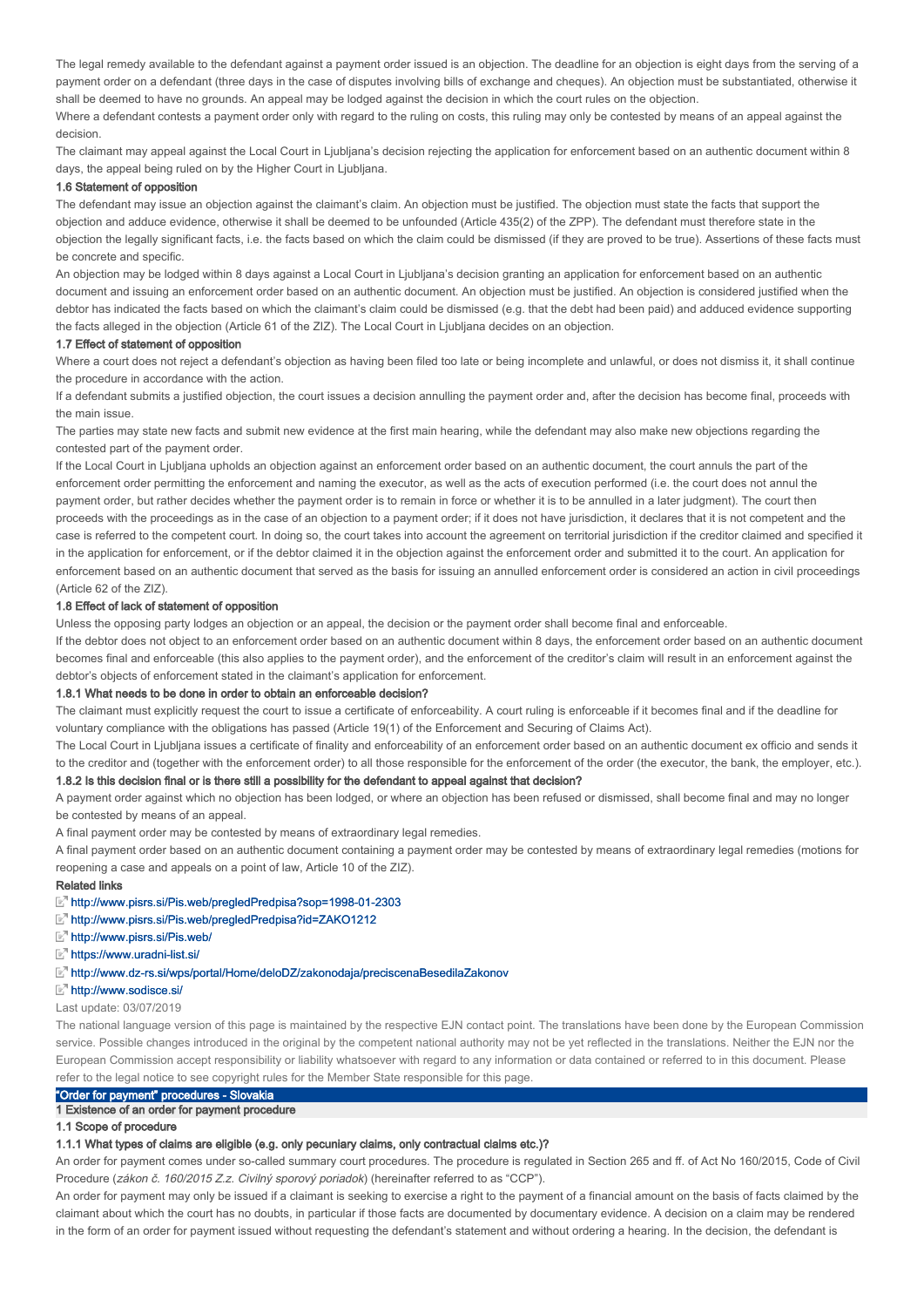The legal remedy available to the defendant against a payment order issued is an objection. The deadline for an objection is eight days from the serving of a payment order on a defendant (three days in the case of disputes involving bills of exchange and cheques). An objection must be substantiated, otherwise it shall be deemed to have no grounds. An appeal may be lodged against the decision in which the court rules on the objection.

Where a defendant contests a payment order only with regard to the ruling on costs, this ruling may only be contested by means of an appeal against the decision.

The claimant may appeal against the Local Court in Ljubljana's decision rejecting the application for enforcement based on an authentic document within 8 days, the appeal being ruled on by the Higher Court in Ljubljana.

#### 1.6 Statement of opposition

The defendant may issue an objection against the claimant's claim. An objection must be justified. The objection must state the facts that support the objection and adduce evidence, otherwise it shall be deemed to be unfounded (Article 435(2) of the ZPP). The defendant must therefore state in the objection the legally significant facts, i.e. the facts based on which the claim could be dismissed (if they are proved to be true). Assertions of these facts must be concrete and specific.

An objection may be lodged within 8 days against a Local Court in Ljubljana's decision granting an application for enforcement based on an authentic document and issuing an enforcement order based on an authentic document. An objection must be justified. An objection is considered justified when the debtor has indicated the facts based on which the claimant's claim could be dismissed (e.g. that the debt had been paid) and adduced evidence supporting the facts alleged in the objection (Article 61 of the ZIZ). The Local Court in Ljubljana decides on an objection.

#### 1.7 Effect of statement of opposition

Where a court does not reject a defendant's objection as having been filed too late or being incomplete and unlawful, or does not dismiss it, it shall continue the procedure in accordance with the action.

If a defendant submits a justified objection, the court issues a decision annulling the payment order and, after the decision has become final, proceeds with the main issue.

The parties may state new facts and submit new evidence at the first main hearing, while the defendant may also make new objections regarding the contested part of the payment order.

If the Local Court in Ljubljana upholds an objection against an enforcement order based on an authentic document, the court annuls the part of the enforcement order permitting the enforcement and naming the executor, as well as the acts of execution performed (i.e. the court does not annul the payment order, but rather decides whether the payment order is to remain in force or whether it is to be annulled in a later judgment). The court then proceeds with the proceedings as in the case of an objection to a payment order; if it does not have jurisdiction, it declares that it is not competent and the case is referred to the competent court. In doing so, the court takes into account the agreement on territorial jurisdiction if the creditor claimed and specified it in the application for enforcement, or if the debtor claimed it in the objection against the enforcement order and submitted it to the court. An application for enforcement based on an authentic document that served as the basis for issuing an annulled enforcement order is considered an action in civil proceedings (Article 62 of the ZIZ).

#### 1.8 Effect of lack of statement of opposition

Unless the opposing party lodges an objection or an appeal, the decision or the payment order shall become final and enforceable.

If the debtor does not object to an enforcement order based on an authentic document within 8 days, the enforcement order based on an authentic document becomes final and enforceable (this also applies to the payment order), and the enforcement of the creditor's claim will result in an enforcement against the debtor's objects of enforcement stated in the claimant's application for enforcement.

##### 1.8.1 What needs to be done in order to obtain an enforceable decision?

The claimant must explicitly request the court to issue a certificate of enforceability. A court ruling is enforceable if it becomes final and if the deadline for voluntary compliance with the obligations has passed (Article 19(1) of the Enforcement and Securing of Claims Act).

The Local Court in Ljubljana issues a certificate of finality and enforceability of an enforcement order based on an authentic document ex officio and sends it to the creditor and (together with the enforcement order) to all those responsible for the enforcement of the order (the executor, the bank, the employer, etc.).

##### 1.8.2 Is this decision final or is there still a possibility for the defendant to appeal against that decision?

A payment order against which no objection has been lodged, or where an objection has been refused or dismissed, shall become final and may no longer be contested by means of an appeal.

A final payment order may be contested by means of extraordinary legal remedies.

A final payment order based on an authentic document containing a payment order may be contested by means of extraordinary legal remedies (motions for reopening a case and appeals on a point of law, Article 10 of the ZIZ).

#### Related links

- http://www.pisrs.si/Pis.web/pregledPredpisa?sop=1998-01-2303
- http://www.pisrs.si/Pis.web/pregledPredpisa?id=ZAKO1212
- http://www.pisrs.si/Pis.web/
- https://www.uradni-list.si/
- http://www.dz-rs.si/wps/portal/Home/deloDZ/zakonodaja/preciscenaBesedilaZakonov
- http://www.sodisce.si/

Last update: 03/07/2019

The national language version of this page is maintained by the respective EJN contact point. The translations have been done by the European Commission service. Possible changes introduced in the original by the competent national authority may not be yet reflected in the translations. Neither the EJN nor the European Commission accept responsibility or liability whatsoever with regard to any information or data contained or referred to in this document. Please refer to the legal notice to see copyright rules for the Member State responsible for this page.

## "Order for payment" procedures - Slovakia

### 1 Existence of an order for payment procedure

#### 1.1 Scope of procedure

##### 1.1.1 What types of claims are eligible (e.g. only pecuniary claims, only contractual claims etc.)?

An order for payment comes under so-called summary court procedures. The procedure is regulated in Section 265 and ff. of Act No 160/2015, Code of Civil Procedure (*zákon č. 160/2015 Z.z. Civilný sporový poriadok*) (hereinafter referred to as "CCP").

An order for payment may only be issued if a claimant is seeking to exercise a right to the payment of a financial amount on the basis of facts claimed by the claimant about which the court has no doubts, in particular if those facts are documented by documentary evidence. A decision on a claim may be rendered in the form of an order for payment issued without requesting the defendant's statement and without ordering a hearing. In the decision, the defendant is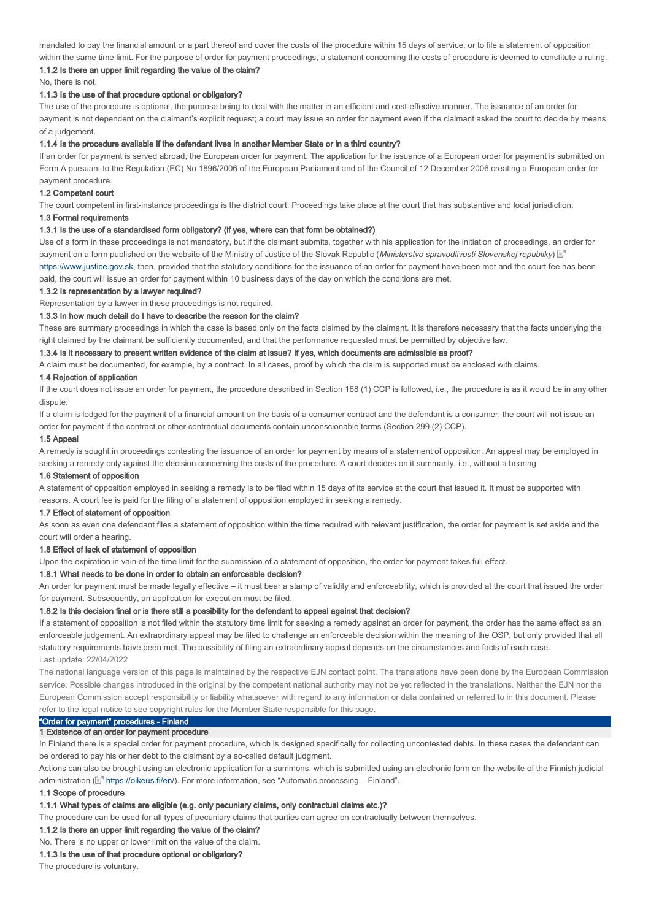mandated to pay the financial amount or a part thereof and cover the costs of the procedure within 15 days of service, or to file a statement of opposition within the same time limit. For the purpose of order for payment proceedings, a statement concerning the costs of procedure is deemed to constitute a ruling.

#### 1.1.2 Is there an upper limit regarding the value of the claim?

No, there is not.

#### 1.1.3 Is the use of that procedure optional or obligatory?

The use of the procedure is optional, the purpose being to deal with the matter in an efficient and cost-effective manner. The issuance of an order for payment is not dependent on the claimant's explicit request; a court may issue an order for payment even if the claimant asked the court to decide by means of a judgement.

#### 1.1.4 Is the procedure available if the defendant lives in another Member State or in a third country?

If an order for payment is served abroad, the European order for payment. The application for the issuance of a European order for payment is submitted on Form A pursuant to the Regulation (EC) No 1896/2006 of the European Parliament and of the Council of 12 December 2006 creating a European order for payment procedure.

### 1.2 Competent court

The court competent in first-instance proceedings is the district court. Proceedings take place at the court that has substantive and local jurisdiction.

### 1.3 Formal requirements

#### 1.3.1 Is the use of a standardised form obligatory? (if yes, where can that form be obtained?)

Use of a form in these proceedings is not mandatory, but if the claimant submits, together with his application for the initiation of proceedings, an order for payment on a form published on the website of the Ministry of Justice of the Slovak Republic (*Ministerstvo spravodlivosti Slovenskej republiky*) https://www.justice.gov.sk, then, provided that the statutory conditions for the issuance of an order for payment have been met and the court fee has been paid, the court will issue an order for payment within 10 business days of the day on which the conditions are met.

#### 1.3.2 Is representation by a lawyer required?

Representation by a lawyer in these proceedings is not required.

#### 1.3.3 In how much detail do I have to describe the reason for the claim?

These are summary proceedings in which the case is based only on the facts claimed by the claimant. It is therefore necessary that the facts underlying the right claimed by the claimant be sufficiently documented, and that the performance requested must be permitted by objective law.

#### 1.3.4 Is it necessary to present written evidence of the claim at issue? If yes, which documents are admissible as proof?

A claim must be documented, for example, by a contract. In all cases, proof by which the claim is supported must be enclosed with claims.

### 1.4 Rejection of application

If the court does not issue an order for payment, the procedure described in Section 168 (1) CCP is followed, i.e., the procedure is as it would be in any other dispute.

If a claim is lodged for the payment of a financial amount on the basis of a consumer contract and the defendant is a consumer, the court will not issue an order for payment if the contract or other contractual documents contain unconscionable terms (Section 299 (2) CCP).

### 1.5 Appeal

A remedy is sought in proceedings contesting the issuance of an order for payment by means of a statement of opposition. An appeal may be employed in seeking a remedy only against the decision concerning the costs of the procedure. A court decides on it summarily, i.e., without a hearing.

### 1.6 Statement of opposition

A statement of opposition employed in seeking a remedy is to be filed within 15 days of its service at the court that issued it. It must be supported with reasons. A court fee is paid for the filing of a statement of opposition employed in seeking a remedy.

### 1.7 Effect of statement of opposition

As soon as even one defendant files a statement of opposition within the time required with relevant justification, the order for payment is set aside and the court will order a hearing.

### 1.8 Effect of lack of statement of opposition

Upon the expiration in vain of the time limit for the submission of a statement of opposition, the order for payment takes full effect.

#### 1.8.1 What needs to be done in order to obtain an enforceable decision?

An order for payment must be made legally effective – it must bear a stamp of validity and enforceability, which is provided at the court that issued the order for payment. Subsequently, an application for execution must be filed.

#### 1.8.2 Is this decision final or is there still a possibility for the defendant to appeal against that decision?

If a statement of opposition is not filed within the statutory time limit for seeking a remedy against an order for payment, the order has the same effect as an enforceable judgement. An extraordinary appeal may be filed to challenge an enforceable decision within the meaning of the OSP, but only provided that all statutory requirements have been met. The possibility of filing an extraordinary appeal depends on the circumstances and facts of each case.

Last update: 22/04/2022

The national language version of this page is maintained by the respective EJN contact point. The translations have been done by the European Commission service. Possible changes introduced in the original by the competent national authority may not be yet reflected in the translations. Neither the EJN nor the European Commission accept responsibility or liability whatsoever with regard to any information or data contained or referred to in this document. Please refer to the legal notice to see copyright rules for the Member State responsible for this page.

# "Order for payment" procedures - Finland

## 1 Existence of an order for payment procedure

In Finland there is a special order for payment procedure, which is designed specifically for collecting uncontested debts. In these cases the defendant can be ordered to pay his or her debt to the claimant by a so-called default judgment.

Actions can also be brought using an electronic application for a summons, which is submitted using an electronic form on the website of the Finnish judicial administration (https://oikeus.fi/en/). For more information, see "Automatic processing – Finland".

### 1.1 Scope of procedure

#### 1.1.1 What types of claims are eligible (e.g. only pecuniary claims, only contractual claims etc.)?

The procedure can be used for all types of pecuniary claims that parties can agree on contractually between themselves.

#### 1.1.2 Is there an upper limit regarding the value of the claim?

No. There is no upper or lower limit on the value of the claim.

#### 1.1.3 Is the use of that procedure optional or obligatory?

The procedure is voluntary.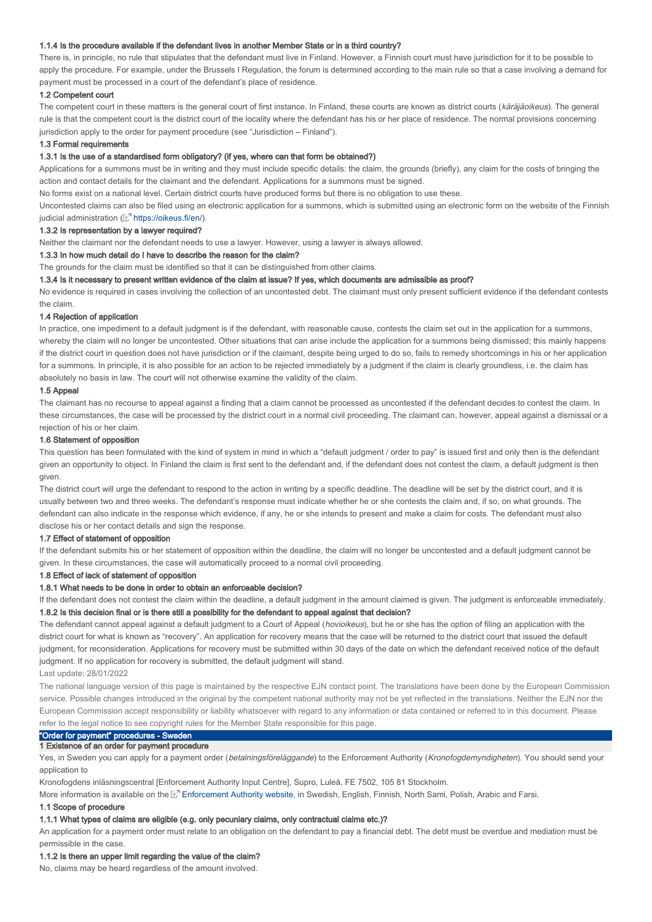#### 1.1.4 Is the procedure available if the defendant lives in another Member State or in a third country?

There is, in principle, no rule that stipulates that the defendant must live in Finland. However, a Finnish court must have jurisdiction for it to be possible to apply the procedure. For example, under the Brussels I Regulation, the forum is determined according to the main rule so that a case involving a demand for payment must be processed in a court of the defendant's place of residence.

### 1.2 Competent court

The competent court in these matters is the general court of first instance. In Finland, these courts are known as district courts (*käräjäoikeus*). The general rule is that the competent court is the district court of the locality where the defendant has his or her place of residence. The normal provisions concerning jurisdiction apply to the order for payment procedure (see "Jurisdiction – Finland").

### 1.3 Formal requirements

#### 1.3.1 Is the use of a standardised form obligatory? (if yes, where can that form be obtained?)

Applications for a summons must be in writing and they must include specific details: the claim, the grounds (briefly), any claim for the costs of bringing the action and contact details for the claimant and the defendant. Applications for a summons must be signed.

No forms exist on a national level. Certain district courts have produced forms but there is no obligation to use these.

Uncontested claims can also be filed using an electronic application for a summons, which is submitted using an electronic form on the website of the Finnish judicial administration (https://oikeus.fi/en/).

#### 1.3.2 Is representation by a lawyer required?

Neither the claimant nor the defendant needs to use a lawyer. However, using a lawyer is always allowed.

#### 1.3.3 In how much detail do I have to describe the reason for the claim?

The grounds for the claim must be identified so that it can be distinguished from other claims.

#### 1.3.4 Is it necessary to present written evidence of the claim at issue? If yes, which documents are admissible as proof?

No evidence is required in cases involving the collection of an uncontested debt. The claimant must only present sufficient evidence if the defendant contests the claim.

### 1.4 Rejection of application

In practice, one impediment to a default judgment is if the defendant, with reasonable cause, contests the claim set out in the application for a summons, whereby the claim will no longer be uncontested. Other situations that can arise include the application for a summons being dismissed; this mainly happens if the district court in question does not have jurisdiction or if the claimant, despite being urged to do so, fails to remedy shortcomings in his or her application for a summons. In principle, it is also possible for an action to be rejected immediately by a judgment if the claim is clearly groundless, i.e. the claim has absolutely no basis in law. The court will not otherwise examine the validity of the claim.

### 1.5 Appeal

The claimant has no recourse to appeal against a finding that a claim cannot be processed as uncontested if the defendant decides to contest the claim. In these circumstances, the case will be processed by the district court in a normal civil proceeding. The claimant can, however, appeal against a dismissal or a rejection of his or her claim.

### 1.6 Statement of opposition

This question has been formulated with the kind of system in mind in which a "default judgment / order to pay" is issued first and only then is the defendant given an opportunity to object. In Finland the claim is first sent to the defendant and, if the defendant does not contest the claim, a default judgment is then given.

The district court will urge the defendant to respond to the action in writing by a specific deadline. The deadline will be set by the district court, and it is usually between two and three weeks. The defendant's response must indicate whether he or she contests the claim and, if so, on what grounds. The defendant can also indicate in the response which evidence, if any, he or she intends to present and make a claim for costs. The defendant must also disclose his or her contact details and sign the response.

### 1.7 Effect of statement of opposition

If the defendant submits his or her statement of opposition within the deadline, the claim will no longer be uncontested and a default judgment cannot be given. In these circumstances, the case will automatically proceed to a normal civil proceeding.

### 1.8 Effect of lack of statement of opposition

#### 1.8.1 What needs to be done in order to obtain an enforceable decision?

If the defendant does not contest the claim within the deadline, a default judgment in the amount claimed is given. The judgment is enforceable immediately.

#### 1.8.2 Is this decision final or is there still a possibility for the defendant to appeal against that decision?

The defendant cannot appeal against a default judgment to a Court of Appeal (*hovioikeus*), but he or she has the option of filing an application with the district court for what is known as "recovery". An application for recovery means that the case will be returned to the district court that issued the default judgment, for reconsideration. Applications for recovery must be submitted within 30 days of the date on which the defendant received notice of the default judgment. If no application for recovery is submitted, the default judgment will stand.

Last update: 28/01/2022

The national language version of this page is maintained by the respective EJN contact point. The translations have been done by the European Commission service. Possible changes introduced in the original by the competent national authority may not be yet reflected in the translations. Neither the EJN nor the European Commission accept responsibility or liability whatsoever with regard to any information or data contained or referred to in this document. Please refer to the legal notice to see copyright rules for the Member State responsible for this page.

# "Order for payment" procedures - Sweden

## 1 Existence of an order for payment procedure

Yes, in Sweden you can apply for a payment order (*betalningsföreläggande*) to the Enforcement Authority (*Kronofogdemyndigheten*). You should send your application to

Kronofogdens inläsningscentral [Enforcement Authority Input Centre], Supro, Luleå, FE 7502, 105 81 Stockholm.

More information is available on the Enforcement Authority website, in Swedish, English, Finnish, North Sami, Polish, Arabic and Farsi.

### 1.1 Scope of procedure

#### 1.1.1 What types of claims are eligible (e.g. only pecuniary claims, only contractual claims etc.)?

An application for a payment order must relate to an obligation on the defendant to pay a financial debt. The debt must be overdue and mediation must be permissible in the case.

#### 1.1.2 Is there an upper limit regarding the value of the claim?

No, claims may be heard regardless of the amount involved.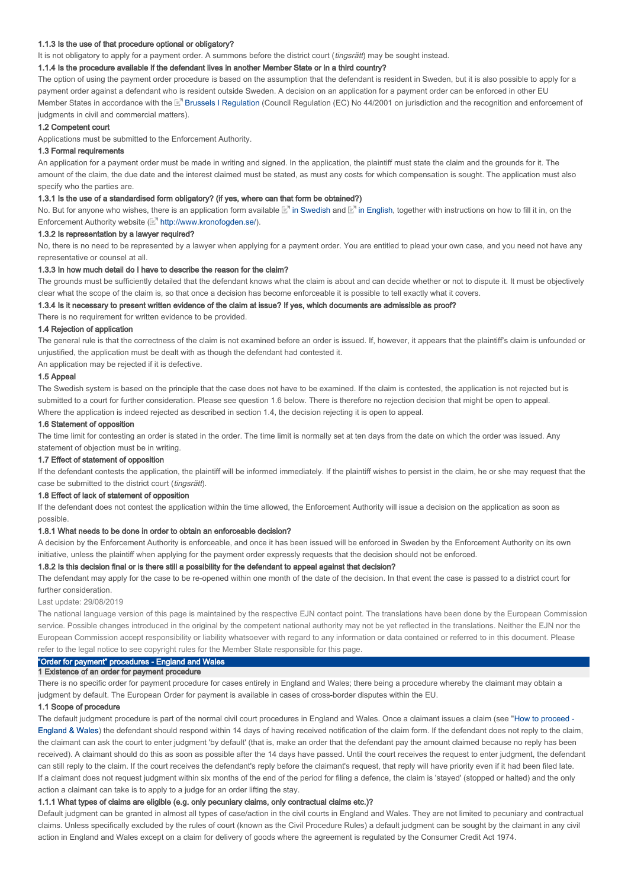#### 1.1.3 Is the use of that procedure optional or obligatory?

It is not obligatory to apply for a payment order. A summons before the district court (*tingsrätt*) may be sought instead.

#### 1.1.4 Is the procedure available if the defendant lives in another Member State or in a third country?

The option of using the payment order procedure is based on the assumption that the defendant is resident in Sweden, but it is also possible to apply for a payment order against a defendant who is resident outside Sweden. A decision on an application for a payment order can be enforced in other EU Member States in accordance with the Brussels I Regulation (Council Regulation (EC) No 44/2001 on jurisdiction and the recognition and enforcement of judgments in civil and commercial matters).

#### 1.2 Competent court

Applications must be submitted to the Enforcement Authority.

#### 1.3 Formal requirements

An application for a payment order must be made in writing and signed. In the application, the plaintiff must state the claim and the grounds for it. The amount of the claim, the due date and the interest claimed must be stated, as must any costs for which compensation is sought. The application must also specify who the parties are.

#### 1.3.1 Is the use of a standardised form obligatory? (if yes, where can that form be obtained?)

No. But for anyone who wishes, there is an application form available in Swedish and in English, together with instructions on how to fill it in, on the Enforcement Authority website (http://www.kronofogden.se/).

#### 1.3.2 Is representation by a lawyer required?

No, there is no need to be represented by a lawyer when applying for a payment order. You are entitled to plead your own case, and you need not have any representative or counsel at all.

#### 1.3.3 In how much detail do I have to describe the reason for the claim?

The grounds must be sufficiently detailed that the defendant knows what the claim is about and can decide whether or not to dispute it. It must be objectively clear what the scope of the claim is, so that once a decision has become enforceable it is possible to tell exactly what it covers.

#### 1.3.4 Is it necessary to present written evidence of the claim at issue? If yes, which documents are admissible as proof?

There is no requirement for written evidence to be provided.

#### 1.4 Rejection of application

The general rule is that the correctness of the claim is not examined before an order is issued. If, however, it appears that the plaintiff's claim is unfounded or unjustified, the application must be dealt with as though the defendant had contested it.

An application may be rejected if it is defective.

#### 1.5 Appeal

The Swedish system is based on the principle that the case does not have to be examined. If the claim is contested, the application is not rejected but is submitted to a court for further consideration. Please see question 1.6 below. There is therefore no rejection decision that might be open to appeal.

Where the application is indeed rejected as described in section 1.4, the decision rejecting it is open to appeal.

#### 1.6 Statement of opposition

The time limit for contesting an order is stated in the order. The time limit is normally set at ten days from the date on which the order was issued. Any statement of objection must be in writing.

#### 1.7 Effect of statement of opposition

If the defendant contests the application, the plaintiff will be informed immediately. If the plaintiff wishes to persist in the claim, he or she may request that the case be submitted to the district court (*tingsrätt*).

#### 1.8 Effect of lack of statement of opposition

If the defendant does not contest the application within the time allowed, the Enforcement Authority will issue a decision on the application as soon as possible.

#### 1.8.1 What needs to be done in order to obtain an enforceable decision?

A decision by the Enforcement Authority is enforceable, and once it has been issued will be enforced in Sweden by the Enforcement Authority on its own initiative, unless the plaintiff when applying for the payment order expressly requests that the decision should not be enforced.

#### 1.8.2 Is this decision final or is there still a possibility for the defendant to appeal against that decision?

The defendant may apply for the case to be re-opened within one month of the date of the decision. In that event the case is passed to a district court for further consideration.

Last update: 29/08/2019

The national language version of this page is maintained by the respective EJN contact point. The translations have been done by the European Commission service. Possible changes introduced in the original by the competent national authority may not be yet reflected in the translations. Neither the EJN nor the European Commission accept responsibility or liability whatsoever with regard to any information or data contained or referred to in this document. Please refer to the legal notice to see copyright rules for the Member State responsible for this page.

## "Order for payment" procedures - England and Wales

### 1 Existence of an order for payment procedure

There is no specific order for payment procedure for cases entirely in England and Wales; there being a procedure whereby the claimant may obtain a judgment by default. The European Order for payment is available in cases of cross-border disputes within the EU.

#### 1.1 Scope of procedure

The default judgment procedure is part of the normal civil court procedures in England and Wales. Once a claimant issues a claim (see "How to proceed - England & Wales) the defendant should respond within 14 days of having received notification of the claim form. If the defendant does not reply to the claim, the claimant can ask the court to enter judgment 'by default' (that is, make an order that the defendant pay the amount claimed because no reply has been received). A claimant should do this as soon as possible after the 14 days have passed. Until the court receives the request to enter judgment, the defendant can still reply to the claim. If the court receives the defendant's reply before the claimant's request, that reply will have priority even if it had been filed late. If a claimant does not request judgment within six months of the end of the period for filing a defence, the claim is 'stayed' (stopped or halted) and the only action a claimant can take is to apply to a judge for an order lifting the stay.

#### 1.1.1 What types of claims are eligible (e.g. only pecuniary claims, only contractual claims etc.)?

Default judgment can be granted in almost all types of case/action in the civil courts in England and Wales. They are not limited to pecuniary and contractual claims. Unless specifically excluded by the rules of court (known as the Civil Procedure Rules) a default judgment can be sought by the claimant in any civil action in England and Wales except on a claim for delivery of goods where the agreement is regulated by the Consumer Credit Act 1974.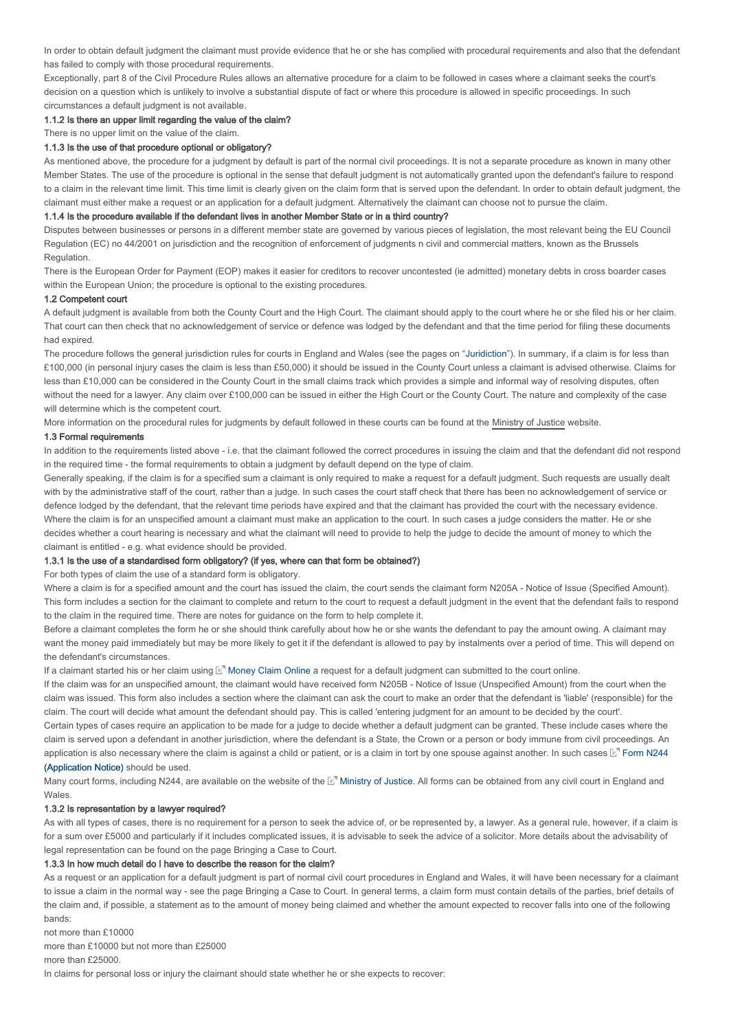In order to obtain default judgment the claimant must provide evidence that he or she has complied with procedural requirements and also that the defendant has failed to comply with those procedural requirements.

Exceptionally, part 8 of the Civil Procedure Rules allows an alternative procedure for a claim to be followed in cases where a claimant seeks the court's decision on a question which is unlikely to involve a substantial dispute of fact or where this procedure is allowed in specific proceedings. In such circumstances a default judgment is not available.

#### 1.1.2 Is there an upper limit regarding the value of the claim?

There is no upper limit on the value of the claim.

#### 1.1.3 Is the use of that procedure optional or obligatory?

As mentioned above, the procedure for a judgment by default is part of the normal civil proceedings. It is not a separate procedure as known in many other Member States. The use of the procedure is optional in the sense that default judgment is not automatically granted upon the defendant's failure to respond to a claim in the relevant time limit. This time limit is clearly given on the claim form that is served upon the defendant. In order to obtain default judgment, the claimant must either make a request or an application for a default judgment. Alternatively the claimant can choose not to pursue the claim.

#### 1.1.4 Is the procedure available if the defendant lives in another Member State or in a third country?

Disputes between businesses or persons in a different member state are governed by various pieces of legislation, the most relevant being the EU Council Regulation (EC) no 44/2001 on jurisdiction and the recognition of enforcement of judgments n civil and commercial matters, known as the Brussels Regulation.

There is the European Order for Payment (EOP) makes it easier for creditors to recover uncontested (ie admitted) monetary debts in cross boarder cases within the European Union; the procedure is optional to the existing procedures.

### 1.2 Competent court

A default judgment is available from both the County Court and the High Court. The claimant should apply to the court where he or she filed his or her claim. That court can then check that no acknowledgement of service or defence was lodged by the defendant and that the time period for filing these documents had expired.

The procedure follows the general jurisdiction rules for courts in England and Wales (see the pages on "Juridiction"). In summary, if a claim is for less than £100,000 (in personal injury cases the claim is less than £50,000) it should be issued in the County Court unless a claimant is advised otherwise. Claims for less than £10,000 can be considered in the County Court in the small claims track which provides a simple and informal way of resolving disputes, often without the need for a lawyer. Any claim over £100,000 can be issued in either the High Court or the County Court. The nature and complexity of the case will determine which is the competent court.

More information on the procedural rules for judgments by default followed in these courts can be found at the Ministry of Justice website.

### 1.3 Formal requirements

In addition to the requirements listed above - i.e. that the claimant followed the correct procedures in issuing the claim and that the defendant did not respond in the required time - the formal requirements to obtain a judgment by default depend on the type of claim.

Generally speaking, if the claim is for a specified sum a claimant is only required to make a request for a default judgment. Such requests are usually dealt with by the administrative staff of the court, rather than a judge. In such cases the court staff check that there has been no acknowledgement of service or defence lodged by the defendant, that the relevant time periods have expired and that the claimant has provided the court with the necessary evidence.

Where the claim is for an unspecified amount a claimant must make an application to the court. In such cases a judge considers the matter. He or she decides whether a court hearing is necessary and what the claimant will need to provide to help the judge to decide the amount of money to which the claimant is entitled - e.g. what evidence should be provided.

#### 1.3.1 Is the use of a standardised form obligatory? (if yes, where can that form be obtained?)

For both types of claim the use of a standard form is obligatory.

Where a claim is for a specified amount and the court has issued the claim, the court sends the claimant form N205A - Notice of Issue (Specified Amount). This form includes a section for the claimant to complete and return to the court to request a default judgment in the event that the defendant fails to respond to the claim in the required time. There are notes for guidance on the form to help complete it.

Before a claimant completes the form he or she should think carefully about how he or she wants the defendant to pay the amount owing. A claimant may want the money paid immediately but may be more likely to get it if the defendant is allowed to pay by instalments over a period of time. This will depend on the defendant's circumstances.

If a claimant started his or her claim using Money Claim Online a request for a default judgment can submitted to the court online.

If the claim was for an unspecified amount, the claimant would have received form N205B - Notice of Issue (Unspecified Amount) from the court when the claim was issued. This form also includes a section where the claimant can ask the court to make an order that the defendant is 'liable' (responsible) for the claim. The court will decide what amount the defendant should pay. This is called 'entering judgment for an amount to be decided by the court'.

Certain types of cases require an application to be made for a judge to decide whether a default judgment can be granted. These include cases where the claim is served upon a defendant in another jurisdiction, where the defendant is a State, the Crown or a person or body immune from civil proceedings. An application is also necessary where the claim is against a child or patient, or is a claim in tort by one spouse against another. In such cases Form N244 (Application Notice) should be used.

Many court forms, including N244, are available on the website of the Ministry of Justice. All forms can be obtained from any civil court in England and Wales.

#### 1.3.2 Is representation by a lawyer required?

As with all types of cases, there is no requirement for a person to seek the advice of, or be represented by, a lawyer. As a general rule, however, if a claim is for a sum over £5000 and particularly if it includes complicated issues, it is advisable to seek the advice of a solicitor. More details about the advisability of legal representation can be found on the page Bringing a Case to Court.

#### 1.3.3 In how much detail do I have to describe the reason for the claim?

As a request or an application for a default judgment is part of normal civil court procedures in England and Wales, it will have been necessary for a claimant to issue a claim in the normal way - see the page Bringing a Case to Court. In general terms, a claim form must contain details of the parties, brief details of the claim and, if possible, a statement as to the amount of money being claimed and whether the amount expected to recover falls into one of the following bands:

not more than £10000

more than £10000 but not more than £25000

more than £25000.

In claims for personal loss or injury the claimant should state whether he or she expects to recover: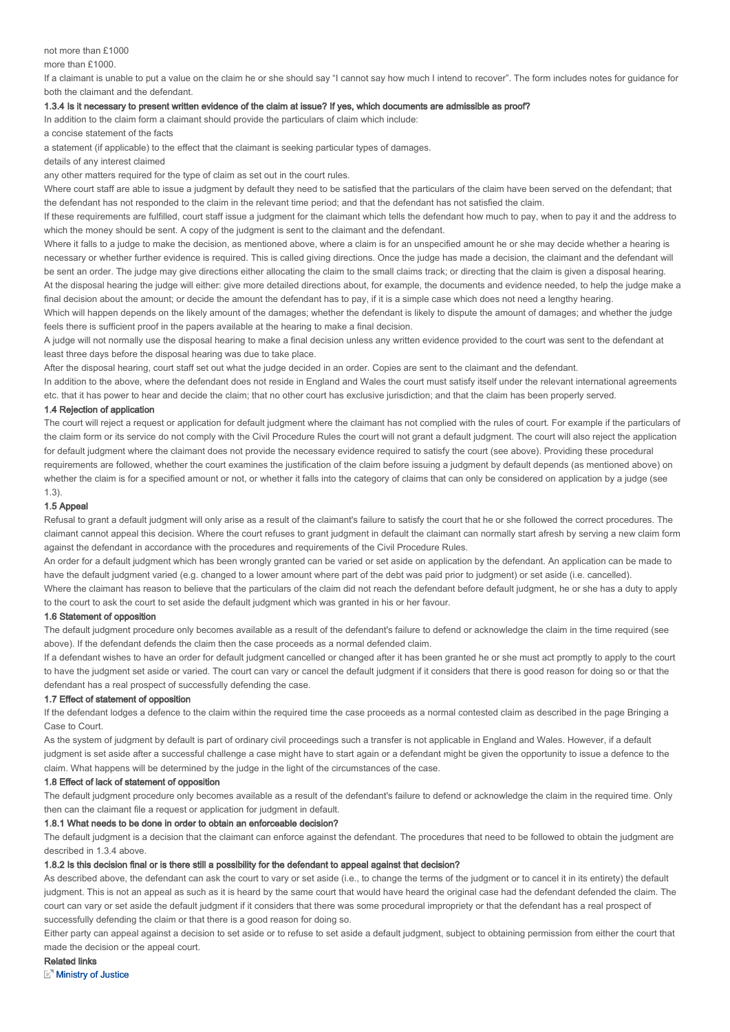not more than £1000

more than £1000.

If a claimant is unable to put a value on the claim he or she should say "I cannot say how much I intend to recover". The form includes notes for guidance for both the claimant and the defendant.

#### 1.3.4 Is it necessary to present written evidence of the claim at issue? If yes, which documents are admissible as proof?

In addition to the claim form a claimant should provide the particulars of claim which include:

a concise statement of the facts

a statement (if applicable) to the effect that the claimant is seeking particular types of damages.

details of any interest claimed

any other matters required for the type of claim as set out in the court rules.

Where court staff are able to issue a judgment by default they need to be satisfied that the particulars of the claim have been served on the defendant; that the defendant has not responded to the claim in the relevant time period; and that the defendant has not satisfied the claim.

If these requirements are fulfilled, court staff issue a judgment for the claimant which tells the defendant how much to pay, when to pay it and the address to which the money should be sent. A copy of the judgment is sent to the claimant and the defendant.

Where it falls to a judge to make the decision, as mentioned above, where a claim is for an unspecified amount he or she may decide whether a hearing is necessary or whether further evidence is required. This is called giving directions. Once the judge has made a decision, the claimant and the defendant will be sent an order. The judge may give directions either allocating the claim to the small claims track; or directing that the claim is given a disposal hearing.

At the disposal hearing the judge will either: give more detailed directions about, for example, the documents and evidence needed, to help the judge make a final decision about the amount; or decide the amount the defendant has to pay, if it is a simple case which does not need a lengthy hearing.

Which will happen depends on the likely amount of the damages; whether the defendant is likely to dispute the amount of damages; and whether the judge feels there is sufficient proof in the papers available at the hearing to make a final decision.

A judge will not normally use the disposal hearing to make a final decision unless any written evidence provided to the court was sent to the defendant at least three days before the disposal hearing was due to take place.

After the disposal hearing, court staff set out what the judge decided in an order. Copies are sent to the claimant and the defendant.

In addition to the above, where the defendant does not reside in England and Wales the court must satisfy itself under the relevant international agreements etc. that it has power to hear and decide the claim; that no other court has exclusive jurisdiction; and that the claim has been properly served.

#### 1.4 Rejection of application

The court will reject a request or application for default judgment where the claimant has not complied with the rules of court. For example if the particulars of the claim form or its service do not comply with the Civil Procedure Rules the court will not grant a default judgment. The court will also reject the application for default judgment where the claimant does not provide the necessary evidence required to satisfy the court (see above). Providing these procedural requirements are followed, whether the court examines the justification of the claim before issuing a judgment by default depends (as mentioned above) on whether the claim is for a specified amount or not, or whether it falls into the category of claims that can only be considered on application by a judge (see 1.3).

#### 1.5 Appeal

Refusal to grant a default judgment will only arise as a result of the claimant's failure to satisfy the court that he or she followed the correct procedures. The claimant cannot appeal this decision. Where the court refuses to grant judgment in default the claimant can normally start afresh by serving a new claim form against the defendant in accordance with the procedures and requirements of the Civil Procedure Rules.

An order for a default judgment which has been wrongly granted can be varied or set aside on application by the defendant. An application can be made to have the default judgment varied (e.g. changed to a lower amount where part of the debt was paid prior to judgment) or set aside (i.e. cancelled).

Where the claimant has reason to believe that the particulars of the claim did not reach the defendant before default judgment, he or she has a duty to apply to the court to ask the court to set aside the default judgment which was granted in his or her favour.

#### 1.6 Statement of opposition

The default judgment procedure only becomes available as a result of the defendant's failure to defend or acknowledge the claim in the time required (see above). If the defendant defends the claim then the case proceeds as a normal defended claim.

If a defendant wishes to have an order for default judgment cancelled or changed after it has been granted he or she must act promptly to apply to the court to have the judgment set aside or varied. The court can vary or cancel the default judgment if it considers that there is good reason for doing so or that the defendant has a real prospect of successfully defending the case.

#### 1.7 Effect of statement of opposition

If the defendant lodges a defence to the claim within the required time the case proceeds as a normal contested claim as described in the page Bringing a Case to Court.

As the system of judgment by default is part of ordinary civil proceedings such a transfer is not applicable in England and Wales. However, if a default judgment is set aside after a successful challenge a case might have to start again or a defendant might be given the opportunity to issue a defence to the claim. What happens will be determined by the judge in the light of the circumstances of the case.

#### 1.8 Effect of lack of statement of opposition

The default judgment procedure only becomes available as a result of the defendant's failure to defend or acknowledge the claim in the required time. Only then can the claimant file a request or application for judgment in default.

#### 1.8.1 What needs to be done in order to obtain an enforceable decision?

The default judgment is a decision that the claimant can enforce against the defendant. The procedures that need to be followed to obtain the judgment are described in 1.3.4 above.

#### 1.8.2 Is this decision final or is there still a possibility for the defendant to appeal against that decision?

As described above, the defendant can ask the court to vary or set aside (i.e., to change the terms of the judgment or to cancel it in its entirety) the default judgment. This is not an appeal as such as it is heard by the same court that would have heard the original case had the defendant defended the claim. The court can vary or set aside the default judgment if it considers that there was some procedural impropriety or that the defendant has a real prospect of successfully defending the claim or that there is a good reason for doing so.

Either party can appeal against a decision to set aside or to refuse to set aside a default judgment, subject to obtaining permission from either the court that made the decision or the appeal court.

#### Related links

Ministry of Justice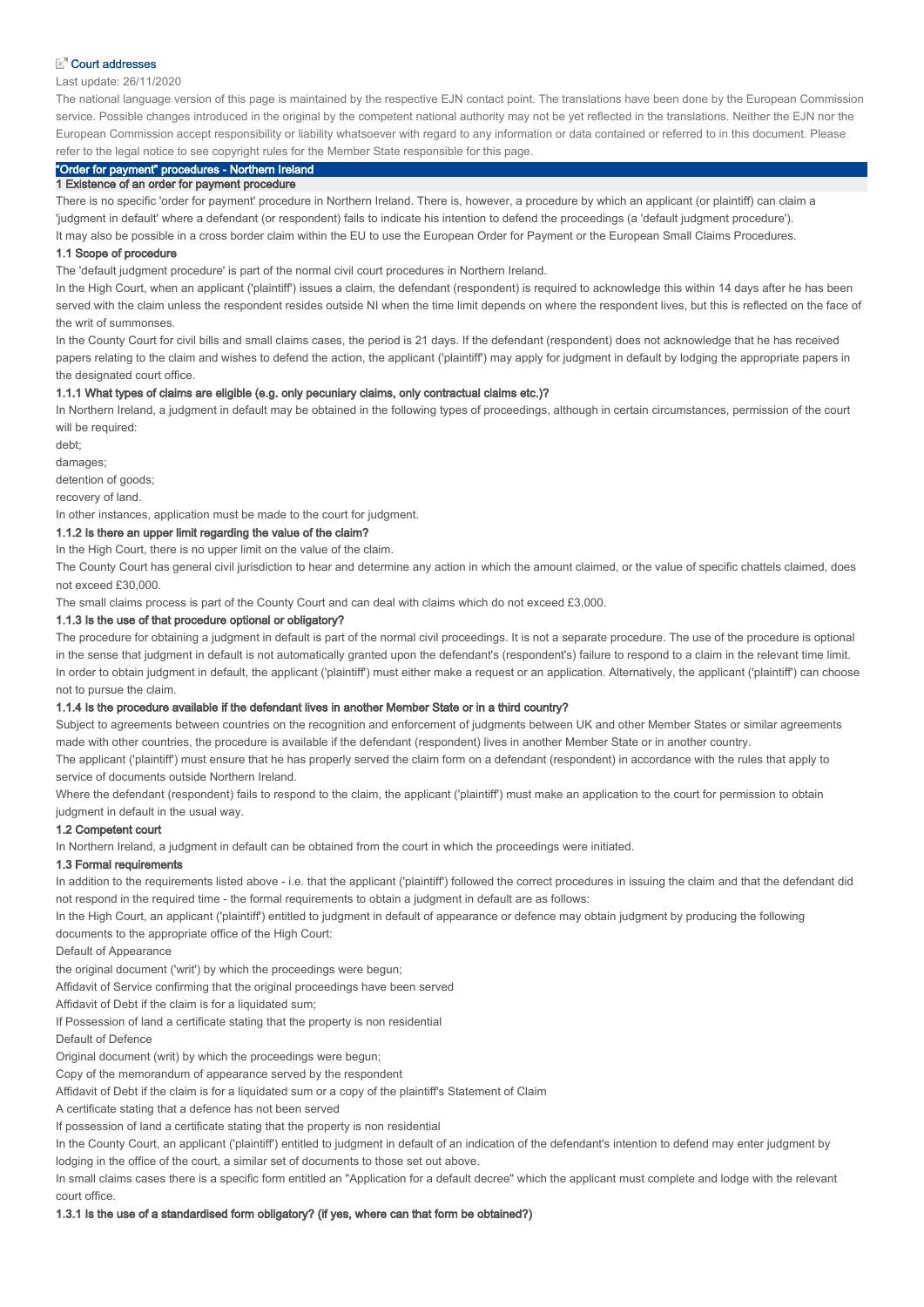Court addresses

Last update: 26/11/2020

The national language version of this page is maintained by the respective EJN contact point. The translations have been done by the European Commission service. Possible changes introduced in the original by the competent national authority may not be yet reflected in the translations. Neither the EJN nor the European Commission accept responsibility or liability whatsoever with regard to any information or data contained or referred to in this document. Please refer to the legal notice to see copyright rules for the Member State responsible for this page.

# "Order for payment" procedures - Northern Ireland

## 1 Existence of an order for payment procedure

There is no specific 'order for payment' procedure in Northern Ireland. There is, however, a procedure by which an applicant (or plaintiff) can claim a 'judgment in default' where a defendant (or respondent) fails to indicate his intention to defend the proceedings (a 'default judgment procedure').

It may also be possible in a cross border claim within the EU to use the European Order for Payment or the European Small Claims Procedures.

### 1.1 Scope of procedure

The 'default judgment procedure' is part of the normal civil court procedures in Northern Ireland.

In the High Court, when an applicant ('plaintiff') issues a claim, the defendant (respondent) is required to acknowledge this within 14 days after he has been served with the claim unless the respondent resides outside NI when the time limit depends on where the respondent lives, but this is reflected on the face of the writ of summonses.

In the County Court for civil bills and small claims cases, the period is 21 days. If the defendant (respondent) does not acknowledge that he has received papers relating to the claim and wishes to defend the action, the applicant ('plaintiff') may apply for judgment in default by lodging the appropriate papers in the designated court office.

#### 1.1.1 What types of claims are eligible (e.g. only pecuniary claims, only contractual claims etc.)?

In Northern Ireland, a judgment in default may be obtained in the following types of proceedings, although in certain circumstances, permission of the court will be required:

debt;

damages;

detention of goods;

recovery of land.

In other instances, application must be made to the court for judgment.

#### 1.1.2 Is there an upper limit regarding the value of the claim?

In the High Court, there is no upper limit on the value of the claim.

The County Court has general civil jurisdiction to hear and determine any action in which the amount claimed, or the value of specific chattels claimed, does not exceed £30,000.

The small claims process is part of the County Court and can deal with claims which do not exceed £3,000.

#### 1.1.3 Is the use of that procedure optional or obligatory?

The procedure for obtaining a judgment in default is part of the normal civil proceedings. It is not a separate procedure. The use of the procedure is optional in the sense that judgment in default is not automatically granted upon the defendant's (respondent's) failure to respond to a claim in the relevant time limit.

In order to obtain judgment in default, the applicant ('plaintiff') must either make a request or an application. Alternatively, the applicant ('plaintiff') can choose not to pursue the claim.

#### 1.1.4 Is the procedure available if the defendant lives in another Member State or in a third country?

Subject to agreements between countries on the recognition and enforcement of judgments between UK and other Member States or similar agreements made with other countries, the procedure is available if the defendant (respondent) lives in another Member State or in another country.

The applicant ('plaintiff') must ensure that he has properly served the claim form on a defendant (respondent) in accordance with the rules that apply to service of documents outside Northern Ireland.

Where the defendant (respondent) fails to respond to the claim, the applicant ('plaintiff') must make an application to the court for permission to obtain judgment in default in the usual way.

### 1.2 Competent court

In Northern Ireland, a judgment in default can be obtained from the court in which the proceedings were initiated.

### 1.3 Formal requirements

In addition to the requirements listed above - i.e. that the applicant ('plaintiff') followed the correct procedures in issuing the claim and that the defendant did not respond in the required time - the formal requirements to obtain a judgment in default are as follows:

In the High Court, an applicant ('plaintiff') entitled to judgment in default of appearance or defence may obtain judgment by producing the following documents to the appropriate office of the High Court:

Default of Appearance

the original document ('writ') by which the proceedings were begun;

Affidavit of Service confirming that the original proceedings have been served

Affidavit of Debt if the claim is for a liquidated sum;

If Possession of land a certificate stating that the property is non residential

Default of Defence

Original document (writ) by which the proceedings were begun;

Copy of the memorandum of appearance served by the respondent

Affidavit of Debt if the claim is for a liquidated sum or a copy of the plaintiff's Statement of Claim

A certificate stating that a defence has not been served

If possession of land a certificate stating that the property is non residential

In the County Court, an applicant ('plaintiff') entitled to judgment in default of an indication of the defendant's intention to defend may enter judgment by lodging in the office of the court, a similar set of documents to those set out above.

In small claims cases there is a specific form entitled an "Application for a default decree" which the applicant must complete and lodge with the relevant court office.

#### 1.3.1 Is the use of a standardised form obligatory? (if yes, where can that form be obtained?)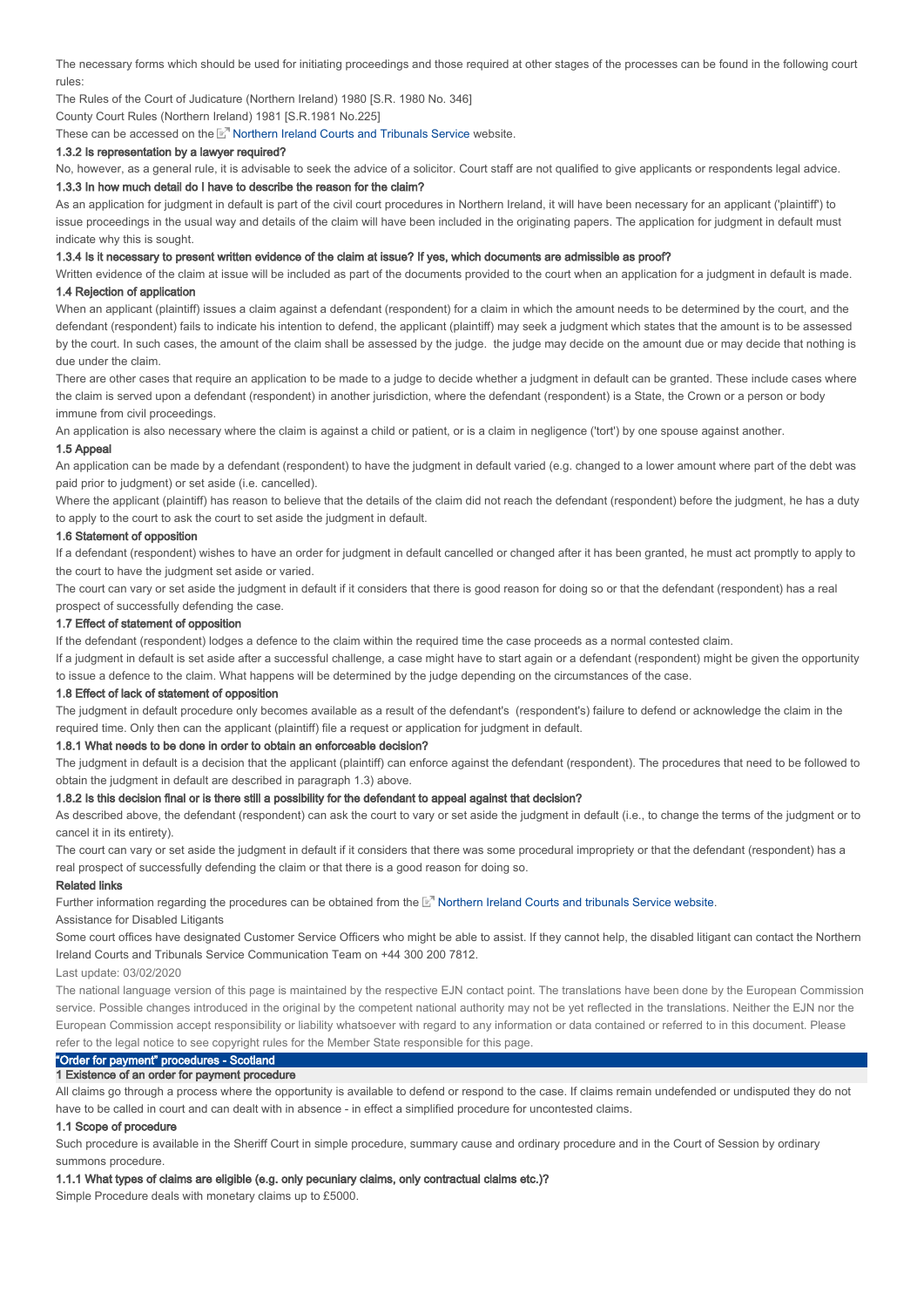The necessary forms which should be used for initiating proceedings and those required at other stages of the processes can be found in the following court rules:

The Rules of the Court of Judicature (Northern Ireland) 1980 [S.R. 1980 No. 346]

County Court Rules (Northern Ireland) 1981 [S.R.1981 No.225]

These can be accessed on the Northern Ireland Courts and Tribunals Service website.

#### 1.3.2 Is representation by a lawyer required?

No, however, as a general rule, it is advisable to seek the advice of a solicitor. Court staff are not qualified to give applicants or respondents legal advice.

#### 1.3.3 In how much detail do I have to describe the reason for the claim?

As an application for judgment in default is part of the civil court procedures in Northern Ireland, it will have been necessary for an applicant ('plaintiff') to issue proceedings in the usual way and details of the claim will have been included in the originating papers. The application for judgment in default must indicate why this is sought.

#### 1.3.4 Is it necessary to present written evidence of the claim at issue? If yes, which documents are admissible as proof?

Written evidence of the claim at issue will be included as part of the documents provided to the court when an application for a judgment in default is made.

### 1.4 Rejection of application

When an applicant (plaintiff) issues a claim against a defendant (respondent) for a claim in which the amount needs to be determined by the court, and the defendant (respondent) fails to indicate his intention to defend, the applicant (plaintiff) may seek a judgment which states that the amount is to be assessed by the court. In such cases, the amount of the claim shall be assessed by the judge. the judge may decide on the amount due or may decide that nothing is due under the claim.

There are other cases that require an application to be made to a judge to decide whether a judgment in default can be granted. These include cases where the claim is served upon a defendant (respondent) in another jurisdiction, where the defendant (respondent) is a State, the Crown or a person or body immune from civil proceedings.

An application is also necessary where the claim is against a child or patient, or is a claim in negligence ('tort') by one spouse against another.

### 1.5 Appeal

An application can be made by a defendant (respondent) to have the judgment in default varied (e.g. changed to a lower amount where part of the debt was paid prior to judgment) or set aside (i.e. cancelled).

Where the applicant (plaintiff) has reason to believe that the details of the claim did not reach the defendant (respondent) before the judgment, he has a duty to apply to the court to ask the court to set aside the judgment in default.

### 1.6 Statement of opposition

If a defendant (respondent) wishes to have an order for judgment in default cancelled or changed after it has been granted, he must act promptly to apply to the court to have the judgment set aside or varied.

The court can vary or set aside the judgment in default if it considers that there is good reason for doing so or that the defendant (respondent) has a real prospect of successfully defending the case.

### 1.7 Effect of statement of opposition

If the defendant (respondent) lodges a defence to the claim within the required time the case proceeds as a normal contested claim.

If a judgment in default is set aside after a successful challenge, a case might have to start again or a defendant (respondent) might be given the opportunity to issue a defence to the claim. What happens will be determined by the judge depending on the circumstances of the case.

### 1.8 Effect of lack of statement of opposition

The judgment in default procedure only becomes available as a result of the defendant's (respondent's) failure to defend or acknowledge the claim in the required time. Only then can the applicant (plaintiff) file a request or application for judgment in default.

#### 1.8.1 What needs to be done in order to obtain an enforceable decision?

The judgment in default is a decision that the applicant (plaintiff) can enforce against the defendant (respondent). The procedures that need to be followed to obtain the judgment in default are described in paragraph 1.3) above.

#### 1.8.2 Is this decision final or is there still a possibility for the defendant to appeal against that decision?

As described above, the defendant (respondent) can ask the court to vary or set aside the judgment in default (i.e., to change the terms of the judgment or to cancel it in its entirety).

The court can vary or set aside the judgment in default if it considers that there was some procedural impropriety or that the defendant (respondent) has a real prospect of successfully defending the claim or that there is a good reason for doing so.

### Related links

Further information regarding the procedures can be obtained from the Northern Ireland Courts and tribunals Service website.

Assistance for Disabled Litigants

Some court offices have designated Customer Service Officers who might be able to assist. If they cannot help, the disabled litigant can contact the Northern Ireland Courts and Tribunals Service Communication Team on +44 300 200 7812.

Last update: 03/02/2020

The national language version of this page is maintained by the respective EJN contact point. The translations have been done by the European Commission service. Possible changes introduced in the original by the competent national authority may not be yet reflected in the translations. Neither the EJN nor the European Commission accept responsibility or liability whatsoever with regard to any information or data contained or referred to in this document. Please refer to the legal notice to see copyright rules for the Member State responsible for this page.

## "Order for payment" procedures - Scotland

### 1 Existence of an order for payment procedure

All claims go through a process where the opportunity is available to defend or respond to the case. If claims remain undefended or undisputed they do not have to be called in court and can dealt with in absence - in effect a simplified procedure for uncontested claims.

### 1.1 Scope of procedure

Such procedure is available in the Sheriff Court in simple procedure, summary cause and ordinary procedure and in the Court of Session by ordinary summons procedure.

#### 1.1.1 What types of claims are eligible (e.g. only pecuniary claims, only contractual claims etc.)?

Simple Procedure deals with monetary claims up to £5000.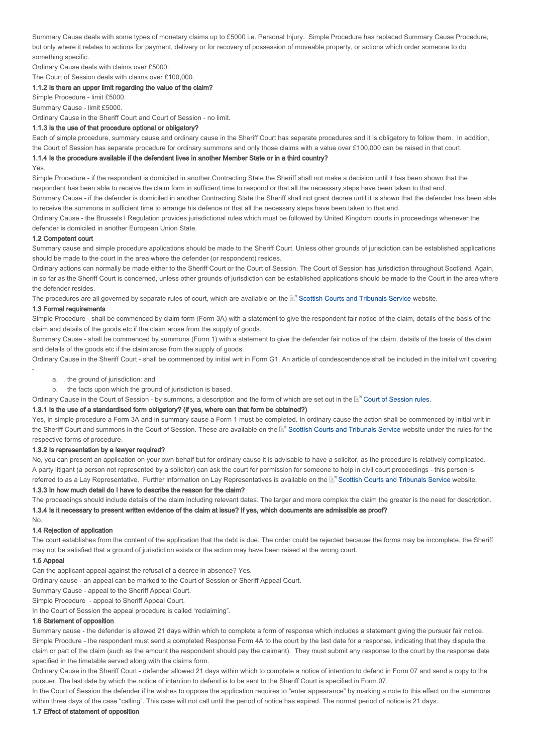Summary Cause deals with some types of monetary claims up to £5000 i.e. Personal Injury. Simple Procedure has replaced Summary Cause Procedure, but only where it relates to actions for payment, delivery or for recovery of possession of moveable property, or actions which order someone to do something specific.

Ordinary Cause deals with claims over £5000.

The Court of Session deals with claims over £100,000.

#### 1.1.2 Is there an upper limit regarding the value of the claim?

Simple Procedure - limit £5000.

Summary Cause - limit £5000.

Ordinary Cause in the Sheriff Court and Court of Session - no limit.

#### 1.1.3 Is the use of that procedure optional or obligatory?

Each of simple procedure, summary cause and ordinary cause in the Sheriff Court has separate procedures and it is obligatory to follow them. In addition, the Court of Session has separate procedure for ordinary summons and only those claims with a value over £100,000 can be raised in that court.

#### 1.1.4 Is the procedure available if the defendant lives in another Member State or in a third country?

Yes.

Simple Procedure - if the respondent is domiciled in another Contracting State the Sheriff shall not make a decision until it has been shown that the respondent has been able to receive the claim form in sufficient time to respond or that all the necessary steps have been taken to that end.

Summary Cause - if the defender is domiciled in another Contracting State the Sheriff shall not grant decree until it is shown that the defender has been able to receive the summons in sufficient time to arrange his defence or that all the necessary steps have been taken to that end.

Ordinary Cause - the Brussels I Regulation provides jurisdictional rules which must be followed by United Kingdom courts in proceedings whenever the defender is domiciled in another European Union State.

### 1.2 Competent court

Summary cause and simple procedure applications should be made to the Sheriff Court. Unless other grounds of jurisdiction can be established applications should be made to the court in the area where the defender (or respondent) resides.

Ordinary actions can normally be made either to the Sheriff Court or the Court of Session. The Court of Session has jurisdiction throughout Scotland. Again, in so far as the Sheriff Court is concerned, unless other grounds of jurisdiction can be established applications should be made to the Court in the area where the defender resides.

The procedures are all governed by separate rules of court, which are available on the Scottish Courts and Tribunals Service website.

### 1.3 Formal requirements

Simple Procedure - shall be commenced by claim form (Form 3A) with a statement to give the respondent fair notice of the claim, details of the basis of the claim and details of the goods etc if the claim arose from the supply of goods.

Summary Cause - shall be commenced by summons (Form 1) with a statement to give the defender fair notice of the claim, details of the basis of the claim and details of the goods etc if the claim arose from the supply of goods.

Ordinary Cause in the Sheriff Court - shall be commenced by initial writ in Form G1. An article of condescendence shall be included in the initial writ covering -

a. the ground of jurisdiction: and
b. the facts upon which the ground of jurisdiction is based.

Ordinary Cause in the Court of Session - by summons, a description and the form of which are set out in the Court of Session rules.

#### 1.3.1 Is the use of a standardised form obligatory? (if yes, where can that form be obtained?)

Yes, in simple procedure a Form 3A and in summary cause a Form 1 must be completed. In ordinary cause the action shall be commenced by initial writ in the Sheriff Court and summons in the Court of Session. These are available on the Scottish Courts and Tribunals Service website under the rules for the respective forms of procedure.

#### 1.3.2 Is representation by a lawyer required?

No, you can present an application on your own behalf but for ordinary cause it is advisable to have a solicitor, as the procedure is relatively complicated. A party litigant (a person not represented by a solicitor) can ask the court for permission for someone to help in civil court proceedings - this person is referred to as a Lay Representative. Further information on Lay Representatives is available on the Scottish Courts and Tribunals Service website.

#### 1.3.3 In how much detail do I have to describe the reason for the claim?

The proceedings should include details of the claim including relevant dates. The larger and more complex the claim the greater is the need for description.

#### 1.3.4 Is it necessary to present written evidence of the claim at issue? If yes, which documents are admissible as proof?

No.

### 1.4 Rejection of application

The court establishes from the content of the application that the debt is due. The order could be rejected because the forms may be incomplete, the Sheriff may not be satisfied that a ground of jurisdiction exists or the action may have been raised at the wrong court.

### 1.5 Appeal

Can the applicant appeal against the refusal of a decree in absence? Yes.

Ordinary cause - an appeal can be marked to the Court of Session or Sheriff Appeal Court.

Summary Cause - appeal to the Sheriff Appeal Court.

Simple Procedure - appeal to Sheriff Appeal Court.

In the Court of Session the appeal procedure is called "reclaiming".

### 1.6 Statement of opposition

Summary cause - the defender is allowed 21 days within which to complete a form of response which includes a statement giving the pursuer fair notice.

Simple Procdure - the respondent must send a completed Response Form 4A to the court by the last date for a response, indicating that they dispute the claim or part of the claim (such as the amount the respondent should pay the claimant). They must submit any response to the court by the response date specified in the timetable served along with the claims form.

Ordinary Cause in the Sheriff Court - defender allowed 21 days within which to complete a notice of intention to defend in Form 07 and send a copy to the pursuer. The last date by which the notice of intention to defend is to be sent to the Sheriff Court is specified in Form 07.

In the Court of Session the defender if he wishes to oppose the application requires to "enter appearance" by marking a note to this effect on the summons within three days of the case "calling". This case will not call until the period of notice has expired. The normal period of notice is 21 days.

### 1.7 Effect of statement of opposition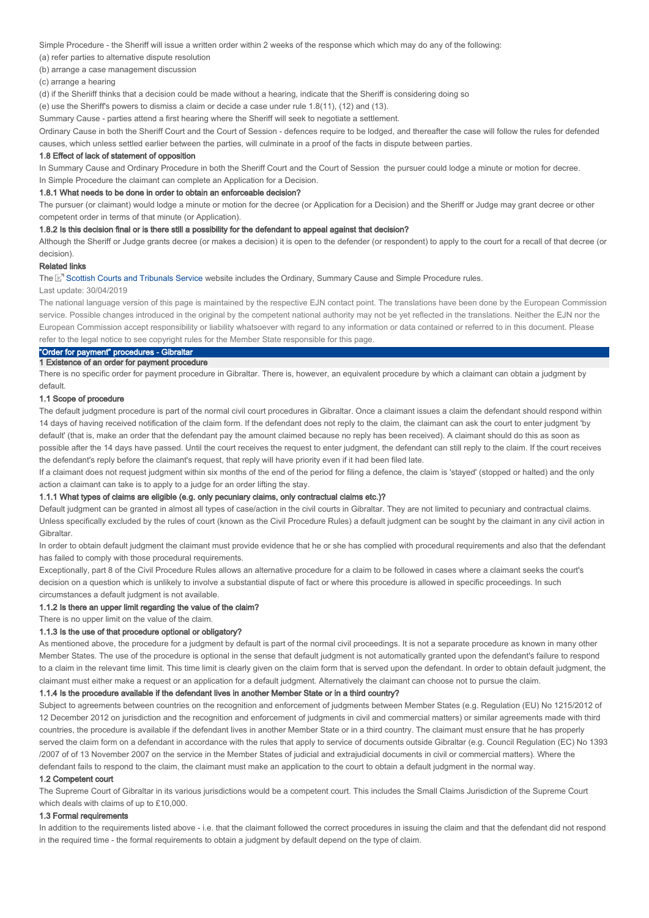Simple Procedure - the Sheriff will issue a written order within 2 weeks of the response which which may do any of the following:

(a) refer parties to alternative dispute resolution

(b) arrange a case management discussion

(c) arrange a hearing

(d) if the Sheriiff thinks that a decision could be made without a hearing, indicate that the Sheriff is considering doing so

(e) use the Sheriff's powers to dismiss a claim or decide a case under rule 1.8(11), (12) and (13).

Summary Cause - parties attend a first hearing where the Sheriff will seek to negotiate a settlement.

Ordinary Cause in both the Sheriff Court and the Court of Session - defences require to be lodged, and thereafter the case will follow the rules for defended causes, which unless settled earlier between the parties, will culminate in a proof of the facts in dispute between parties.

#### 1.8 Effect of lack of statement of opposition

In Summary Cause and Ordinary Procedure in both the Sheriff Court and the Court of Session the pursuer could lodge a minute or motion for decree.

In Simple Procedure the claimant can complete an Application for a Decision.

#### 1.8.1 What needs to be done in order to obtain an enforceable decision?

The pursuer (or claimant) would lodge a minute or motion for the decree (or Application for a Decision) and the Sheriff or Judge may grant decree or other competent order in terms of that minute (or Application).

#### 1.8.2 Is this decision final or is there still a possibility for the defendant to appeal against that decision?

Although the Sheriff or Judge grants decree (or makes a decision) it is open to the defender (or respondent) to apply to the court for a recall of that decree (or decision).

#### Related links

The Scottish Courts and Tribunals Service website includes the Ordinary, Summary Cause and Simple Procedure rules.

Last update: 30/04/2019

The national language version of this page is maintained by the respective EJN contact point. The translations have been done by the European Commission service. Possible changes introduced in the original by the competent national authority may not be yet reflected in the translations. Neither the EJN nor the European Commission accept responsibility or liability whatsoever with regard to any information or data contained or referred to in this document. Please refer to the legal notice to see copyright rules for the Member State responsible for this page.

## "Order for payment" procedures - Gibraltar

### 1 Existence of an order for payment procedure

There is no specific order for payment procedure in Gibraltar. There is, however, an equivalent procedure by which a claimant can obtain a judgment by default.

#### 1.1 Scope of procedure

The default judgment procedure is part of the normal civil court procedures in Gibraltar. Once a claimant issues a claim the defendant should respond within 14 days of having received notification of the claim form. If the defendant does not reply to the claim, the claimant can ask the court to enter judgment 'by default' (that is, make an order that the defendant pay the amount claimed because no reply has been received). A claimant should do this as soon as possible after the 14 days have passed. Until the court receives the request to enter judgment, the defendant can still reply to the claim. If the court receives the defendant's reply before the claimant's request, that reply will have priority even if it had been filed late.

If a claimant does not request judgment within six months of the end of the period for filing a defence, the claim is 'stayed' (stopped or halted) and the only action a claimant can take is to apply to a judge for an order lifting the stay.

#### 1.1.1 What types of claims are eligible (e.g. only pecuniary claims, only contractual claims etc.)?

Default judgment can be granted in almost all types of case/action in the civil courts in Gibraltar. They are not limited to pecuniary and contractual claims. Unless specifically excluded by the rules of court (known as the Civil Procedure Rules) a default judgment can be sought by the claimant in any civil action in Gibraltar.

In order to obtain default judgment the claimant must provide evidence that he or she has complied with procedural requirements and also that the defendant has failed to comply with those procedural requirements.

Exceptionally, part 8 of the Civil Procedure Rules allows an alternative procedure for a claim to be followed in cases where a claimant seeks the court's decision on a question which is unlikely to involve a substantial dispute of fact or where this procedure is allowed in specific proceedings. In such circumstances a default judgment is not available.

#### 1.1.2 Is there an upper limit regarding the value of the claim?

There is no upper limit on the value of the claim.

#### 1.1.3 Is the use of that procedure optional or obligatory?

As mentioned above, the procedure for a judgment by default is part of the normal civil proceedings. It is not a separate procedure as known in many other Member States. The use of the procedure is optional in the sense that default judgment is not automatically granted upon the defendant's failure to respond to a claim in the relevant time limit. This time limit is clearly given on the claim form that is served upon the defendant. In order to obtain default judgment, the claimant must either make a request or an application for a default judgment. Alternatively the claimant can choose not to pursue the claim.

#### 1.1.4 Is the procedure available if the defendant lives in another Member State or in a third country?

Subject to agreements between countries on the recognition and enforcement of judgments between Member States (e.g. Regulation (EU) No 1215/2012 of 12 December 2012 on jurisdiction and the recognition and enforcement of judgments in civil and commercial matters) or similar agreements made with third countries, the procedure is available if the defendant lives in another Member State or in a third country. The claimant must ensure that he has properly served the claim form on a defendant in accordance with the rules that apply to service of documents outside Gibraltar (e.g. Council Regulation (EC) No 1393 /2007 of of 13 November 2007 on the service in the Member States of judicial and extrajudicial documents in civil or commercial matters). Where the defendant fails to respond to the claim, the claimant must make an application to the court to obtain a default judgment in the normal way.

#### 1.2 Competent court

The Supreme Court of Gibraltar in its various jurisdictions would be a competent court. This includes the Small Claims Jurisdiction of the Supreme Court which deals with claims of up to £10,000.

#### 1.3 Formal requirements

In addition to the requirements listed above - i.e. that the claimant followed the correct procedures in issuing the claim and that the defendant did not respond in the required time - the formal requirements to obtain a judgment by default depend on the type of claim.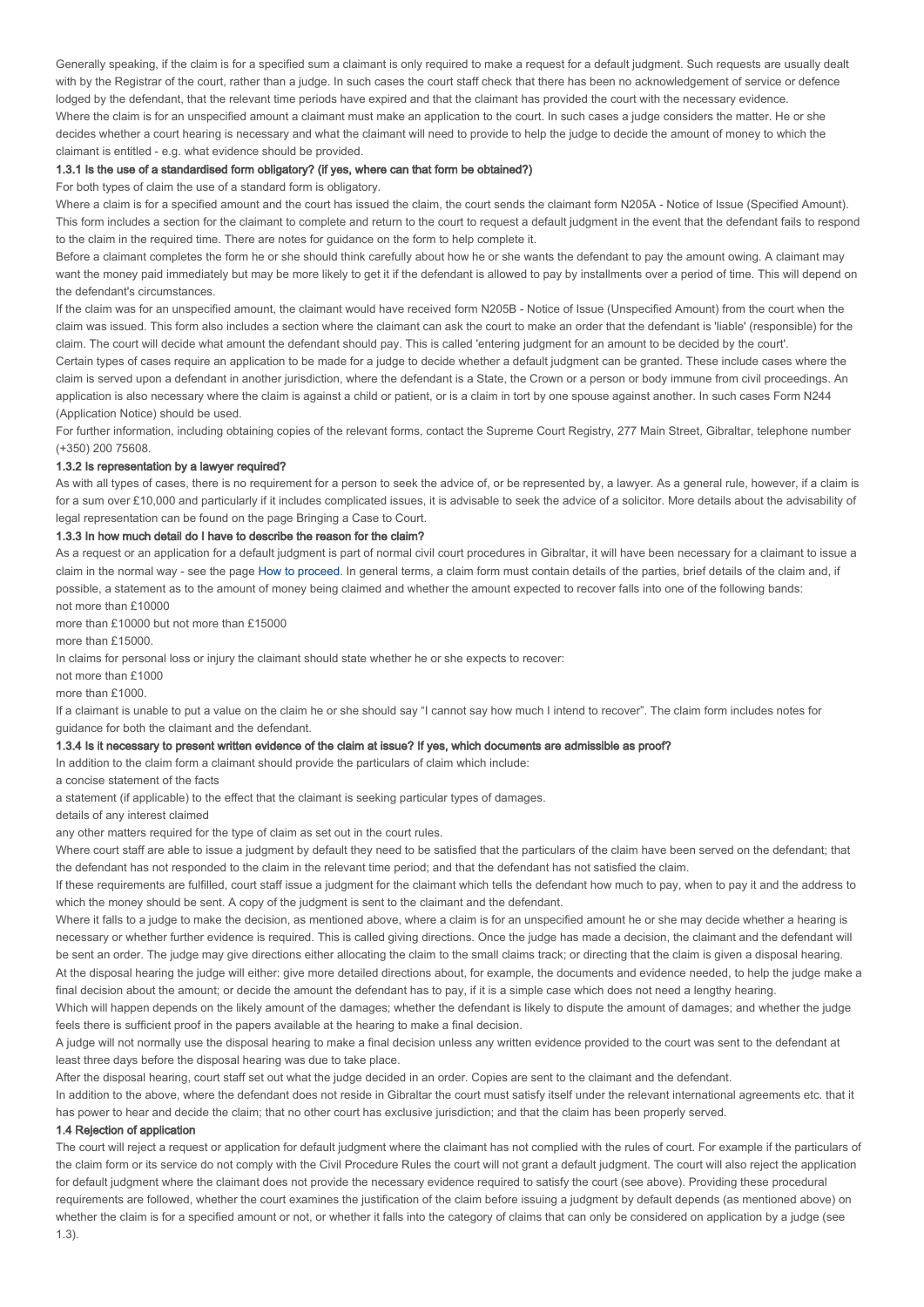Generally speaking, if the claim is for a specified sum a claimant is only required to make a request for a default judgment. Such requests are usually dealt with by the Registrar of the court, rather than a judge. In such cases the court staff check that there has been no acknowledgement of service or defence lodged by the defendant, that the relevant time periods have expired and that the claimant has provided the court with the necessary evidence.

Where the claim is for an unspecified amount a claimant must make an application to the court. In such cases a judge considers the matter. He or she decides whether a court hearing is necessary and what the claimant will need to provide to help the judge to decide the amount of money to which the claimant is entitled - e.g. what evidence should be provided.

### 1.3.1 Is the use of a standardised form obligatory? (if yes, where can that form be obtained?)

For both types of claim the use of a standard form is obligatory.

Where a claim is for a specified amount and the court has issued the claim, the court sends the claimant form N205A - Notice of Issue (Specified Amount). This form includes a section for the claimant to complete and return to the court to request a default judgment in the event that the defendant fails to respond to the claim in the required time. There are notes for guidance on the form to help complete it.

Before a claimant completes the form he or she should think carefully about how he or she wants the defendant to pay the amount owing. A claimant may want the money paid immediately but may be more likely to get it if the defendant is allowed to pay by installments over a period of time. This will depend on the defendant's circumstances.

If the claim was for an unspecified amount, the claimant would have received form N205B - Notice of Issue (Unspecified Amount) from the court when the claim was issued. This form also includes a section where the claimant can ask the court to make an order that the defendant is 'liable' (responsible) for the claim. The court will decide what amount the defendant should pay. This is called 'entering judgment for an amount to be decided by the court'.

Certain types of cases require an application to be made for a judge to decide whether a default judgment can be granted. These include cases where the claim is served upon a defendant in another jurisdiction, where the defendant is a State, the Crown or a person or body immune from civil proceedings. An application is also necessary where the claim is against a child or patient, or is a claim in tort by one spouse against another. In such cases Form N244 (Application Notice) should be used.

For further information, including obtaining copies of the relevant forms, contact the Supreme Court Registry, 277 Main Street, Gibraltar, telephone number (+350) 200 75608.

### 1.3.2 Is representation by a lawyer required?

As with all types of cases, there is no requirement for a person to seek the advice of, or be represented by, a lawyer. As a general rule, however, if a claim is for a sum over £10,000 and particularly if it includes complicated issues, it is advisable to seek the advice of a solicitor. More details about the advisability of legal representation can be found on the page Bringing a Case to Court.

### 1.3.3 In how much detail do I have to describe the reason for the claim?

As a request or an application for a default judgment is part of normal civil court procedures in Gibraltar, it will have been necessary for a claimant to issue a claim in the normal way - see the page How to proceed. In general terms, a claim form must contain details of the parties, brief details of the claim and, if possible, a statement as to the amount of money being claimed and whether the amount expected to recover falls into one of the following bands:

not more than £10000

more than £10000 but not more than £15000

more than £15000.

In claims for personal loss or injury the claimant should state whether he or she expects to recover:

not more than £1000

more than £1000.

If a claimant is unable to put a value on the claim he or she should say "I cannot say how much I intend to recover". The claim form includes notes for guidance for both the claimant and the defendant.

### 1.3.4 Is it necessary to present written evidence of the claim at issue? If yes, which documents are admissible as proof?

In addition to the claim form a claimant should provide the particulars of claim which include:

a concise statement of the facts

a statement (if applicable) to the effect that the claimant is seeking particular types of damages.

details of any interest claimed

any other matters required for the type of claim as set out in the court rules.

Where court staff are able to issue a judgment by default they need to be satisfied that the particulars of the claim have been served on the defendant; that the defendant has not responded to the claim in the relevant time period; and that the defendant has not satisfied the claim.

If these requirements are fulfilled, court staff issue a judgment for the claimant which tells the defendant how much to pay, when to pay it and the address to which the money should be sent. A copy of the judgment is sent to the claimant and the defendant.

Where it falls to a judge to make the decision, as mentioned above, where a claim is for an unspecified amount he or she may decide whether a hearing is necessary or whether further evidence is required. This is called giving directions. Once the judge has made a decision, the claimant and the defendant will be sent an order. The judge may give directions either allocating the claim to the small claims track; or directing that the claim is given a disposal hearing.

At the disposal hearing the judge will either: give more detailed directions about, for example, the documents and evidence needed, to help the judge make a final decision about the amount; or decide the amount the defendant has to pay, if it is a simple case which does not need a lengthy hearing.

Which will happen depends on the likely amount of the damages; whether the defendant is likely to dispute the amount of damages; and whether the judge feels there is sufficient proof in the papers available at the hearing to make a final decision.

A judge will not normally use the disposal hearing to make a final decision unless any written evidence provided to the court was sent to the defendant at least three days before the disposal hearing was due to take place.

After the disposal hearing, court staff set out what the judge decided in an order. Copies are sent to the claimant and the defendant.

In addition to the above, where the defendant does not reside in Gibraltar the court must satisfy itself under the relevant international agreements etc. that it has power to hear and decide the claim; that no other court has exclusive jurisdiction; and that the claim has been properly served.

### 1.4 Rejection of application

The court will reject a request or application for default judgment where the claimant has not complied with the rules of court. For example if the particulars of the claim form or its service do not comply with the Civil Procedure Rules the court will not grant a default judgment. The court will also reject the application for default judgment where the claimant does not provide the necessary evidence required to satisfy the court (see above). Providing these procedural requirements are followed, whether the court examines the justification of the claim before issuing a judgment by default depends (as mentioned above) on whether the claim is for a specified amount or not, or whether it falls into the category of claims that can only be considered on application by a judge (see 1.3).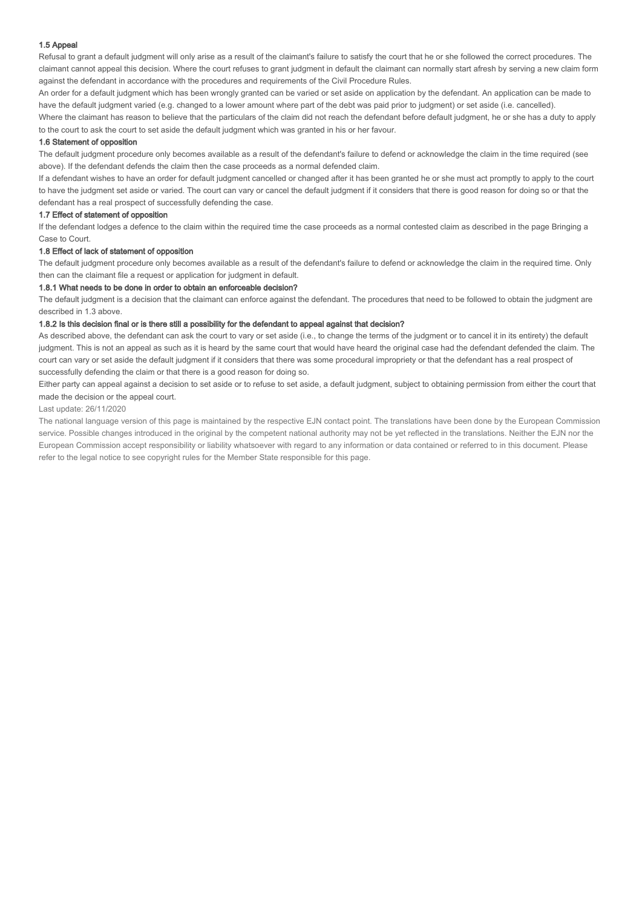#### 1.5 Appeal

Refusal to grant a default judgment will only arise as a result of the claimant's failure to satisfy the court that he or she followed the correct procedures. The claimant cannot appeal this decision. Where the court refuses to grant judgment in default the claimant can normally start afresh by serving a new claim form against the defendant in accordance with the procedures and requirements of the Civil Procedure Rules.

An order for a default judgment which has been wrongly granted can be varied or set aside on application by the defendant. An application can be made to have the default judgment varied (e.g. changed to a lower amount where part of the debt was paid prior to judgment) or set aside (i.e. cancelled).

Where the claimant has reason to believe that the particulars of the claim did not reach the defendant before default judgment, he or she has a duty to apply to the court to ask the court to set aside the default judgment which was granted in his or her favour.

#### 1.6 Statement of opposition

The default judgment procedure only becomes available as a result of the defendant's failure to defend or acknowledge the claim in the time required (see above). If the defendant defends the claim then the case proceeds as a normal defended claim.

If a defendant wishes to have an order for default judgment cancelled or changed after it has been granted he or she must act promptly to apply to the court to have the judgment set aside or varied. The court can vary or cancel the default judgment if it considers that there is good reason for doing so or that the defendant has a real prospect of successfully defending the case.

#### 1.7 Effect of statement of opposition

If the defendant lodges a defence to the claim within the required time the case proceeds as a normal contested claim as described in the page Bringing a Case to Court.

#### 1.8 Effect of lack of statement of opposition

The default judgment procedure only becomes available as a result of the defendant's failure to defend or acknowledge the claim in the required time. Only then can the claimant file a request or application for judgment in default.

##### 1.8.1 What needs to be done in order to obtain an enforceable decision?

The default judgment is a decision that the claimant can enforce against the defendant. The procedures that need to be followed to obtain the judgment are described in 1.3 above.

##### 1.8.2 Is this decision final or is there still a possibility for the defendant to appeal against that decision?

As described above, the defendant can ask the court to vary or set aside (i.e., to change the terms of the judgment or to cancel it in its entirety) the default judgment. This is not an appeal as such as it is heard by the same court that would have heard the original case had the defendant defended the claim. The court can vary or set aside the default judgment if it considers that there was some procedural impropriety or that the defendant has a real prospect of successfully defending the claim or that there is a good reason for doing so.

Either party can appeal against a decision to set aside or to refuse to set aside, a default judgment, subject to obtaining permission from either the court that made the decision or the appeal court.

Last update: 26/11/2020

The national language version of this page is maintained by the respective EJN contact point. The translations have been done by the European Commission service. Possible changes introduced in the original by the competent national authority may not be yet reflected in the translations. Neither the EJN nor the European Commission accept responsibility or liability whatsoever with regard to any information or data contained or referred to in this document. Please refer to the legal notice to see copyright rules for the Member State responsible for this page.